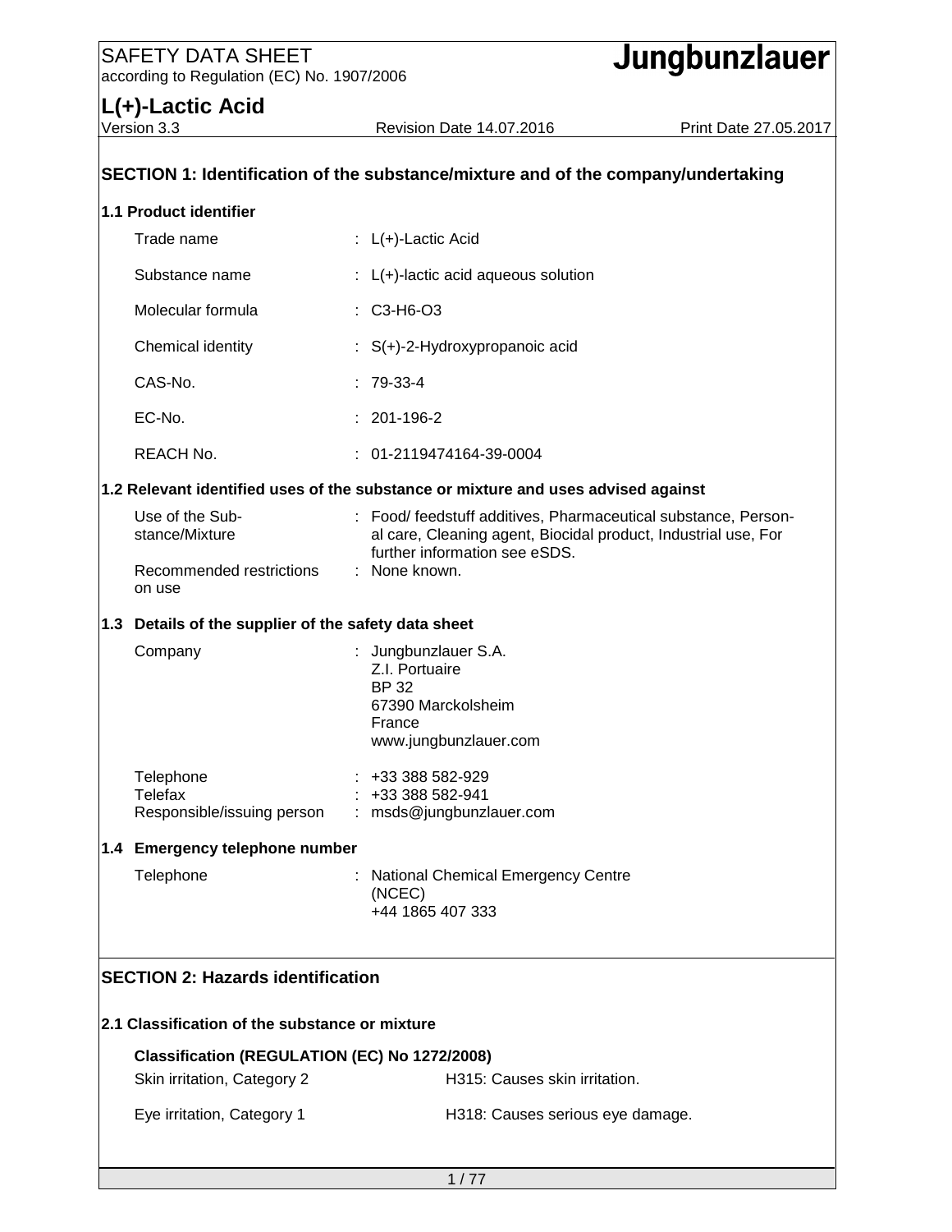SAFETY DATA SHEET
according to Regulation (EC) No. 1907/2006

**Jungbunzlauer**

# L(+)-Lactic Acid

Version 3.3 | Revision Date 14.07.2016 | Print Date 27.05.2017

## SECTION 1: Identification of the substance/mixture and of the company/undertaking

### 1.1 Product identifier

| | | |
|---|---|---|
| Trade name | : | L(+)-Lactic Acid |
| Substance name | : | L(+)-lactic acid aqueous solution |
| Molecular formula | : | C3-H6-O3 |
| Chemical identity | : | S(+)-2-Hydroxypropanoic acid |
| CAS-No. | : | 79-33-4 |
| EC-No. | : | 201-196-2 |
| REACH No. | : | 01-2119474164-39-0004 |

### 1.2 Relevant identified uses of the substance or mixture and uses advised against

| | | |
|---|---|---|
| Use of the Substance/Mixture | : | Food/ feedstuff additives, Pharmaceutical substance, Personal care, Cleaning agent, Biocidal product, Industrial use, For further information see eSDS. |
| Recommended restrictions on use | : | None known. |

### 1.3 Details of the supplier of the safety data sheet

| | | |
|---|---|---|
| Company | : | Jungbunzlauer S.A.<br>Z.I. Portuaire<br>BP 32<br>67390 Marckolsheim<br>France<br>www.jungbunzlauer.com |
| Telephone | : | +33 388 582-929 |
| Telefax | : | +33 388 582-941 |
| Responsible/issuing person | : | msds@jungbunzlauer.com |

### 1.4 Emergency telephone number

| | | |
|---|---|---|
| Telephone | : | National Chemical Emergency Centre (NCEC)<br>+44 1865 407 333 |

## SECTION 2: Hazards identification

### 2.1 Classification of the substance or mixture

**Classification (REGULATION (EC) No 1272/2008)**

| | |
|---|---|
| Skin irritation, Category 2 | H315: Causes skin irritation. |
| Eye irritation, Category 1 | H318: Causes serious eye damage. |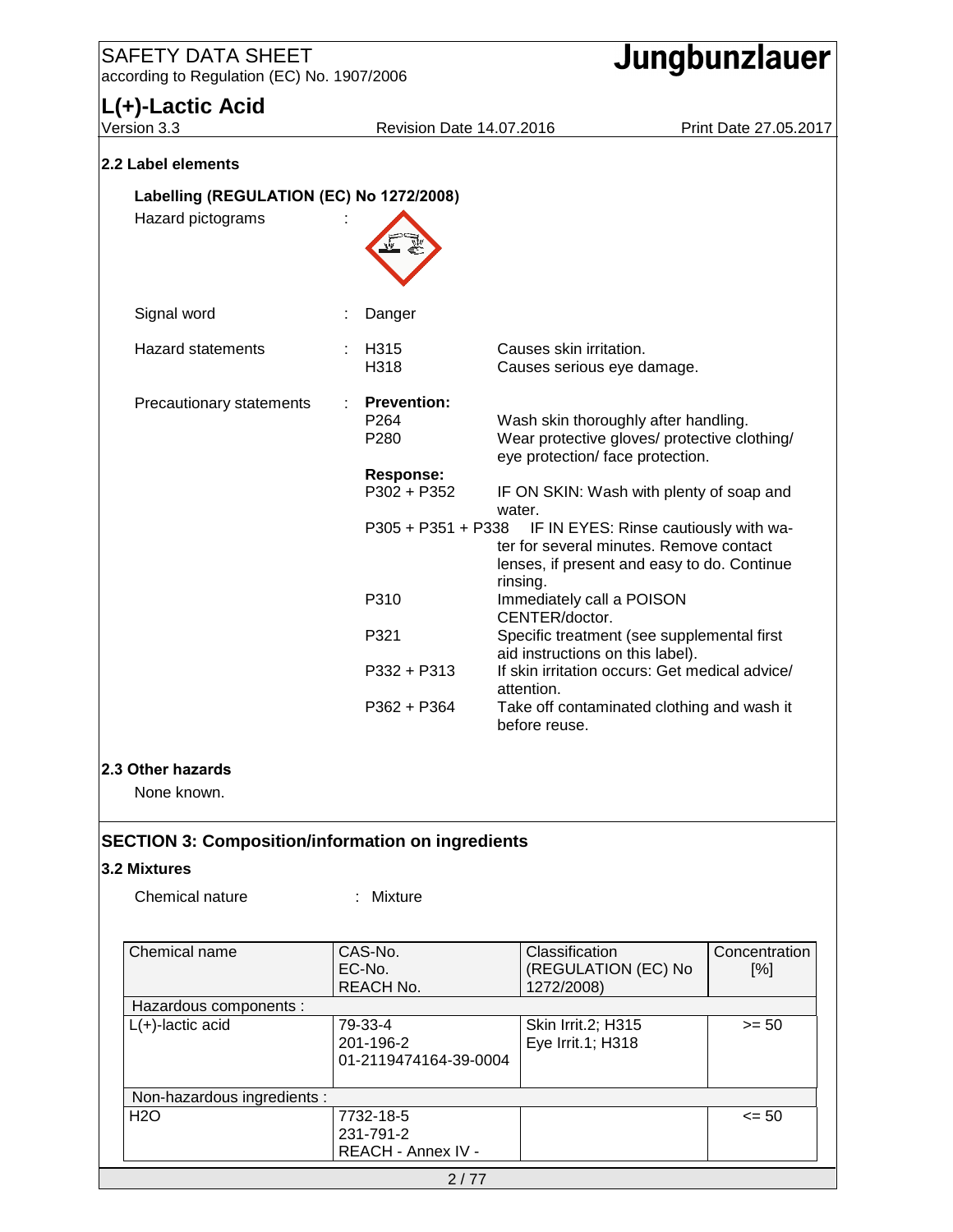## 2.2 Label elements

**Labelling (REGULATION (EC) No 1272/2008)**

Hazard pictograms :

Signal word : Danger

Hazard statements :

| | |
|---|---|
| H315 | Causes skin irritation. |
| H318 | Causes serious eye damage. |

Precautionary statements :

**Prevention:**

| | |
|---|---|
| P264 | Wash skin thoroughly after handling. |
| P280 | Wear protective gloves/ protective clothing/ eye protection/ face protection. |

**Response:**

| | |
|---|---|
| P302 + P352 | IF ON SKIN: Wash with plenty of soap and water. |
| P305 + P351 + P338 | IF IN EYES: Rinse cautiously with water for several minutes. Remove contact lenses, if present and easy to do. Continue rinsing. |
| P310 | Immediately call a POISON CENTER/doctor. |
| P321 | Specific treatment (see supplemental first aid instructions on this label). |
| P332 + P313 | If skin irritation occurs: Get medical advice/ attention. |
| P362 + P364 | Take off contaminated clothing and wash it before reuse. |

## 2.3 Other hazards

None known.

# SECTION 3: Composition/information on ingredients

## 3.2 Mixtures

Chemical nature : Mixture

| Chemical name | CAS-No.<br>EC-No.<br>REACH No. | Classification (REGULATION (EC) No 1272/2008) | Concentration [%] |
|---|---|---|---|
| Hazardous components : | | | |
| L(+)-lactic acid | 79-33-4<br>201-196-2<br>01-2119474164-39-0004 | Skin Irrit.2; H315<br>Eye Irrit.1; H318 | >= 50 |
| Non-hazardous ingredients : | | | |
| H2O | 7732-18-5<br>231-791-2<br>REACH - Annex IV - | | <= 50 |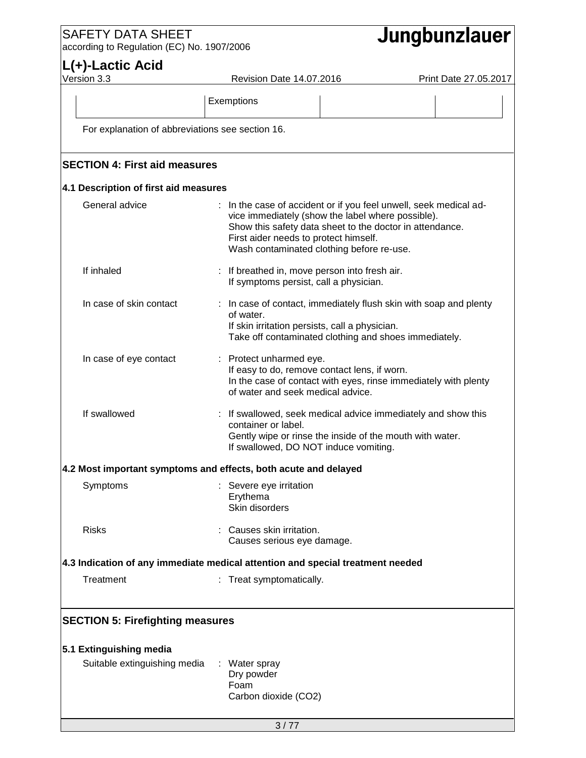| | Exemptions | | |
|---|---|---|---|

For explanation of abbreviations see section 16.

## SECTION 4: First aid measures

### 4.1 Description of first aid measures

| | |
|---|---|
| General advice | : In the case of accident or if you feel unwell, seek medical advice immediately (show the label where possible).<br>Show this safety data sheet to the doctor in attendance.<br>First aider needs to protect himself.<br>Wash contaminated clothing before re-use. |
| If inhaled | : If breathed in, move person into fresh air.<br>If symptoms persist, call a physician. |
| In case of skin contact | : In case of contact, immediately flush skin with soap and plenty of water.<br>If skin irritation persists, call a physician.<br>Take off contaminated clothing and shoes immediately. |
| In case of eye contact | : Protect unharmed eye.<br>If easy to do, remove contact lens, if worn.<br>In the case of contact with eyes, rinse immediately with plenty of water and seek medical advice. |
| If swallowed | : If swallowed, seek medical advice immediately and show this container or label.<br>Gently wipe or rinse the inside of the mouth with water.<br>If swallowed, DO NOT induce vomiting. |

### 4.2 Most important symptoms and effects, both acute and delayed

| | |
|---|---|
| Symptoms | : Severe eye irritation<br>Erythema<br>Skin disorders |
| Risks | : Causes skin irritation.<br>Causes serious eye damage. |

### 4.3 Indication of any immediate medical attention and special treatment needed

| | |
|---|---|
| Treatment | : Treat symptomatically. |

## SECTION 5: Firefighting measures

### 5.1 Extinguishing media

| | |
|---|---|
| Suitable extinguishing media | : Water spray<br>Dry powder<br>Foam<br>Carbon dioxide ($CO_2$) |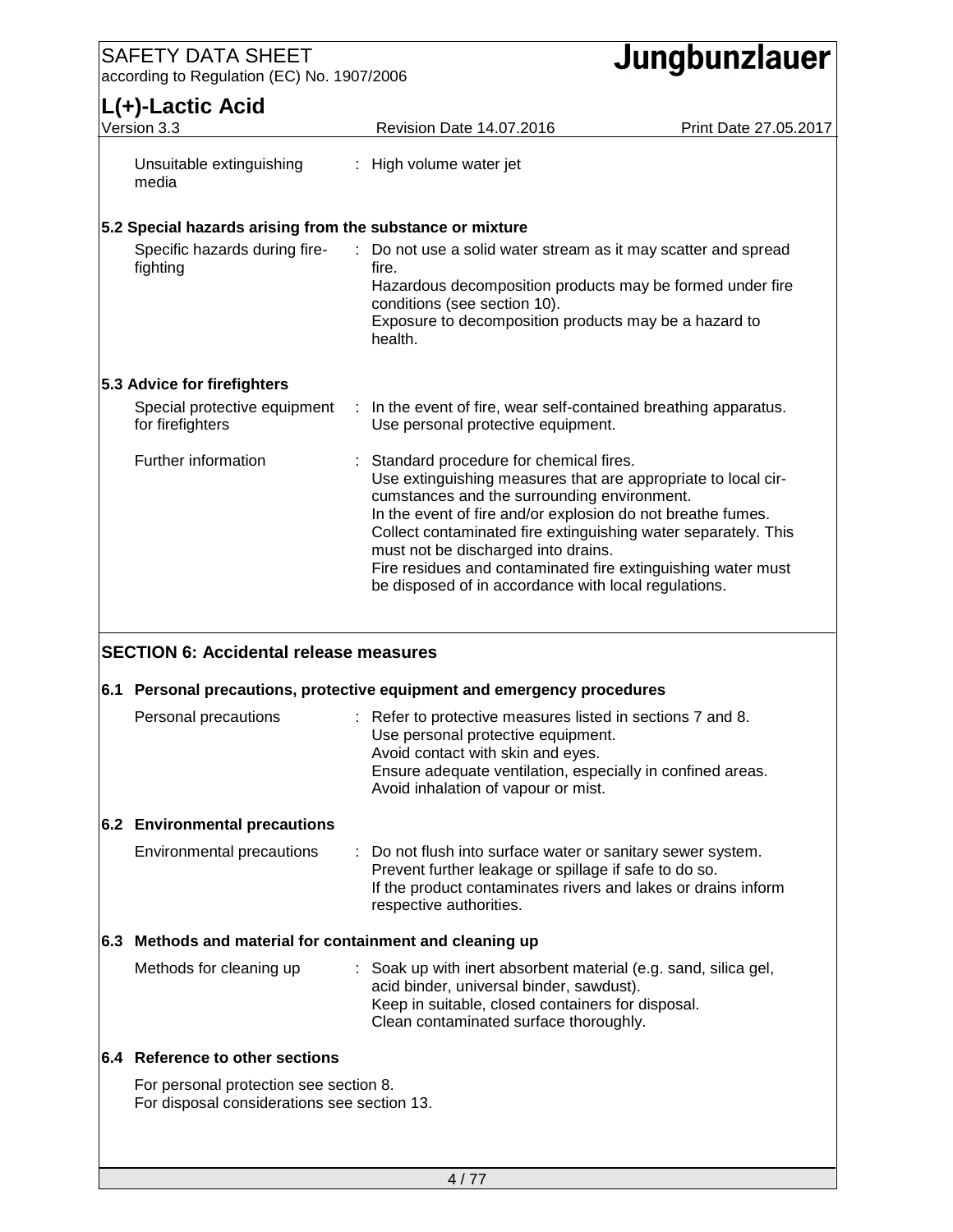| | |
|---|---|
| Unsuitable extinguishing media | : High volume water jet |

### 5.2 Special hazards arising from the substance or mixture

| | |
|---|---|
| Specific hazards during fire-fighting | : Do not use a solid water stream as it may scatter and spread fire.<br>Hazardous decomposition products may be formed under fire conditions (see section 10).<br>Exposure to decomposition products may be a hazard to health. |

### 5.3 Advice for firefighters

| | |
|---|---|
| Special protective equipment for firefighters | : In the event of fire, wear self-contained breathing apparatus.<br>Use personal protective equipment. |
| Further information | : Standard procedure for chemical fires.<br>Use extinguishing measures that are appropriate to local circumstances and the surrounding environment.<br>In the event of fire and/or explosion do not breathe fumes.<br>Collect contaminated fire extinguishing water separately. This must not be discharged into drains.<br>Fire residues and contaminated fire extinguishing water must be disposed of in accordance with local regulations. |

## SECTION 6: Accidental release measures

### 6.1 Personal precautions, protective equipment and emergency procedures

| | |
|---|---|
| Personal precautions | : Refer to protective measures listed in sections 7 and 8.<br>Use personal protective equipment.<br>Avoid contact with skin and eyes.<br>Ensure adequate ventilation, especially in confined areas.<br>Avoid inhalation of vapour or mist. |

### 6.2 Environmental precautions

| | |
|---|---|
| Environmental precautions | : Do not flush into surface water or sanitary sewer system.<br>Prevent further leakage or spillage if safe to do so.<br>If the product contaminates rivers and lakes or drains inform respective authorities. |

### 6.3 Methods and material for containment and cleaning up

| | |
|---|---|
| Methods for cleaning up | : Soak up with inert absorbent material (e.g. sand, silica gel, acid binder, universal binder, sawdust).<br>Keep in suitable, closed containers for disposal.<br>Clean contaminated surface thoroughly. |

### 6.4 Reference to other sections

For personal protection see section 8.
For disposal considerations see section 13.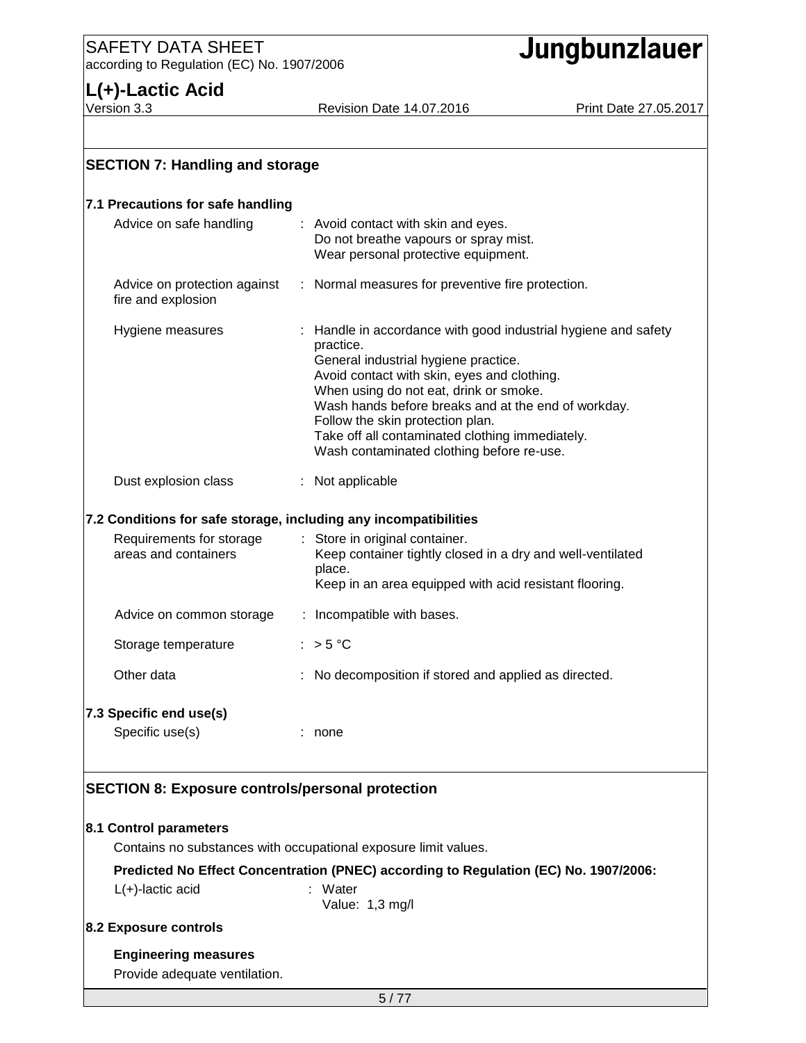## SECTION 7: Handling and storage

### 7.1 Precautions for safe handling

| | |
|---|---|
| Advice on safe handling | : Avoid contact with skin and eyes.<br>Do not breathe vapours or spray mist.<br>Wear personal protective equipment. |
| Advice on protection against fire and explosion | : Normal measures for preventive fire protection. |
| Hygiene measures | : Handle in accordance with good industrial hygiene and safety practice.<br>General industrial hygiene practice.<br>Avoid contact with skin, eyes and clothing.<br>When using do not eat, drink or smoke.<br>Wash hands before breaks and at the end of workday.<br>Follow the skin protection plan.<br>Take off all contaminated clothing immediately.<br>Wash contaminated clothing before re-use. |
| Dust explosion class | : Not applicable |

### 7.2 Conditions for safe storage, including any incompatibilities

| | |
|---|---|
| Requirements for storage areas and containers | : Store in original container.<br>Keep container tightly closed in a dry and well-ventilated place.<br>Keep in an area equipped with acid resistant flooring. |
| Advice on common storage | : Incompatible with bases. |
| Storage temperature | : > 5 °C |
| Other data | : No decomposition if stored and applied as directed. |

### 7.3 Specific end use(s)

| | |
|---|---|
| Specific use(s) | : none |

## SECTION 8: Exposure controls/personal protection

### 8.1 Control parameters

Contains no substances with occupational exposure limit values.

**Predicted No Effect Concentration (PNEC) according to Regulation (EC) No. 1907/2006:**

| | |
|---|---|
| L(+)-lactic acid | : Water<br>Value: 1,3 mg/l |

### 8.2 Exposure controls

**Engineering measures**

Provide adequate ventilation.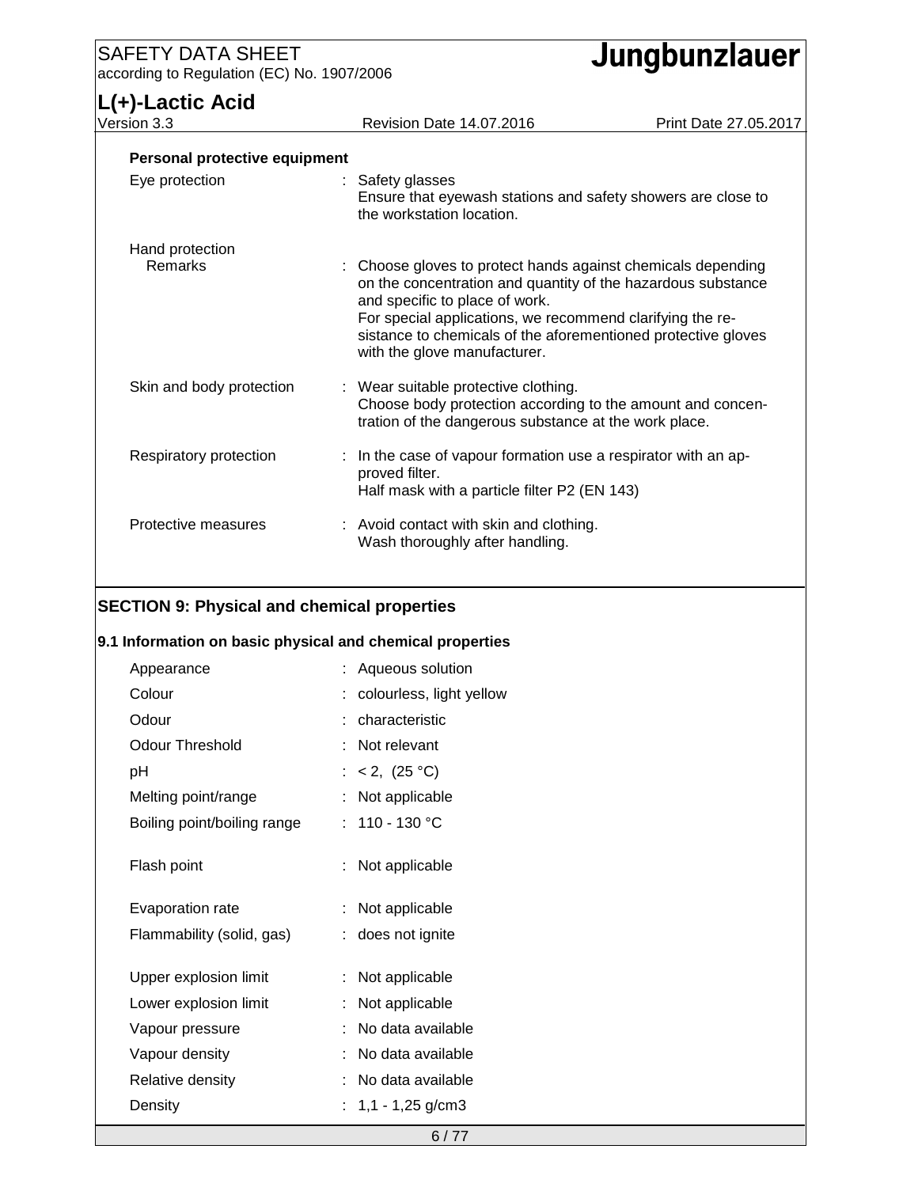**Personal protective equipment**

| | |
|---|---|
| Eye protection | : Safety glasses<br>Ensure that eyewash stations and safety showers are close to the workstation location. |
| Hand protection<br>Remarks | : Choose gloves to protect hands against chemicals depending on the concentration and quantity of the hazardous substance and specific to place of work.<br>For special applications, we recommend clarifying the resistance to chemicals of the aforementioned protective gloves with the glove manufacturer. |
| Skin and body protection | : Wear suitable protective clothing.<br>Choose body protection according to the amount and concentration of the dangerous substance at the work place. |
| Respiratory protection | : In the case of vapour formation use a respirator with an approved filter.<br>Half mask with a particle filter P2 (EN 143) |
| Protective measures | : Avoid contact with skin and clothing.<br>Wash thoroughly after handling. |

## SECTION 9: Physical and chemical properties

### 9.1 Information on basic physical and chemical properties

| | |
|---|---|
| Appearance | : Aqueous solution |
| Colour | : colourless, light yellow |
| Odour | : characteristic |
| Odour Threshold | : Not relevant |
| pH | : < 2, (25 °C) |
| Melting point/range | : Not applicable |
| Boiling point/boiling range | : 110 - 130 °C |
| Flash point | : Not applicable |
| Evaporation rate | : Not applicable |
| Flammability (solid, gas) | : does not ignite |
| Upper explosion limit | : Not applicable |
| Lower explosion limit | : Not applicable |
| Vapour pressure | : No data available |
| Vapour density | : No data available |
| Relative density | : No data available |
| Density | : 1,1 - 1,25 g/cm3 |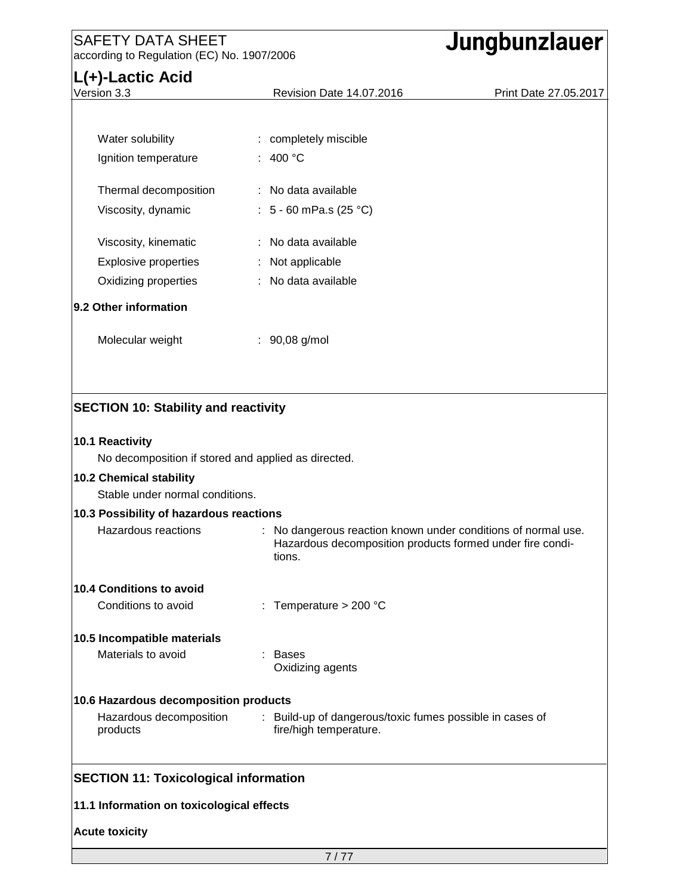| | | |
|---|---|---|
| Water solubility | : | completely miscible |
| Ignition temperature | : | 400 °C |
| Thermal decomposition | : | No data available |
| Viscosity, dynamic | : | 5 - 60 mPa.s (25 °C) |
| Viscosity, kinematic | : | No data available |
| Explosive properties | : | Not applicable |
| Oxidizing properties | : | No data available |

**9.2 Other information**

| | | |
|---|---|---|
| Molecular weight | : | 90,08 g/mol |

## SECTION 10: Stability and reactivity

**10.1 Reactivity**

No decomposition if stored and applied as directed.

**10.2 Chemical stability**

Stable under normal conditions.

**10.3 Possibility of hazardous reactions**

| | | |
|---|---|---|
| Hazardous reactions | : | No dangerous reaction known under conditions of normal use. Hazardous decomposition products formed under fire conditions. |

**10.4 Conditions to avoid**

| | | |
|---|---|---|
| Conditions to avoid | : | Temperature > 200 °C |

**10.5 Incompatible materials**

| | | |
|---|---|---|
| Materials to avoid | : | Bases<br>Oxidizing agents |

**10.6 Hazardous decomposition products**

| | | |
|---|---|---|
| Hazardous decomposition products | : | Build-up of dangerous/toxic fumes possible in cases of fire/high temperature. |

## SECTION 11: Toxicological information

**11.1 Information on toxicological effects**

**Acute toxicity**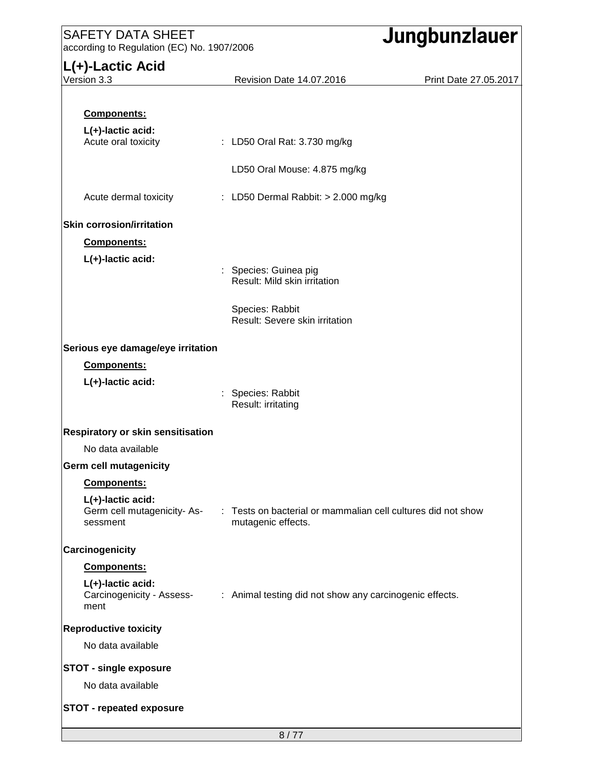**Components:**

**L(+)-lactic acid:**

Acute oral toxicity : LD50 Oral Rat: 3.730 mg/kg

LD50 Oral Mouse: 4.875 mg/kg

Acute dermal toxicity : LD50 Dermal Rabbit: > 2.000 mg/kg

**Skin corrosion/irritation**

**Components:**

**L(+)-lactic acid:**

: Species: Guinea pig
Result: Mild skin irritation

Species: Rabbit
Result: Severe skin irritation

**Serious eye damage/eye irritation**

**Components:**

**L(+)-lactic acid:**

: Species: Rabbit
Result: irritating

**Respiratory or skin sensitisation**

No data available

**Germ cell mutagenicity**

**Components:**

**L(+)-lactic acid:**

Germ cell mutagenicity- Assessment : Tests on bacterial or mammalian cell cultures did not show mutagenic effects.

**Carcinogenicity**

**Components:**

**L(+)-lactic acid:**

Carcinogenicity - Assessment : Animal testing did not show any carcinogenic effects.

**Reproductive toxicity**

No data available

**STOT - single exposure**

No data available

**STOT - repeated exposure**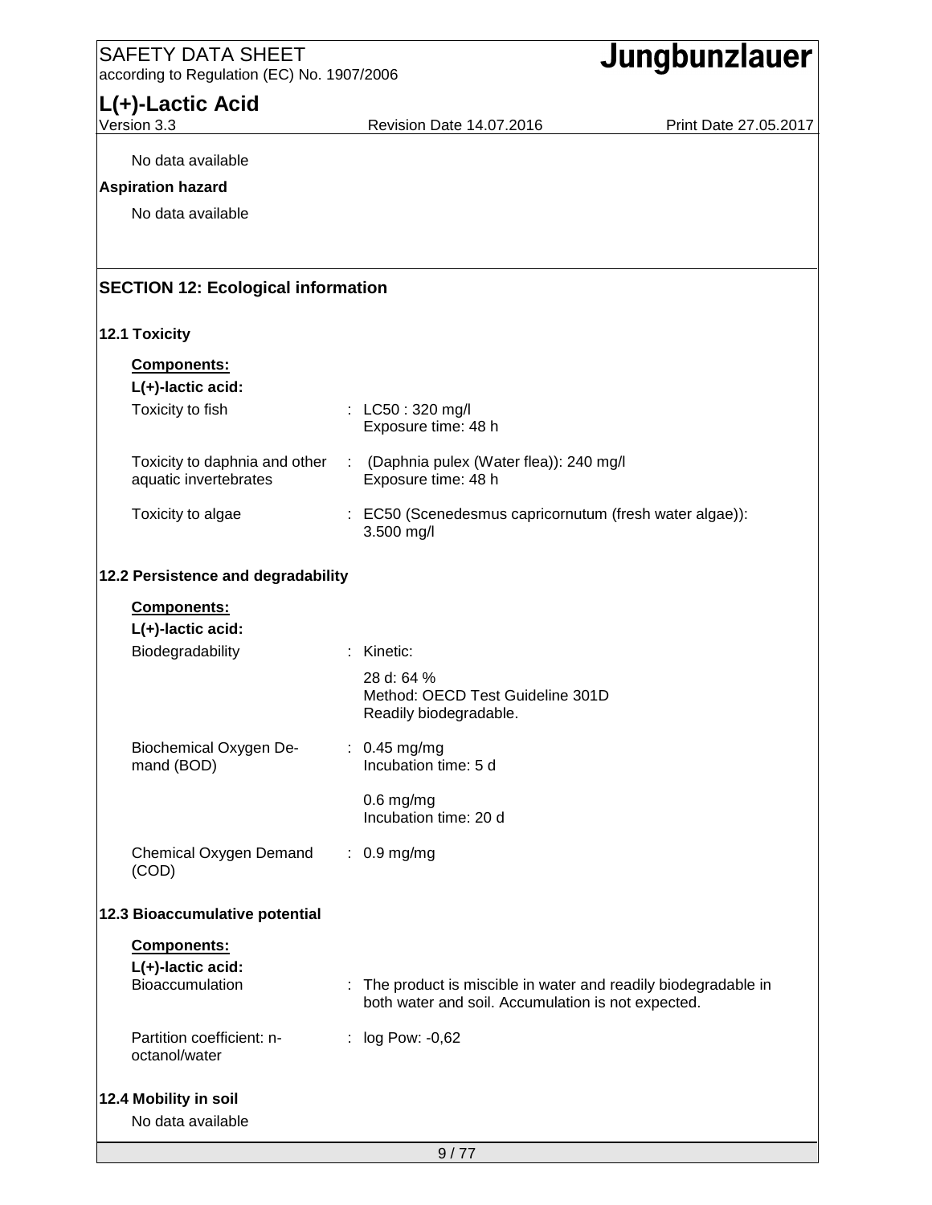No data available

**Aspiration hazard**

No data available

## SECTION 12: Ecological information

### 12.1 Toxicity

**Components:**

**L(+)-lactic acid:**

| | |
|---|---|
| Toxicity to fish | : LC50 : 320 mg/l<br>Exposure time: 48 h |
| Toxicity to daphnia and other aquatic invertebrates | : (Daphnia pulex (Water flea)): 240 mg/l<br>Exposure time: 48 h |
| Toxicity to algae | : EC50 (Scenedesmus capricornutum (fresh water algae)): 3.500 mg/l |

### 12.2 Persistence and degradability

**Components:**

**L(+)-lactic acid:**

| | |
|---|---|
| Biodegradability | : Kinetic:<br>28 d: 64 %<br>Method: OECD Test Guideline 301D<br>Readily biodegradable. |
| Biochemical Oxygen Demand (BOD) | : 0.45 mg/mg<br>Incubation time: 5 d<br>0.6 mg/mg<br>Incubation time: 20 d |
| Chemical Oxygen Demand (COD) | : 0.9 mg/mg |

### 12.3 Bioaccumulative potential

**Components:**

**L(+)-lactic acid:**

| | |
|---|---|
| Bioaccumulation | : The product is miscible in water and readily biodegradable in both water and soil. Accumulation is not expected. |
| Partition coefficient: n-octanol/water | : log Pow: -0,62 |

### 12.4 Mobility in soil

No data available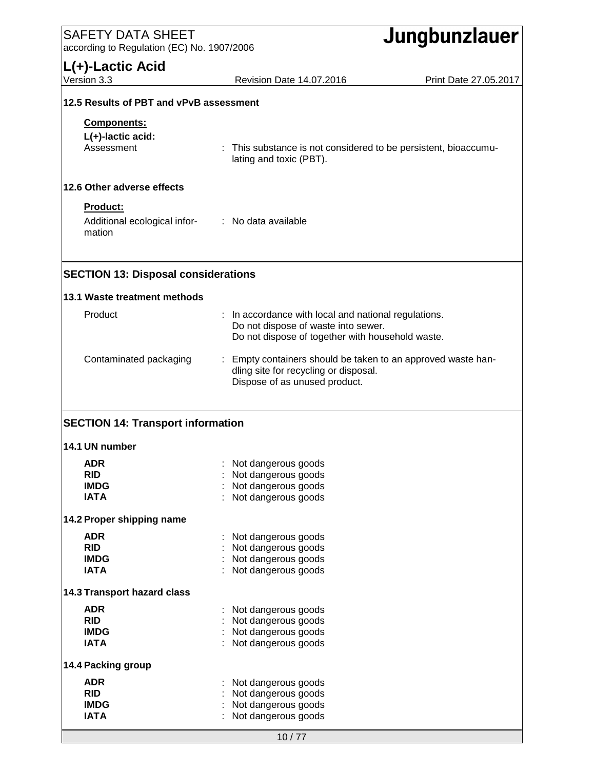### 12.5 Results of PBT and vPvB assessment

**Components:**

**L(+)-lactic acid:**

Assessment : This substance is not considered to be persistent, bioaccumulating and toxic (PBT).

### 12.6 Other adverse effects

**Product:**

Additional ecological information : No data available

## SECTION 13: Disposal considerations

### 13.1 Waste treatment methods

| | |
|---|---|
| Product | : In accordance with local and national regulations.<br>Do not dispose of waste into sewer.<br>Do not dispose of together with household waste. |
| Contaminated packaging | : Empty containers should be taken to an approved waste handling site for recycling or disposal.<br>Dispose of as unused product. |

## SECTION 14: Transport information

### 14.1 UN number

| | |
|---|---|
| **ADR** | : Not dangerous goods |
| **RID** | : Not dangerous goods |
| **IMDG** | : Not dangerous goods |
| **IATA** | : Not dangerous goods |

### 14.2 Proper shipping name

| | |
|---|---|
| **ADR** | : Not dangerous goods |
| **RID** | : Not dangerous goods |
| **IMDG** | : Not dangerous goods |
| **IATA** | : Not dangerous goods |

### 14.3 Transport hazard class

| | |
|---|---|
| **ADR** | : Not dangerous goods |
| **RID** | : Not dangerous goods |
| **IMDG** | : Not dangerous goods |
| **IATA** | : Not dangerous goods |

### 14.4 Packing group

| | |
|---|---|
| **ADR** | : Not dangerous goods |
| **RID** | : Not dangerous goods |
| **IMDG** | : Not dangerous goods |
| **IATA** | : Not dangerous goods |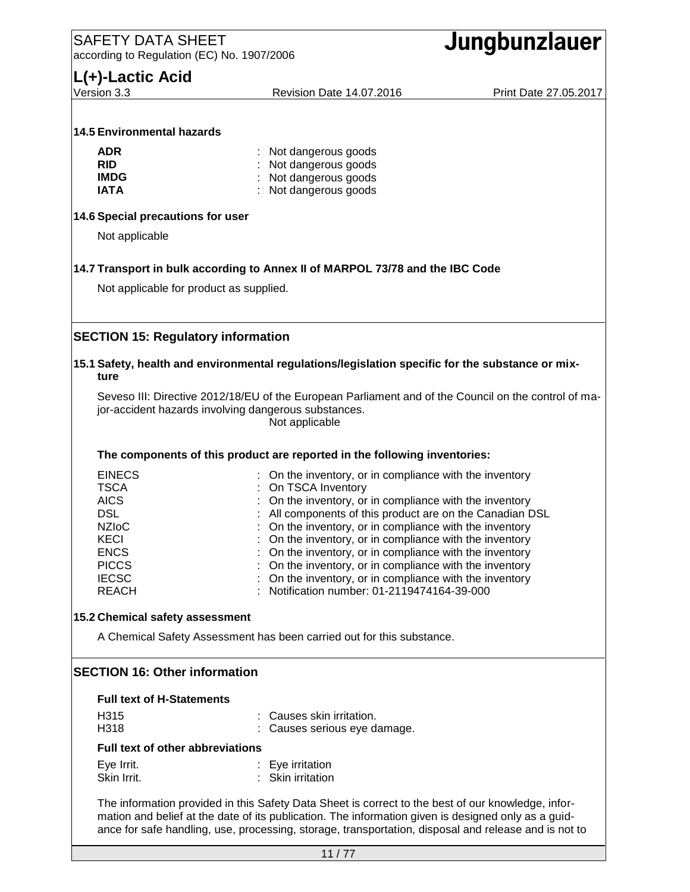### 14.5 Environmental hazards

| | |
|---|---|
| **ADR** | : Not dangerous goods |
| **RID** | : Not dangerous goods |
| **IMDG** | : Not dangerous goods |
| **IATA** | : Not dangerous goods |

### 14.6 Special precautions for user

Not applicable

### 14.7 Transport in bulk according to Annex II of MARPOL 73/78 and the IBC Code

Not applicable for product as supplied.

## SECTION 15: Regulatory information

### 15.1 Safety, health and environmental regulations/legislation specific for the substance or mixture

Seveso III: Directive 2012/18/EU of the European Parliament and of the Council on the control of major-accident hazards involving dangerous substances.
Not applicable

**The components of this product are reported in the following inventories:**

| | |
|---|---|
| EINECS | : On the inventory, or in compliance with the inventory |
| TSCA | : On TSCA Inventory |
| AICS | : On the inventory, or in compliance with the inventory |
| DSL | : All components of this product are on the Canadian DSL |
| NZIoC | : On the inventory, or in compliance with the inventory |
| KECI | : On the inventory, or in compliance with the inventory |
| ENCS | : On the inventory, or in compliance with the inventory |
| PICCS | : On the inventory, or in compliance with the inventory |
| IECSC | : On the inventory, or in compliance with the inventory |
| REACH | : Notification number: 01-2119474164-39-000 |

### 15.2 Chemical safety assessment

A Chemical Safety Assessment has been carried out for this substance.

## SECTION 16: Other information

**Full text of H-Statements**

| | |
|---|---|
| H315 | : Causes skin irritation. |
| H318 | : Causes serious eye damage. |

**Full text of other abbreviations**

| | |
|---|---|
| Eye Irrit. | : Eye irritation |
| Skin Irrit. | : Skin irritation |

The information provided in this Safety Data Sheet is correct to the best of our knowledge, information and belief at the date of its publication. The information given is designed only as a guidance for safe handling, use, processing, storage, transportation, disposal and release and is not to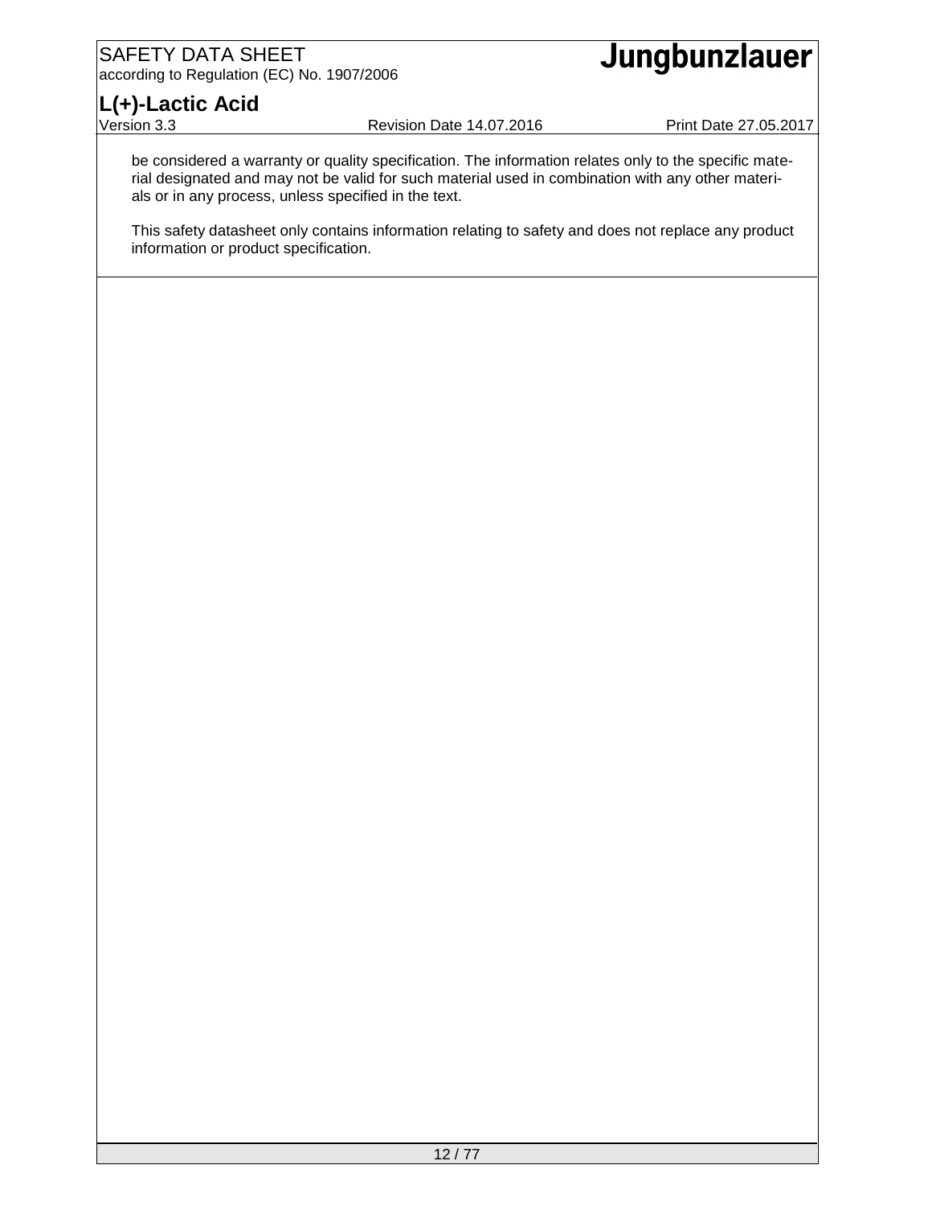be considered a warranty or quality specification. The information relates only to the specific material designated and may not be valid for such material used in combination with any other materials or in any process, unless specified in the text.

This safety datasheet only contains information relating to safety and does not replace any product information or product specification.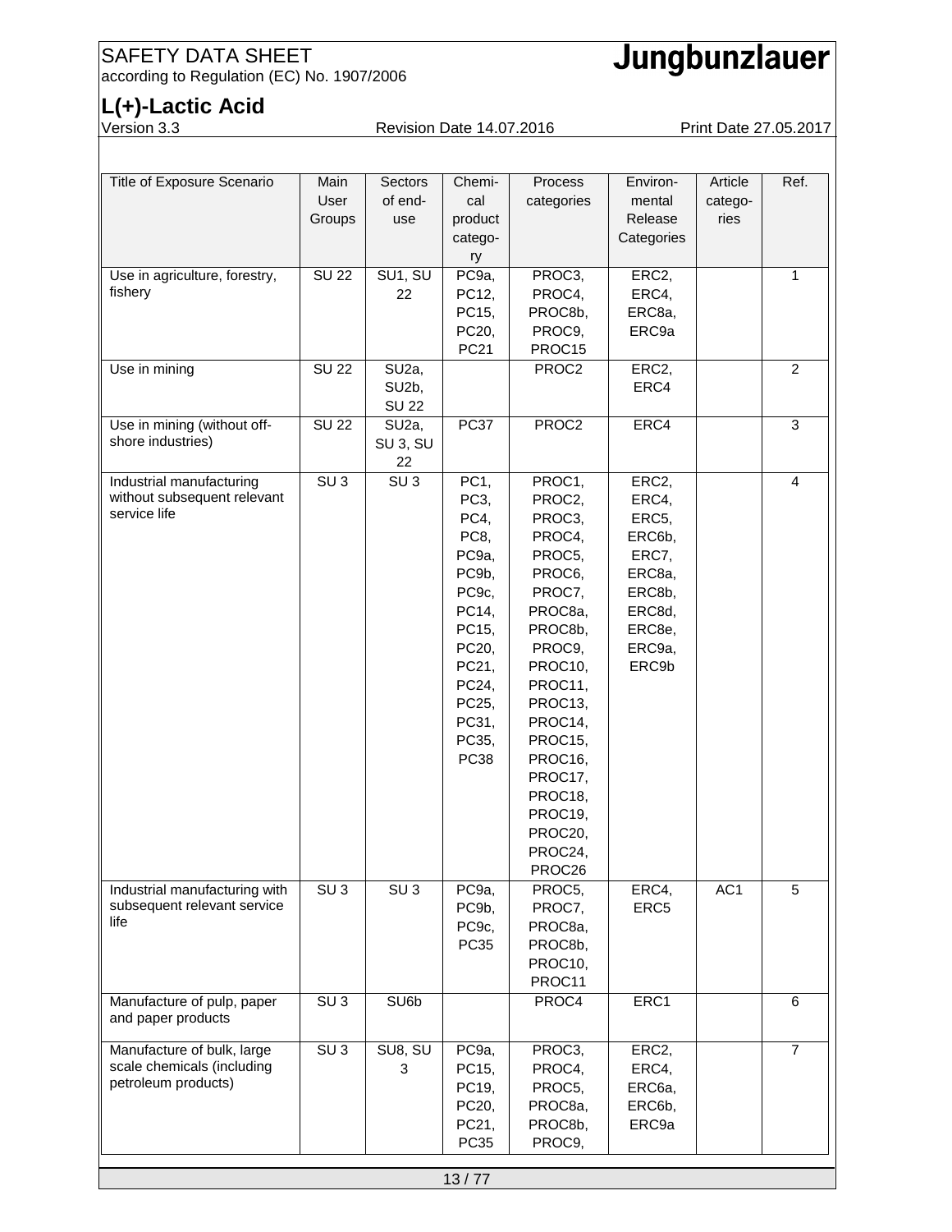| Title of Exposure Scenario | Main User Groups | Sectors of end-use | Chemical product category | Process categories | Environmental Release Categories | Article categories | Ref. |
|---|---|---|---|---|---|---|---|
| Use in agriculture, forestry, fishery | SU 22 | SU1, SU 22 | PC9a, PC12, PC15, PC20, PC21 | PROC3, PROC4, PROC8b, PROC9, PROC15 | ERC2, ERC4, ERC8a, ERC9a | | 1 |
| Use in mining | SU 22 | SU2a, SU2b, SU 22 | | PROC2 | ERC2, ERC4 | | 2 |
| Use in mining (without off-shore industries) | SU 22 | SU2a, SU 3, SU 22 | PC37 | PROC2 | ERC4 | | 3 |
| Industrial manufacturing without subsequent relevant service life | SU 3 | SU 3 | PC1, PC3, PC4, PC8, PC9a, PC9b, PC9c, PC14, PC15, PC20, PC21, PC24, PC25, PC31, PC35, PC38 | PROC1, PROC2, PROC3, PROC4, PROC5, PROC6, PROC7, PROC8a, PROC8b, PROC9, PROC10, PROC11, PROC13, PROC14, PROC15, PROC16, PROC17, PROC18, PROC19, PROC20, PROC24, PROC26 | ERC2, ERC4, ERC5, ERC6b, ERC7, ERC8a, ERC8b, ERC8d, ERC8e, ERC9a, ERC9b | | 4 |
| Industrial manufacturing with subsequent relevant service life | SU 3 | SU 3 | PC9a, PC9b, PC9c, PC35 | PROC5, PROC7, PROC8a, PROC8b, PROC10, PROC11 | ERC4, ERC5 | AC1 | 5 |
| Manufacture of pulp, paper and paper products | SU 3 | SU6b | | PROC4 | ERC1 | | 6 |
| Manufacture of bulk, large scale chemicals (including petroleum products) | SU 3 | SU8, SU 3 | PC9a, PC15, PC19, PC20, PC21, PC35 | PROC3, PROC4, PROC5, PROC8a, PROC8b, PROC9, | ERC2, ERC4, ERC6a, ERC6b, ERC9a | | 7 |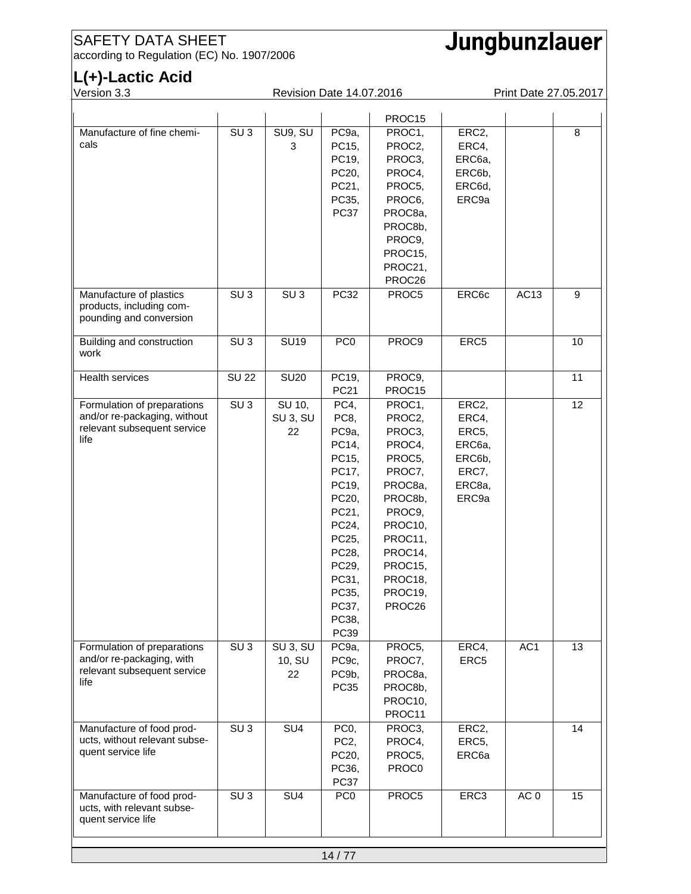| | | | | PROC15 | | | |
|---|---|---|---|---|---|---|---|
| Manufacture of fine chemicals | SU 3 | SU9, SU 3 | PC9a, PC15, PC19, PC20, PC21, PC35, PC37 | PROC1, PROC2, PROC3, PROC4, PROC5, PROC6, PROC8a, PROC8b, PROC9, PROC15, PROC21, PROC26 | ERC2, ERC4, ERC6a, ERC6b, ERC6d, ERC9a | | 8 |
| Manufacture of plastics products, including compounding and conversion | SU 3 | SU 3 | PC32 | PROC5 | ERC6c | AC13 | 9 |
| Building and construction work | SU 3 | SU19 | PC0 | PROC9 | ERC5 | | 10 |
| Health services | SU 22 | SU20 | PC19, PC21 | PROC9, PROC15 | | | 11 |
| Formulation of preparations and/or re-packaging, without relevant subsequent service life | SU 3 | SU 10, SU 3, SU 22 | PC4, PC8, PC9a, PC14, PC15, PC17, PC19, PC20, PC21, PC24, PC25, PC28, PC29, PC31, PC35, PC37, PC38, PC39 | PROC1, PROC2, PROC3, PROC4, PROC5, PROC7, PROC8a, PROC8b, PROC9, PROC10, PROC11, PROC14, PROC15, PROC18, PROC19, PROC26 | ERC2, ERC4, ERC5, ERC6a, ERC6b, ERC7, ERC8a, ERC9a | | 12 |
| Formulation of preparations and/or re-packaging, with relevant subsequent service life | SU 3 | SU 3, SU 10, SU 22 | PC9a, PC9c, PC9b, PC35 | PROC5, PROC7, PROC8a, PROC8b, PROC10, PROC11 | ERC4, ERC5 | AC1 | 13 |
| Manufacture of food products, without relevant subsequent service life | SU 3 | SU4 | PC0, PC2, PC20, PC36, PC37 | PROC3, PROC4, PROC5, PROC0 | ERC2, ERC5, ERC6a | | 14 |
| Manufacture of food products, with relevant subsequent service life | SU 3 | SU4 | PC0 | PROC5 | ERC3 | AC 0 | 15 |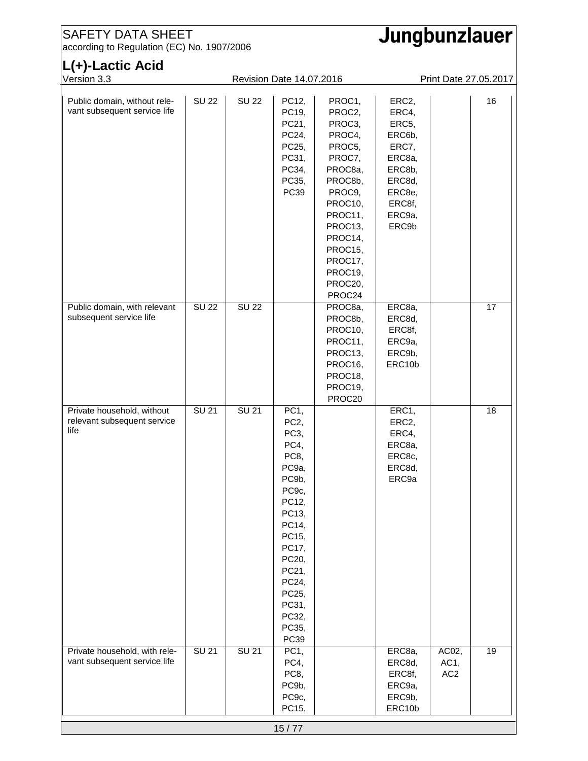| | | | | | | | |
|---|---|---|---|---|---|---|---|
| Public domain, without relevant subsequent service life | SU 22 | SU 22 | PC12, PC19, PC21, PC24, PC25, PC31, PC34, PC35, PC39 | PROC1, PROC2, PROC3, PROC4, PROC5, PROC7, PROC8a, PROC8b, PROC9, PROC10, PROC11, PROC13, PROC14, PROC15, PROC17, PROC19, PROC20, PROC24 | ERC2, ERC4, ERC5, ERC6b, ERC7, ERC8a, ERC8b, ERC8d, ERC8e, ERC8f, ERC9a, ERC9b | | 16 |
| Public domain, with relevant subsequent service life | SU 22 | SU 22 | | PROC8a, PROC8b, PROC10, PROC11, PROC13, PROC16, PROC18, PROC19, PROC20 | ERC8a, ERC8d, ERC8f, ERC9a, ERC9b, ERC10b | | 17 |
| Private household, without relevant subsequent service life | SU 21 | SU 21 | PC1, PC2, PC3, PC4, PC8, PC9a, PC9b, PC9c, PC12, PC13, PC14, PC15, PC17, PC20, PC21, PC24, PC25, PC31, PC32, PC35, PC39 | | ERC1, ERC2, ERC4, ERC8a, ERC8c, ERC8d, ERC9a | | 18 |
| Private household, with relevant subsequent service life | SU 21 | SU 21 | PC1, PC4, PC8, PC9b, PC9c, PC15, | | ERC8a, ERC8d, ERC8f, ERC9a, ERC9b, ERC10b | AC02, AC1, AC2 | 19 |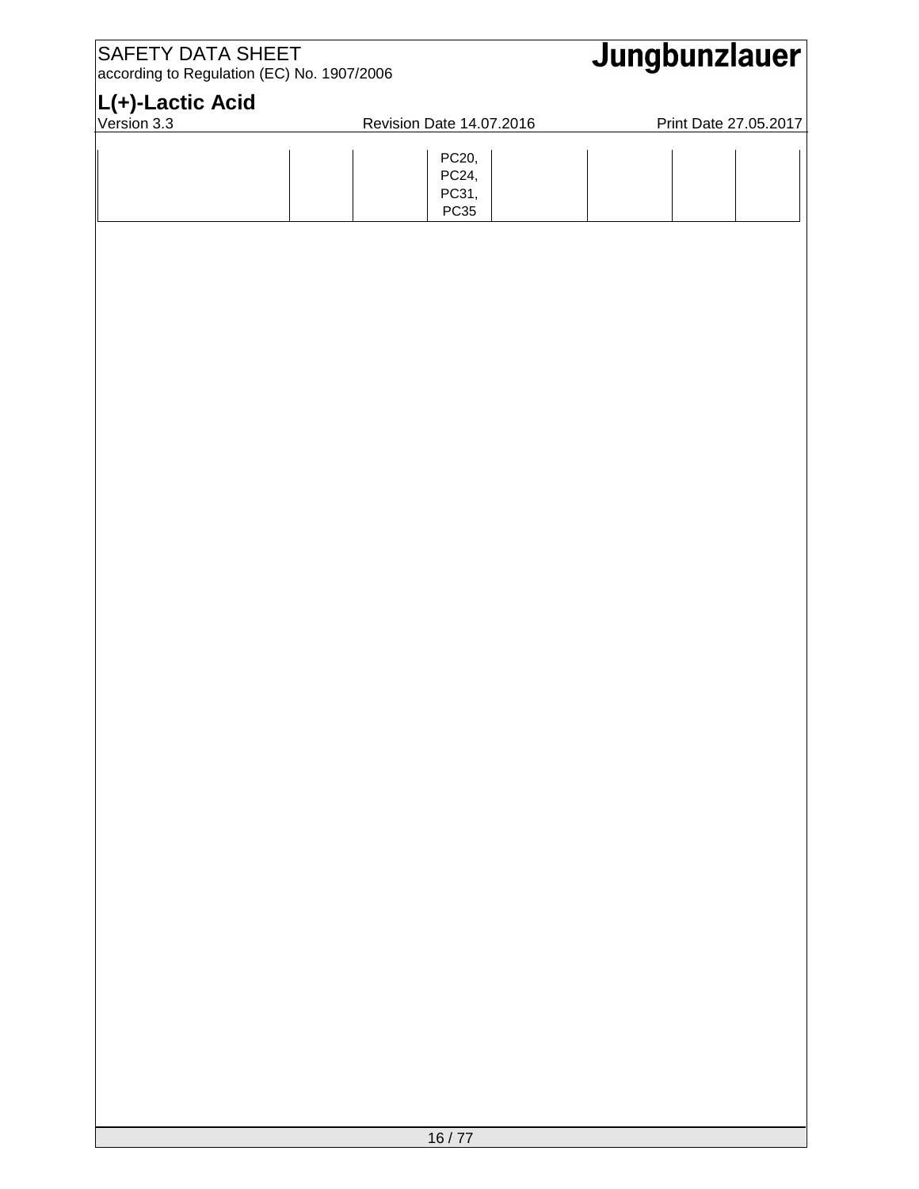|  |  |  |  |  |  |  |  |
|---|---|---|---|---|---|---|---|
|  |  |  | PC20, PC24, PC31, PC35 |  |  |  |  |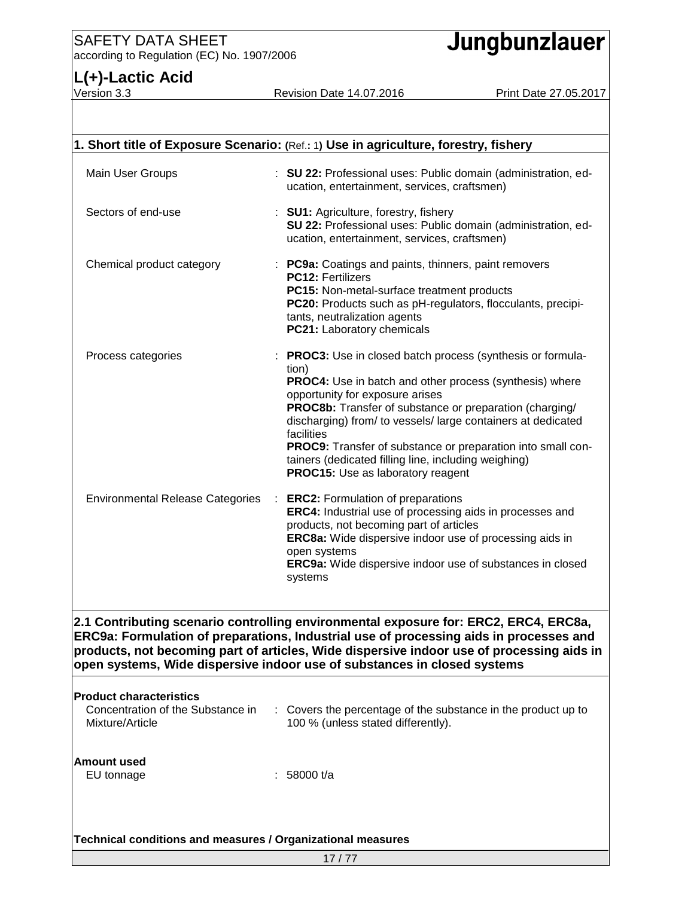## 1. Short title of Exposure Scenario: (Ref.: 1) Use in agriculture, forestry, fishery

| | | |
|---|---|---|
| Main User Groups | : | **SU 22:** Professional uses: Public domain (administration, education, entertainment, services, craftsmen) |
| Sectors of end-use | : | **SU1:** Agriculture, forestry, fishery<br>**SU 22:** Professional uses: Public domain (administration, education, entertainment, services, craftsmen) |
| Chemical product category | : | **PC9a:** Coatings and paints, thinners, paint removers<br>**PC12:** Fertilizers<br>**PC15:** Non-metal-surface treatment products<br>**PC20:** Products such as pH-regulators, flocculants, precipitants, neutralization agents<br>**PC21:** Laboratory chemicals |
| Process categories | : | **PROC3:** Use in closed batch process (synthesis or formulation)<br>**PROC4:** Use in batch and other process (synthesis) where opportunity for exposure arises<br>**PROC8b:** Transfer of substance or preparation (charging/ discharging) from/ to vessels/ large containers at dedicated facilities<br>**PROC9:** Transfer of substance or preparation into small containers (dedicated filling line, including weighing)<br>**PROC15:** Use as laboratory reagent |
| Environmental Release Categories | : | **ERC2:** Formulation of preparations<br>**ERC4:** Industrial use of processing aids in processes and products, not becoming part of articles<br>**ERC8a:** Wide dispersive indoor use of processing aids in open systems<br>**ERC9a:** Wide dispersive indoor use of substances in closed systems |

## 2.1 Contributing scenario controlling environmental exposure for: ERC2, ERC4, ERC8a, ERC9a: Formulation of preparations, Industrial use of processing aids in processes and products, not becoming part of articles, Wide dispersive indoor use of processing aids in open systems, Wide dispersive indoor use of substances in closed systems

**Product characteristics**

| | | |
|---|---|---|
| Concentration of the Substance in Mixture/Article | : | Covers the percentage of the substance in the product up to 100 % (unless stated differently). |

**Amount used**

| | | |
|---|---|---|
| EU tonnage | : | 58000 t/a |

**Technical conditions and measures / Organizational measures**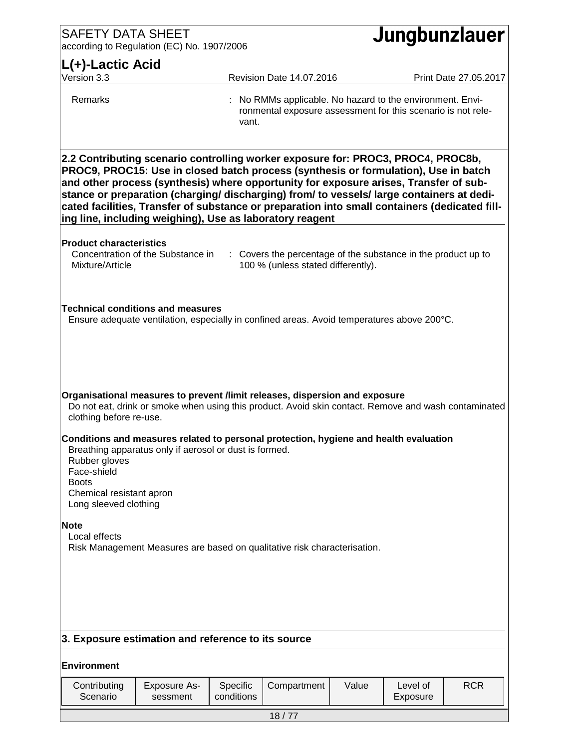| Remarks | : No RMMs applicable. No hazard to the environment. Environmental exposure assessment for this scenario is not relevant. |
|---|---|

## 2.2 Contributing scenario controlling worker exposure for: PROC3, PROC4, PROC8b, PROC9, PROC15: Use in closed batch process (synthesis or formulation), Use in batch and other process (synthesis) where opportunity for exposure arises, Transfer of substance or preparation (charging/ discharging) from/ to vessels/ large containers at dedicated facilities, Transfer of substance or preparation into small containers (dedicated filling line, including weighing), Use as laboratory reagent

**Product characteristics**

| Concentration of the Substance in Mixture/Article | : Covers the percentage of the substance in the product up to 100 % (unless stated differently). |
|---|---|

**Technical conditions and measures**

Ensure adequate ventilation, especially in confined areas. Avoid temperatures above 200°C.

**Organisational measures to prevent /limit releases, dispersion and exposure**

Do not eat, drink or smoke when using this product. Avoid skin contact. Remove and wash contaminated clothing before re-use.

**Conditions and measures related to personal protection, hygiene and health evaluation**

Breathing apparatus only if aerosol or dust is formed.
Rubber gloves
Face-shield
Boots
Chemical resistant apron
Long sleeved clothing

**Note**

Local effects
Risk Management Measures are based on qualitative risk characterisation.

## 3. Exposure estimation and reference to its source

**Environment**

| Contributing Scenario | Exposure Assessment | Specific conditions | Compartment | Value | Level of Exposure | RCR |
|---|---|---|---|---|---|---|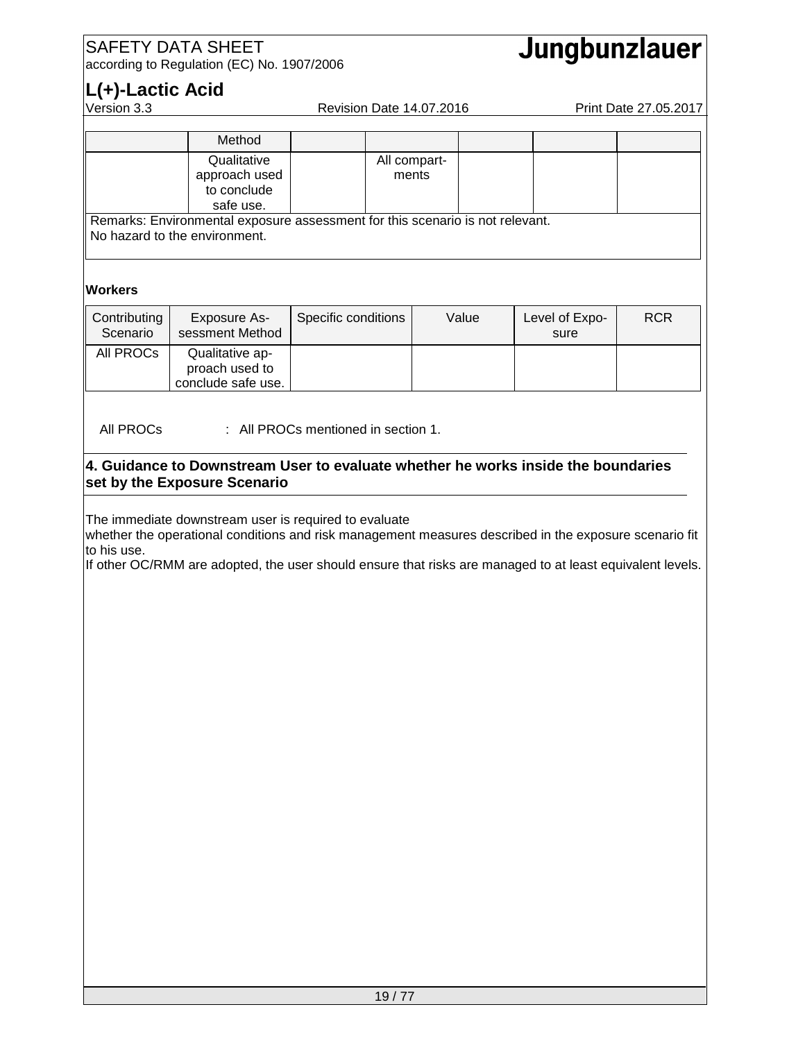| | Method | | | | | |
|---|---|---|---|---|---|---|
| | Qualitative approach used to conclude safe use. | | All compartments | | | |

Remarks: Environmental exposure assessment for this scenario is not relevant.
No hazard to the environment.

**Workers**

| Contributing Scenario | Exposure Assessment Method | Specific conditions | Value | Level of Exposure | RCR |
|---|---|---|---|---|---|
| All PROCs | Qualitative approach used to conclude safe use. | | | | |

All PROCs : All PROCs mentioned in section 1.

## 4. Guidance to Downstream User to evaluate whether he works inside the boundaries set by the Exposure Scenario

The immediate downstream user is required to evaluate
whether the operational conditions and risk management measures described in the exposure scenario fit to his use.
If other OC/RMM are adopted, the user should ensure that risks are managed to at least equivalent levels.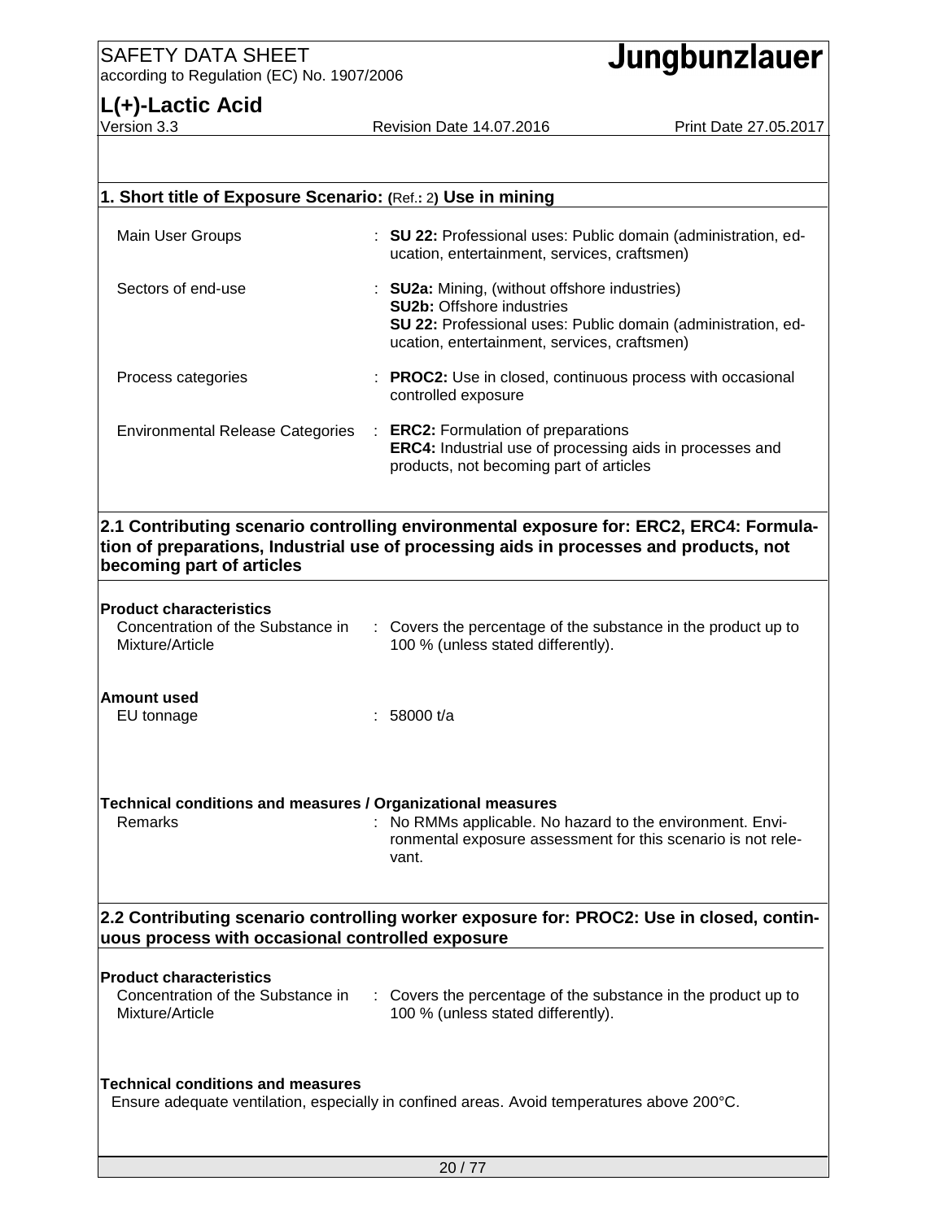## 1. Short title of Exposure Scenario: (Ref.: 2) Use in mining

| | |
|---|---|
| Main User Groups | : **SU 22:** Professional uses: Public domain (administration, education, entertainment, services, craftsmen) |
| Sectors of end-use | : **SU2a:** Mining, (without offshore industries)<br>**SU2b:** Offshore industries<br>**SU 22:** Professional uses: Public domain (administration, education, entertainment, services, craftsmen) |
| Process categories | : **PROC2:** Use in closed, continuous process with occasional controlled exposure |
| Environmental Release Categories | : **ERC2:** Formulation of preparations<br>**ERC4:** Industrial use of processing aids in processes and products, not becoming part of articles |

## 2.1 Contributing scenario controlling environmental exposure for: ERC2, ERC4: Formulation of preparations, Industrial use of processing aids in processes and products, not becoming part of articles

**Product characteristics**

| | |
|---|---|
| Concentration of the Substance in Mixture/Article | : Covers the percentage of the substance in the product up to 100 % (unless stated differently). |

**Amount used**

| | |
|---|---|
| EU tonnage | : 58000 t/a |

**Technical conditions and measures / Organizational measures**

| | |
|---|---|
| Remarks | : No RMMs applicable. No hazard to the environment. Environmental exposure assessment for this scenario is not relevant. |

## 2.2 Contributing scenario controlling worker exposure for: PROC2: Use in closed, continuous process with occasional controlled exposure

**Product characteristics**

| | |
|---|---|
| Concentration of the Substance in Mixture/Article | : Covers the percentage of the substance in the product up to 100 % (unless stated differently). |

**Technical conditions and measures**

Ensure adequate ventilation, especially in confined areas. Avoid temperatures above 200°C.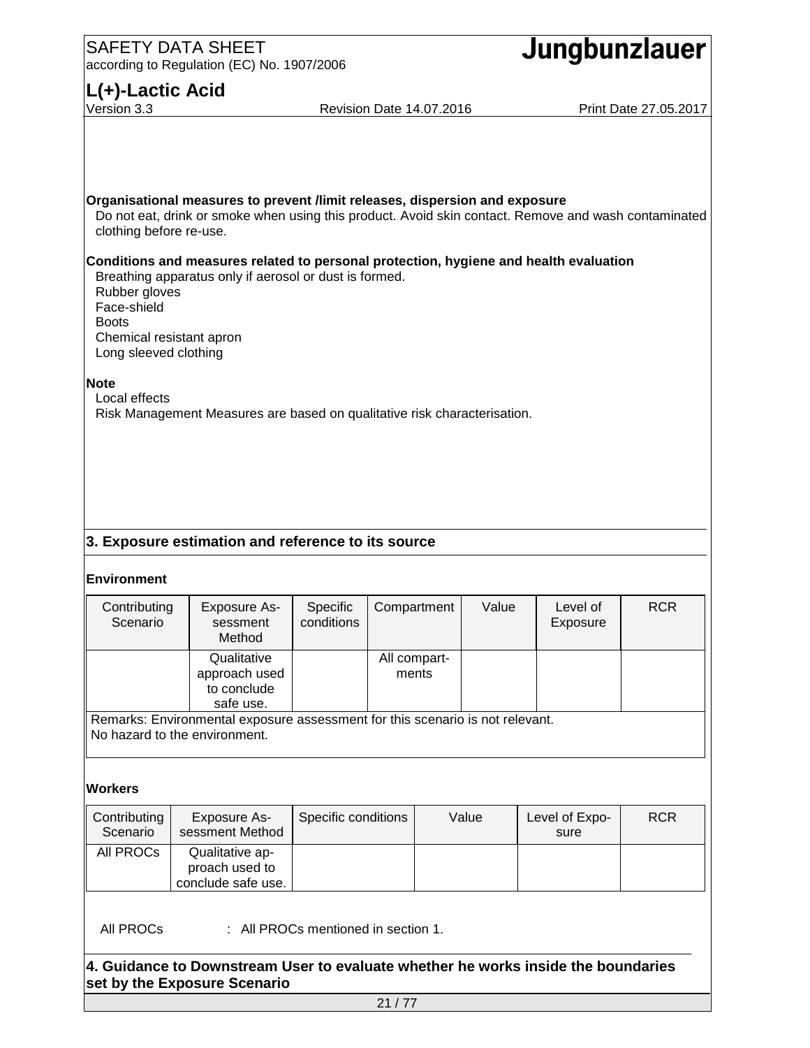**Organisational measures to prevent /limit releases, dispersion and exposure**

Do not eat, drink or smoke when using this product. Avoid skin contact. Remove and wash contaminated clothing before re-use.

**Conditions and measures related to personal protection, hygiene and health evaluation**

Breathing apparatus only if aerosol or dust is formed.
Rubber gloves
Face-shield
Boots
Chemical resistant apron
Long sleeved clothing

**Note**

Local effects
Risk Management Measures are based on qualitative risk characterisation.

## 3. Exposure estimation and reference to its source

**Environment**

| Contributing Scenario | Exposure Assessment Method | Specific conditions | Compartment | Value | Level of Exposure | RCR |
|---|---|---|---|---|---|---|
| | Qualitative approach used to conclude safe use. | | All compartments | | | |
| Remarks: Environmental exposure assessment for this scenario is not relevant. No hazard to the environment. | | | | | | |

**Workers**

| Contributing Scenario | Exposure Assessment Method | Specific conditions | Value | Level of Exposure | RCR |
|---|---|---|---|---|---|
| All PROCs | Qualitative approach used to conclude safe use. | | | | |

All PROCs : All PROCs mentioned in section 1.

## 4. Guidance to Downstream User to evaluate whether he works inside the boundaries set by the Exposure Scenario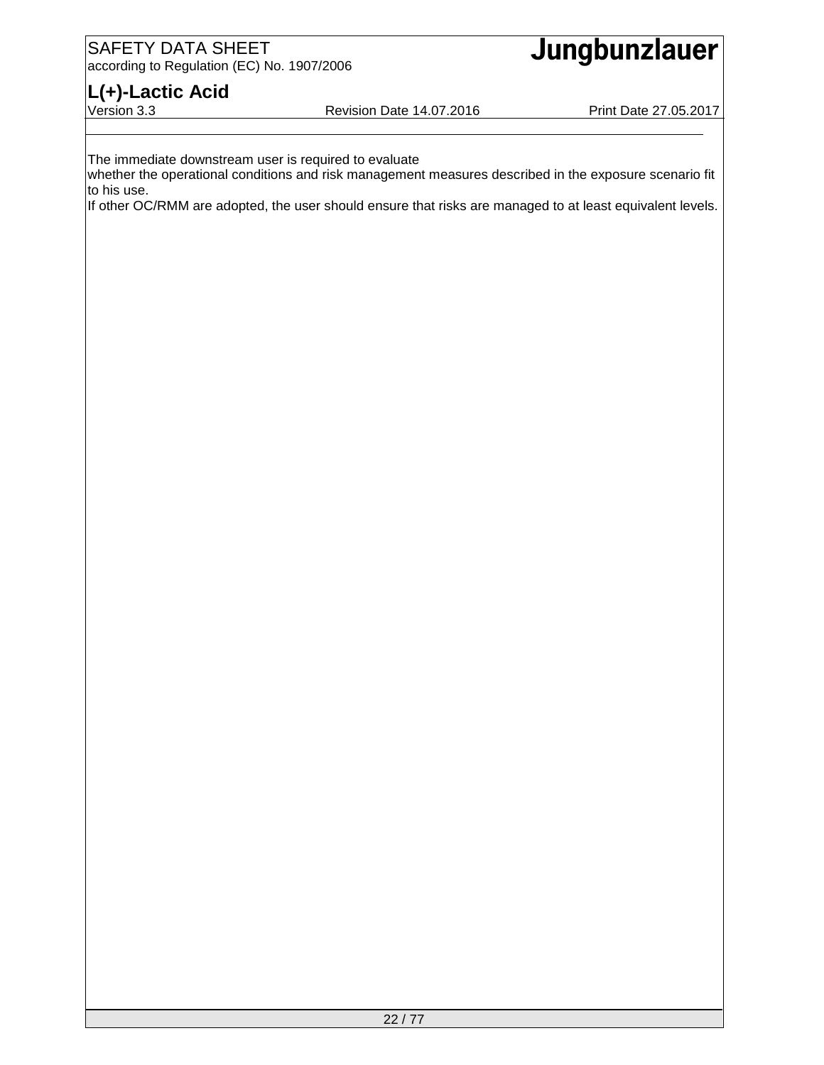The immediate downstream user is required to evaluate
whether the operational conditions and risk management measures described in the exposure scenario fit to his use.
If other OC/RMM are adopted, the user should ensure that risks are managed to at least equivalent levels.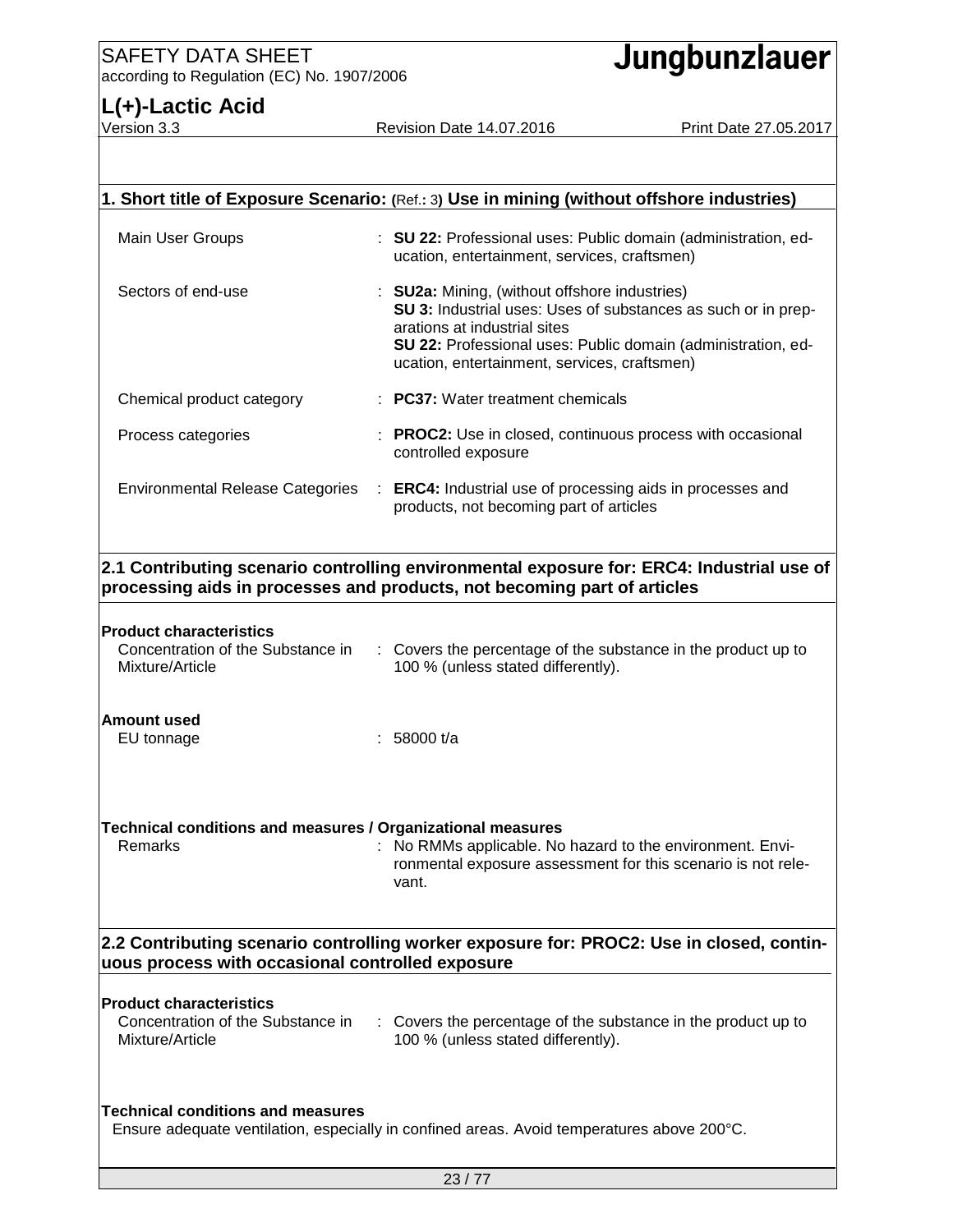## 1. Short title of Exposure Scenario: (Ref.: 3) Use in mining (without offshore industries)

| | |
|---|---|
| Main User Groups | : **SU 22:** Professional uses: Public domain (administration, education, entertainment, services, craftsmen) |
| Sectors of end-use | : **SU2a:** Mining, (without offshore industries)<br>**SU 3:** Industrial uses: Uses of substances as such or in preparations at industrial sites<br>**SU 22:** Professional uses: Public domain (administration, education, entertainment, services, craftsmen) |
| Chemical product category | : **PC37:** Water treatment chemicals |
| Process categories | : **PROC2:** Use in closed, continuous process with occasional controlled exposure |
| Environmental Release Categories | : **ERC4:** Industrial use of processing aids in processes and products, not becoming part of articles |

## 2.1 Contributing scenario controlling environmental exposure for: ERC4: Industrial use of processing aids in processes and products, not becoming part of articles

**Product characteristics**

| | |
|---|---|
| Concentration of the Substance in Mixture/Article | : Covers the percentage of the substance in the product up to 100 % (unless stated differently). |

**Amount used**

| | |
|---|---|
| EU tonnage | : 58000 t/a |

**Technical conditions and measures / Organizational measures**

| | |
|---|---|
| Remarks | : No RMMs applicable. No hazard to the environment. Environmental exposure assessment for this scenario is not relevant. |

## 2.2 Contributing scenario controlling worker exposure for: PROC2: Use in closed, continuous process with occasional controlled exposure

**Product characteristics**

| | |
|---|---|
| Concentration of the Substance in Mixture/Article | : Covers the percentage of the substance in the product up to 100 % (unless stated differently). |

**Technical conditions and measures**

Ensure adequate ventilation, especially in confined areas. Avoid temperatures above 200°C.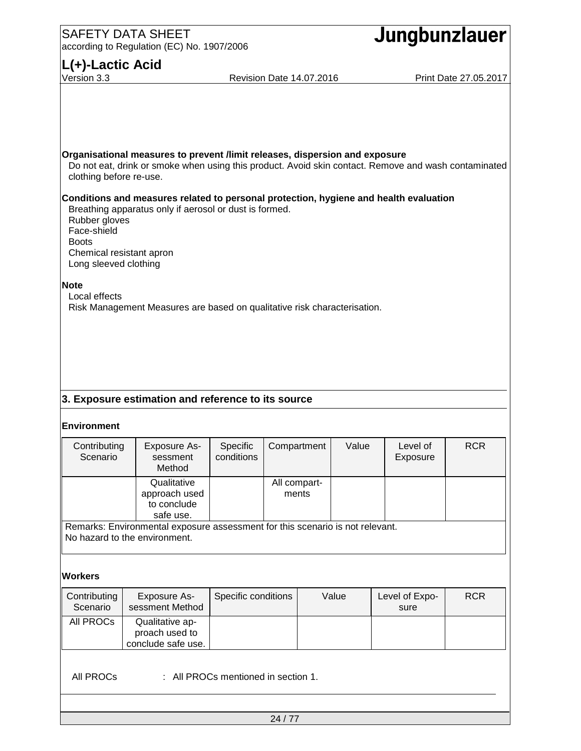**Organisational measures to prevent /limit releases, dispersion and exposure**

Do not eat, drink or smoke when using this product. Avoid skin contact. Remove and wash contaminated clothing before re-use.

**Conditions and measures related to personal protection, hygiene and health evaluation**

Breathing apparatus only if aerosol or dust is formed.
Rubber gloves
Face-shield
Boots
Chemical resistant apron
Long sleeved clothing

**Note**

Local effects
Risk Management Measures are based on qualitative risk characterisation.

## 3. Exposure estimation and reference to its source

**Environment**

| Contributing Scenario | Exposure Assessment Method | Specific conditions | Compartment | Value | Level of Exposure | RCR |
|---|---|---|---|---|---|---|
| | Qualitative approach used to conclude safe use. | | All compartments | | | |

Remarks: Environmental exposure assessment for this scenario is not relevant.
No hazard to the environment.

**Workers**

| Contributing Scenario | Exposure Assessment Method | Specific conditions | Value | Level of Exposure | RCR |
|---|---|---|---|---|---|
| All PROCs | Qualitative approach used to conclude safe use. | | | | |

All PROCs : All PROCs mentioned in section 1.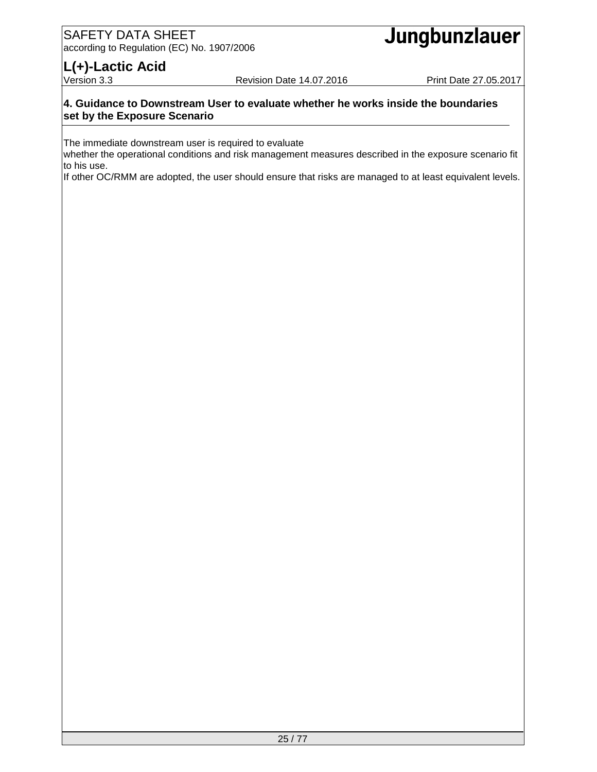## 4. Guidance to Downstream User to evaluate whether he works inside the boundaries set by the Exposure Scenario

The immediate downstream user is required to evaluate
whether the operational conditions and risk management measures described in the exposure scenario fit to his use.
If other OC/RMM are adopted, the user should ensure that risks are managed to at least equivalent levels.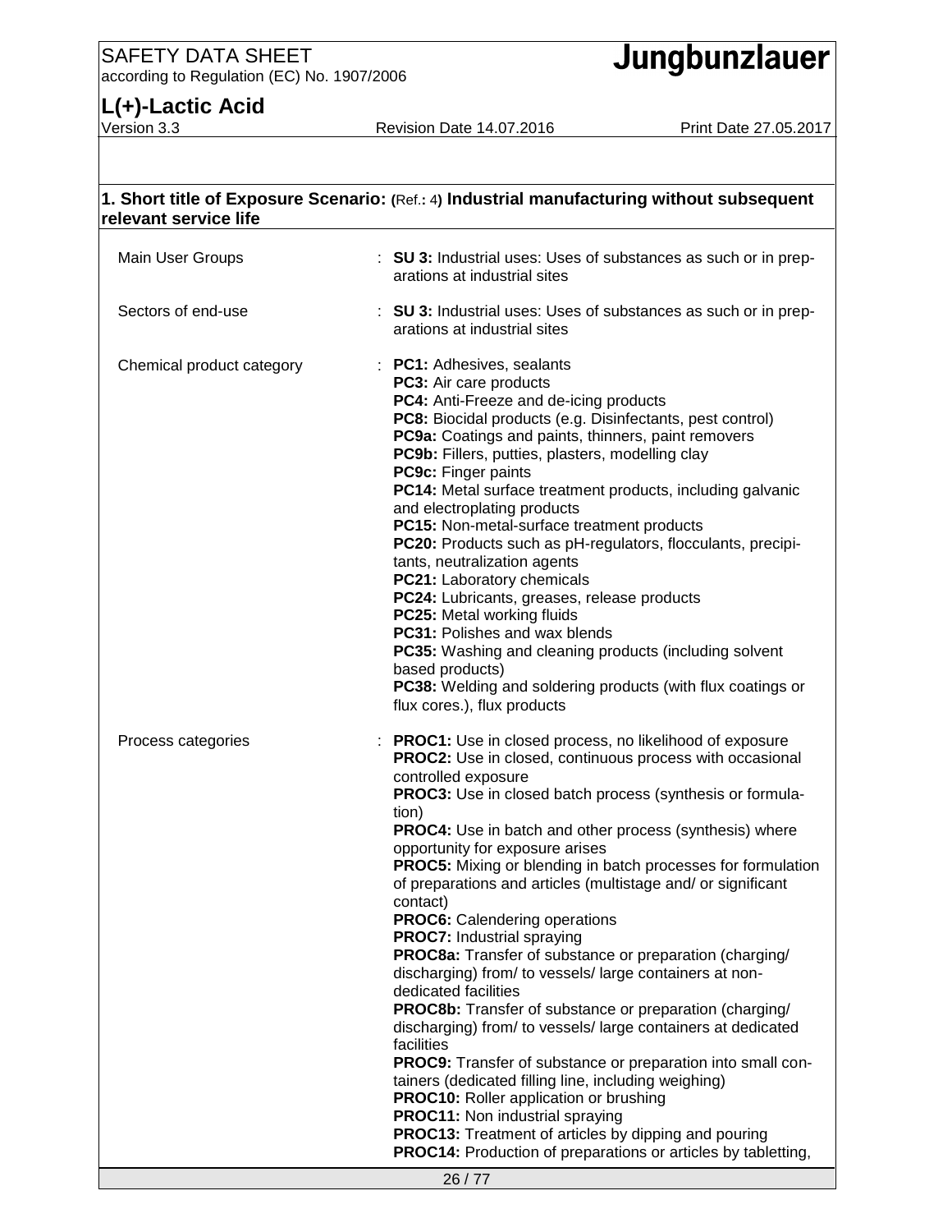## 1. Short title of Exposure Scenario: (Ref.: 4) Industrial manufacturing without subsequent relevant service life

| | |
|---|---|
| Main User Groups | : **SU 3:** Industrial uses: Uses of substances as such or in preparations at industrial sites |
| Sectors of end-use | : **SU 3:** Industrial uses: Uses of substances as such or in preparations at industrial sites |
| Chemical product category | : **PC1:** Adhesives, sealants<br>**PC3:** Air care products<br>**PC4:** Anti-Freeze and de-icing products<br>**PC8:** Biocidal products (e.g. Disinfectants, pest control)<br>**PC9a:** Coatings and paints, thinners, paint removers<br>**PC9b:** Fillers, putties, plasters, modelling clay<br>**PC9c:** Finger paints<br>**PC14:** Metal surface treatment products, including galvanic and electroplating products<br>**PC15:** Non-metal-surface treatment products<br>**PC20:** Products such as pH-regulators, flocculants, precipitants, neutralization agents<br>**PC21:** Laboratory chemicals<br>**PC24:** Lubricants, greases, release products<br>**PC25:** Metal working fluids<br>**PC31:** Polishes and wax blends<br>**PC35:** Washing and cleaning products (including solvent based products)<br>**PC38:** Welding and soldering products (with flux coatings or flux cores.), flux products |
| Process categories | : **PROC1:** Use in closed process, no likelihood of exposure<br>**PROC2:** Use in closed, continuous process with occasional controlled exposure<br>**PROC3:** Use in closed batch process (synthesis or formulation)<br>**PROC4:** Use in batch and other process (synthesis) where opportunity for exposure arises<br>**PROC5:** Mixing or blending in batch processes for formulation of preparations and articles (multistage and/ or significant contact)<br>**PROC6:** Calendering operations<br>**PROC7:** Industrial spraying<br>**PROC8a:** Transfer of substance or preparation (charging/ discharging) from/ to vessels/ large containers at non-dedicated facilities<br>**PROC8b:** Transfer of substance or preparation (charging/ discharging) from/ to vessels/ large containers at dedicated facilities<br>**PROC9:** Transfer of substance or preparation into small containers (dedicated filling line, including weighing)<br>**PROC10:** Roller application or brushing<br>**PROC11:** Non industrial spraying<br>**PROC13:** Treatment of articles by dipping and pouring<br>**PROC14:** Production of preparations or articles by tabletting, |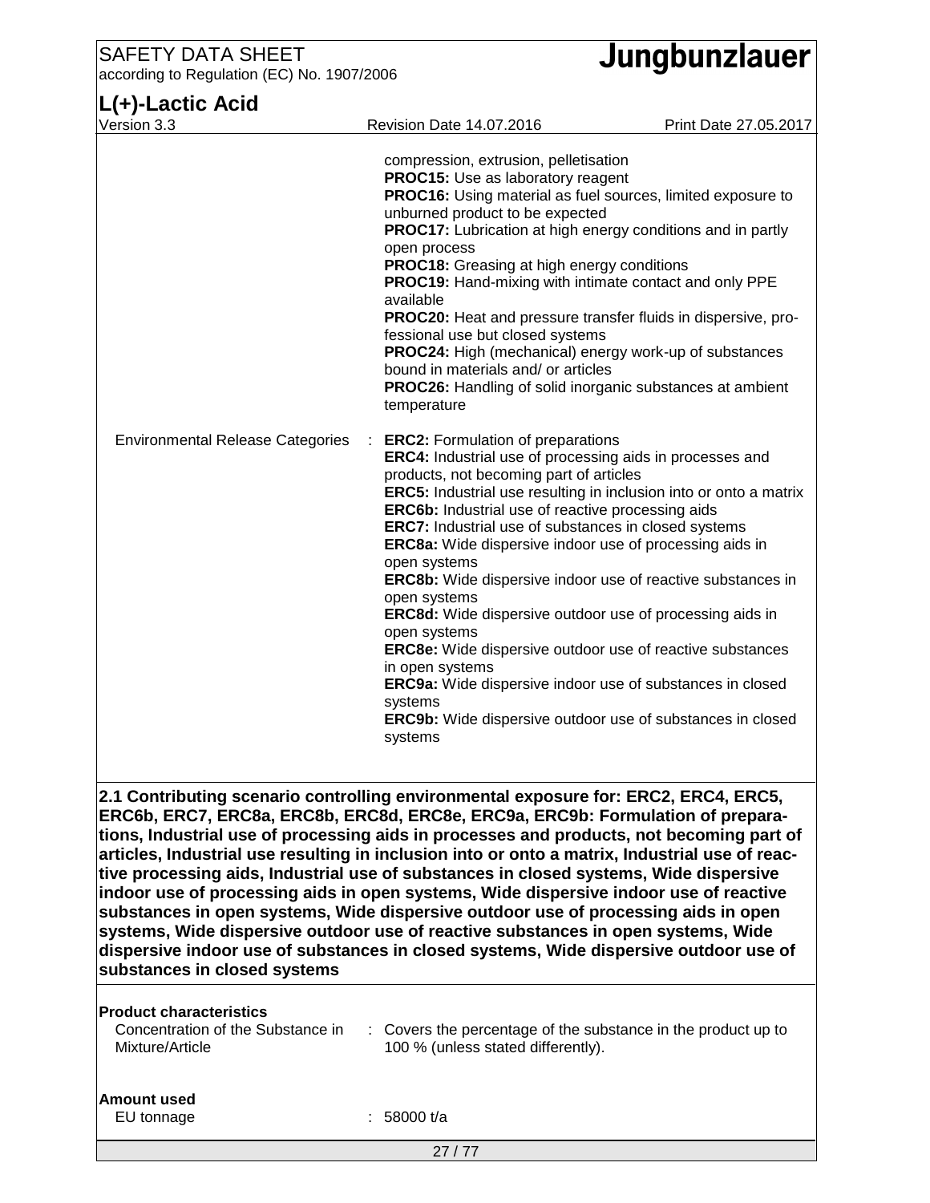compression, extrusion, pelletisation
**PROC15:** Use as laboratory reagent
**PROC16:** Using material as fuel sources, limited exposure to unburned product to be expected
**PROC17:** Lubrication at high energy conditions and in partly open process
**PROC18:** Greasing at high energy conditions
**PROC19:** Hand-mixing with intimate contact and only PPE available
**PROC20:** Heat and pressure transfer fluids in dispersive, professional use but closed systems
**PROC24:** High (mechanical) energy work-up of substances bound in materials and/ or articles
**PROC26:** Handling of solid inorganic substances at ambient temperature

Environmental Release Categories : **ERC2:** Formulation of preparations
**ERC4:** Industrial use of processing aids in processes and products, not becoming part of articles
**ERC5:** Industrial use resulting in inclusion into or onto a matrix
**ERC6b:** Industrial use of reactive processing aids
**ERC7:** Industrial use of substances in closed systems
**ERC8a:** Wide dispersive indoor use of processing aids in open systems
**ERC8b:** Wide dispersive indoor use of reactive substances in open systems
**ERC8d:** Wide dispersive outdoor use of processing aids in open systems
**ERC8e:** Wide dispersive outdoor use of reactive substances in open systems
**ERC9a:** Wide dispersive indoor use of substances in closed systems
**ERC9b:** Wide dispersive outdoor use of substances in closed systems

**2.1 Contributing scenario controlling environmental exposure for: ERC2, ERC4, ERC5, ERC6b, ERC7, ERC8a, ERC8b, ERC8d, ERC8e, ERC9a, ERC9b: Formulation of preparations, Industrial use of processing aids in processes and products, not becoming part of articles, Industrial use resulting in inclusion into or onto a matrix, Industrial use of reactive processing aids, Industrial use of substances in closed systems, Wide dispersive indoor use of processing aids in open systems, Wide dispersive indoor use of reactive substances in open systems, Wide dispersive outdoor use of processing aids in open systems, Wide dispersive outdoor use of reactive substances in open systems, Wide dispersive indoor use of substances in closed systems, Wide dispersive outdoor use of substances in closed systems**

**Product characteristics**

Concentration of the Substance in Mixture/Article : Covers the percentage of the substance in the product up to 100 % (unless stated differently).

**Amount used**

EU tonnage : 58000 t/a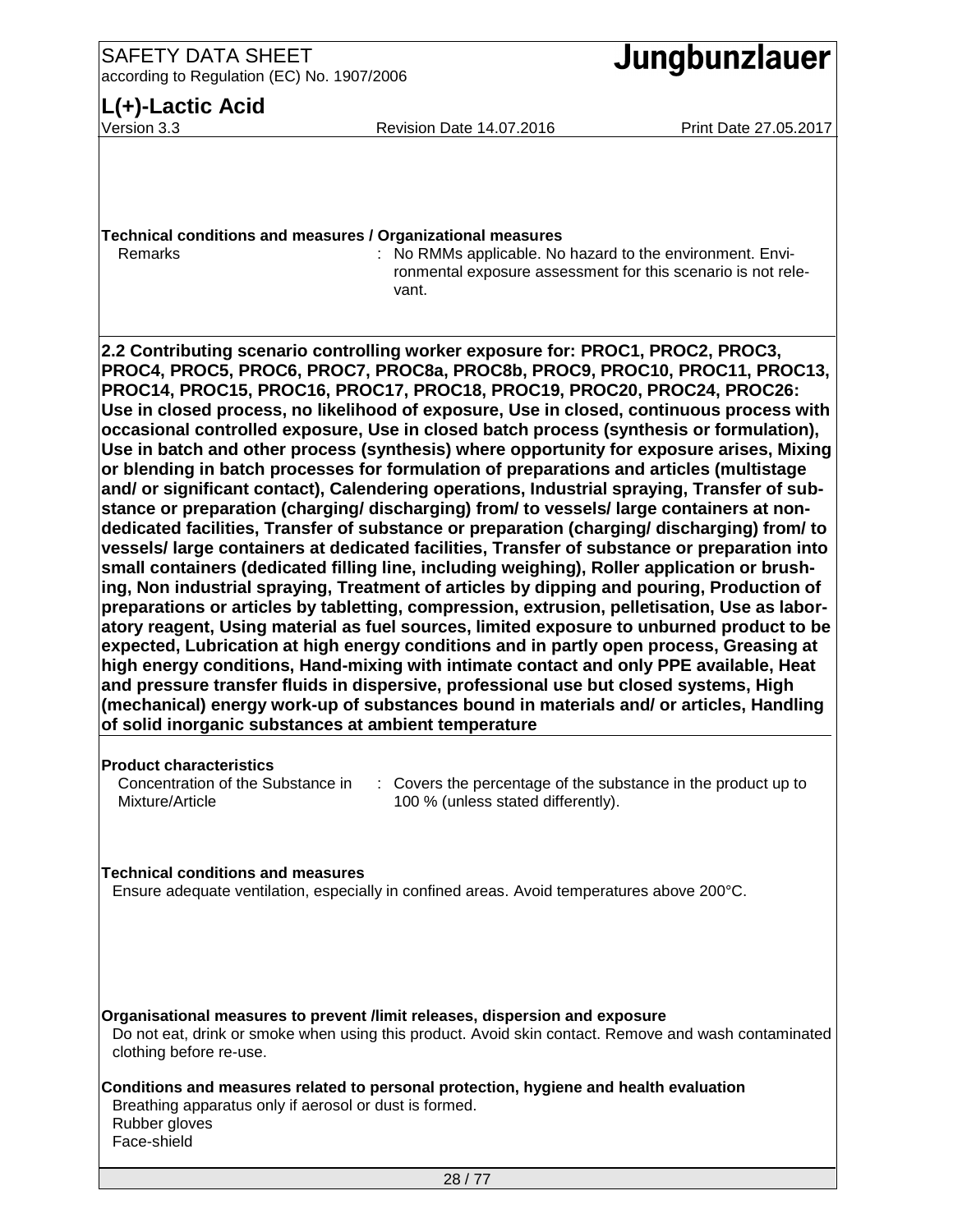**Technical conditions and measures / Organizational measures**

| | |
|---|---|
| Remarks | : No RMMs applicable. No hazard to the environment. Environmental exposure assessment for this scenario is not relevant. |

**2.2 Contributing scenario controlling worker exposure for: PROC1, PROC2, PROC3, PROC4, PROC5, PROC6, PROC7, PROC8a, PROC8b, PROC9, PROC10, PROC11, PROC13, PROC14, PROC15, PROC16, PROC17, PROC18, PROC19, PROC20, PROC24, PROC26: Use in closed process, no likelihood of exposure, Use in closed, continuous process with occasional controlled exposure, Use in closed batch process (synthesis or formulation), Use in batch and other process (synthesis) where opportunity for exposure arises, Mixing or blending in batch processes for formulation of preparations and articles (multistage and/ or significant contact), Calendering operations, Industrial spraying, Transfer of substance or preparation (charging/ discharging) from/ to vessels/ large containers at non-dedicated facilities, Transfer of substance or preparation (charging/ discharging) from/ to vessels/ large containers at dedicated facilities, Transfer of substance or preparation into small containers (dedicated filling line, including weighing), Roller application or brushing, Non industrial spraying, Treatment of articles by dipping and pouring, Production of preparations or articles by tabletting, compression, extrusion, pelletisation, Use as laboratory reagent, Using material as fuel sources, limited exposure to unburned product to be expected, Lubrication at high energy conditions and in partly open process, Greasing at high energy conditions, Hand-mixing with intimate contact and only PPE available, Heat and pressure transfer fluids in dispersive, professional use but closed systems, High (mechanical) energy work-up of substances bound in materials and/ or articles, Handling of solid inorganic substances at ambient temperature**

**Product characteristics**

| | |
|---|---|
| Concentration of the Substance in Mixture/Article | : Covers the percentage of the substance in the product up to 100 % (unless stated differently). |

**Technical conditions and measures**

Ensure adequate ventilation, especially in confined areas. Avoid temperatures above 200°C.

**Organisational measures to prevent /limit releases, dispersion and exposure**

Do not eat, drink or smoke when using this product. Avoid skin contact. Remove and wash contaminated clothing before re-use.

**Conditions and measures related to personal protection, hygiene and health evaluation**

Breathing apparatus only if aerosol or dust is formed.
Rubber gloves
Face-shield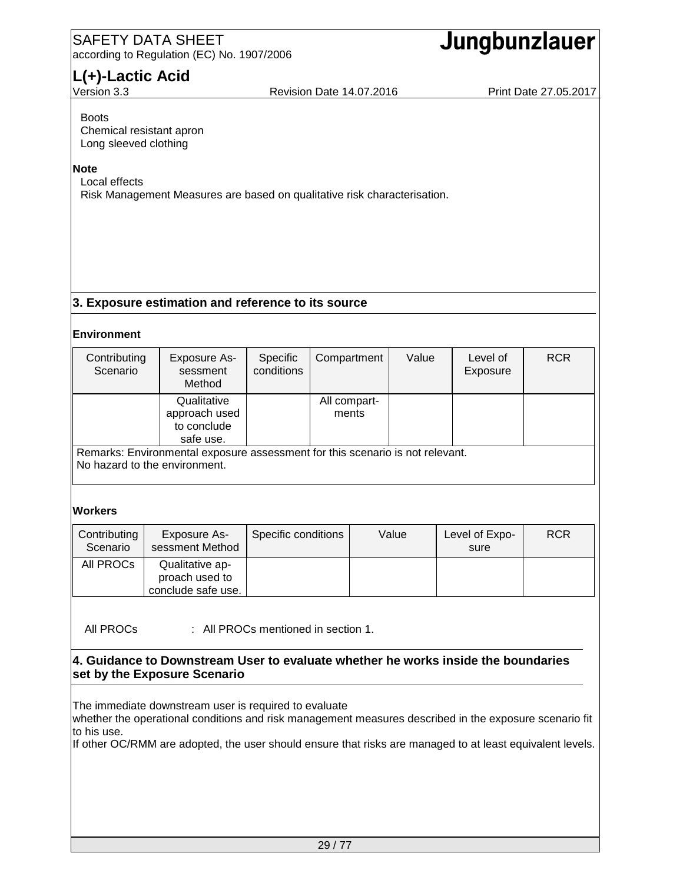Boots
Chemical resistant apron
Long sleeved clothing

**Note**

Local effects
Risk Management Measures are based on qualitative risk characterisation.

## 3. Exposure estimation and reference to its source

**Environment**

| Contributing Scenario | Exposure Assessment Method | Specific conditions | Compartment | Value | Level of Exposure | RCR |
|---|---|---|---|---|---|---|
| | Qualitative approach used to conclude safe use. | | All compartments | | | |
| Remarks: Environmental exposure assessment for this scenario is not relevant. No hazard to the environment. | | | | | | |

**Workers**

| Contributing Scenario | Exposure Assessment Method | Specific conditions | Value | Level of Exposure | RCR |
|---|---|---|---|---|---|
| All PROCs | Qualitative approach used to conclude safe use. | | | | |

All PROCs : All PROCs mentioned in section 1.

## 4. Guidance to Downstream User to evaluate whether he works inside the boundaries set by the Exposure Scenario

The immediate downstream user is required to evaluate
whether the operational conditions and risk management measures described in the exposure scenario fit to his use.
If other OC/RMM are adopted, the user should ensure that risks are managed to at least equivalent levels.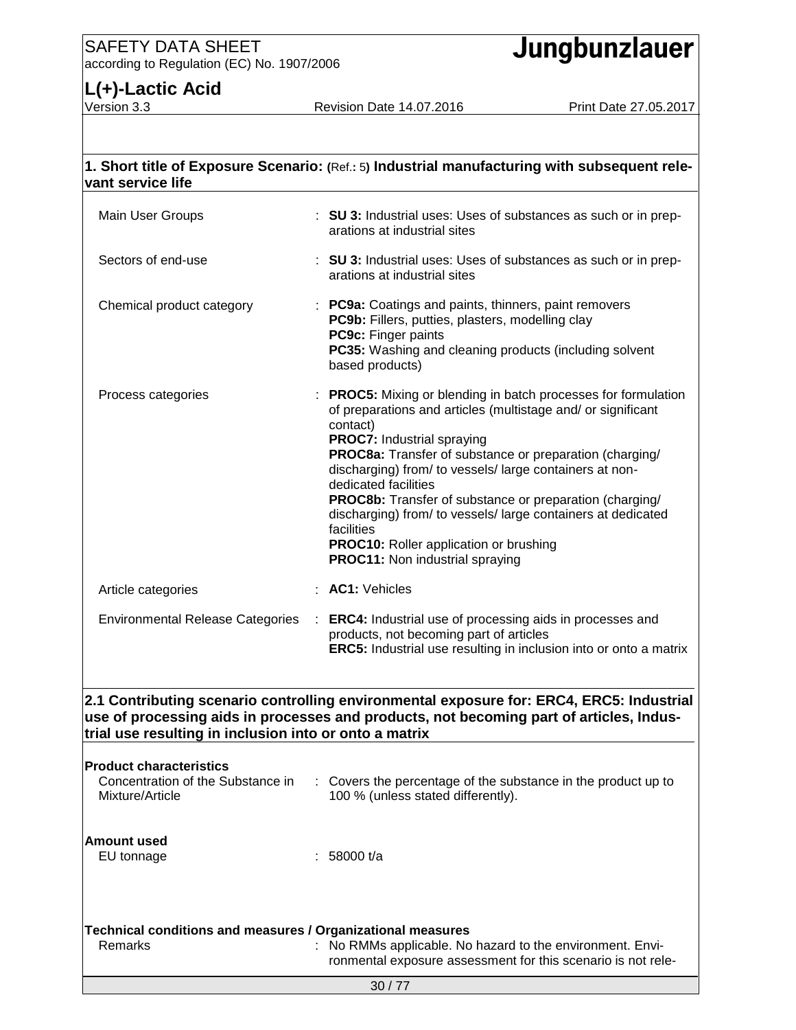## 1. Short title of Exposure Scenario: (Ref.: 5) Industrial manufacturing with subsequent relevant service life

| | |
|---|---|
| Main User Groups | : **SU 3:** Industrial uses: Uses of substances as such or in preparations at industrial sites |
| Sectors of end-use | : **SU 3:** Industrial uses: Uses of substances as such or in preparations at industrial sites |
| Chemical product category | : **PC9a:** Coatings and paints, thinners, paint removers<br>**PC9b:** Fillers, putties, plasters, modelling clay<br>**PC9c:** Finger paints<br>**PC35:** Washing and cleaning products (including solvent based products) |
| Process categories | : **PROC5:** Mixing or blending in batch processes for formulation of preparations and articles (multistage and/ or significant contact)<br>**PROC7:** Industrial spraying<br>**PROC8a:** Transfer of substance or preparation (charging/ discharging) from/ to vessels/ large containers at non-dedicated facilities<br>**PROC8b:** Transfer of substance or preparation (charging/ discharging) from/ to vessels/ large containers at dedicated facilities<br>**PROC10:** Roller application or brushing<br>**PROC11:** Non industrial spraying |
| Article categories | : **AC1:** Vehicles |
| Environmental Release Categories | : **ERC4:** Industrial use of processing aids in processes and products, not becoming part of articles<br>**ERC5:** Industrial use resulting in inclusion into or onto a matrix |

## 2.1 Contributing scenario controlling environmental exposure for: ERC4, ERC5: Industrial use of processing aids in processes and products, not becoming part of articles, Industrial use resulting in inclusion into or onto a matrix

**Product characteristics**

| | |
|---|---|
| Concentration of the Substance in Mixture/Article | : Covers the percentage of the substance in the product up to 100 % (unless stated differently). |

**Amount used**

| | |
|---|---|
| EU tonnage | : 58000 t/a |

**Technical conditions and measures / Organizational measures**

| | |
|---|---|
| Remarks | : No RMMs applicable. No hazard to the environment. Environmental exposure assessment for this scenario is not rele- |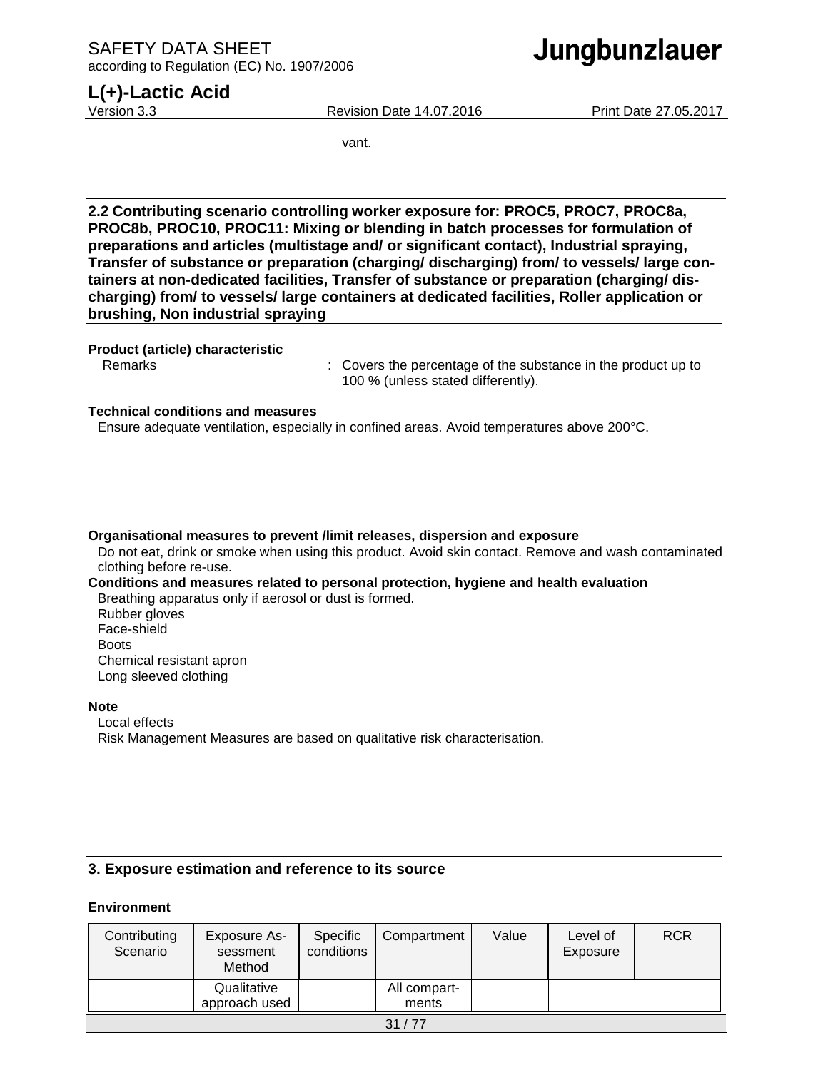vant.

**2.2 Contributing scenario controlling worker exposure for: PROC5, PROC7, PROC8a, PROC8b, PROC10, PROC11: Mixing or blending in batch processes for formulation of preparations and articles (multistage and/ or significant contact), Industrial spraying, Transfer of substance or preparation (charging/ discharging) from/ to vessels/ large containers at non-dedicated facilities, Transfer of substance or preparation (charging/ discharging) from/ to vessels/ large containers at dedicated facilities, Roller application or brushing, Non industrial spraying**

**Product (article) characteristic**

Remarks : Covers the percentage of the substance in the product up to 100 % (unless stated differently).

**Technical conditions and measures**

Ensure adequate ventilation, especially in confined areas. Avoid temperatures above 200°C.

**Organisational measures to prevent /limit releases, dispersion and exposure**

Do not eat, drink or smoke when using this product. Avoid skin contact. Remove and wash contaminated clothing before re-use.

**Conditions and measures related to personal protection, hygiene and health evaluation**

Breathing apparatus only if aerosol or dust is formed.
Rubber gloves
Face-shield
Boots
Chemical resistant apron
Long sleeved clothing

**Note**

Local effects
Risk Management Measures are based on qualitative risk characterisation.

**3. Exposure estimation and reference to its source**

**Environment**

| Contributing Scenario | Exposure Assessment Method | Specific conditions | Compartment | Value | Level of Exposure | RCR |
|---|---|---|---|---|---|---|
| | Qualitative approach used | | All compartments | | | |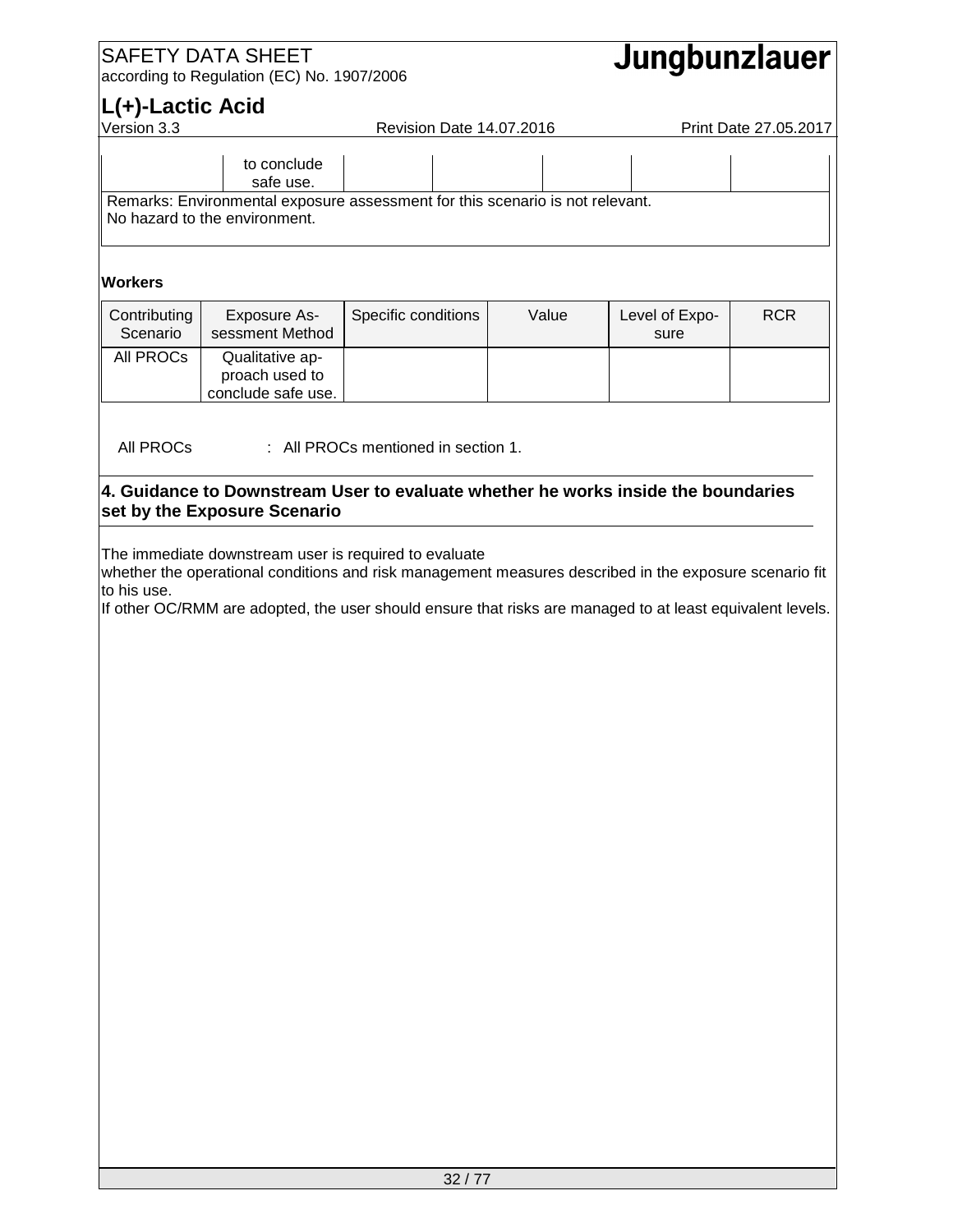| | to conclude safe use. | | | | | |
|---|---|---|---|---|---|---|
| Remarks: Environmental exposure assessment for this scenario is not relevant.<br>No hazard to the environment. | | | | | | |

**Workers**

| Contributing Scenario | Exposure Assessment Method | Specific conditions | Value | Level of Exposure | RCR |
|---|---|---|---|---|---|
| All PROCs | Qualitative approach used to conclude safe use. | | | | |

All PROCs : All PROCs mentioned in section 1.

## 4. Guidance to Downstream User to evaluate whether he works inside the boundaries set by the Exposure Scenario

The immediate downstream user is required to evaluate
whether the operational conditions and risk management measures described in the exposure scenario fit to his use.
If other OC/RMM are adopted, the user should ensure that risks are managed to at least equivalent levels.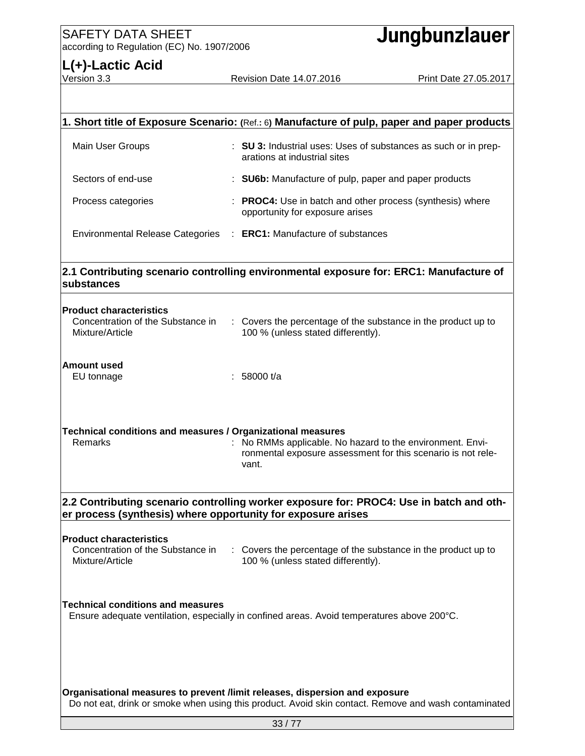## 1. Short title of Exposure Scenario: (Ref.: 6) Manufacture of pulp, paper and paper products

| | |
|---|---|
| Main User Groups | : **SU 3:** Industrial uses: Uses of substances as such or in preparations at industrial sites |
| Sectors of end-use | : **SU6b:** Manufacture of pulp, paper and paper products |
| Process categories | : **PROC4:** Use in batch and other process (synthesis) where opportunity for exposure arises |
| Environmental Release Categories | : **ERC1:** Manufacture of substances |

## 2.1 Contributing scenario controlling environmental exposure for: ERC1: Manufacture of substances

**Product characteristics**

| | |
|---|---|
| Concentration of the Substance in Mixture/Article | : Covers the percentage of the substance in the product up to 100 % (unless stated differently). |

**Amount used**

| | |
|---|---|
| EU tonnage | : 58000 t/a |

**Technical conditions and measures / Organizational measures**

| | |
|---|---|
| Remarks | : No RMMs applicable. No hazard to the environment. Environmental exposure assessment for this scenario is not relevant. |

## 2.2 Contributing scenario controlling worker exposure for: PROC4: Use in batch and other process (synthesis) where opportunity for exposure arises

**Product characteristics**

| | |
|---|---|
| Concentration of the Substance in Mixture/Article | : Covers the percentage of the substance in the product up to 100 % (unless stated differently). |

**Technical conditions and measures**

Ensure adequate ventilation, especially in confined areas. Avoid temperatures above 200°C.

**Organisational measures to prevent /limit releases, dispersion and exposure**

Do not eat, drink or smoke when using this product. Avoid skin contact. Remove and wash contaminated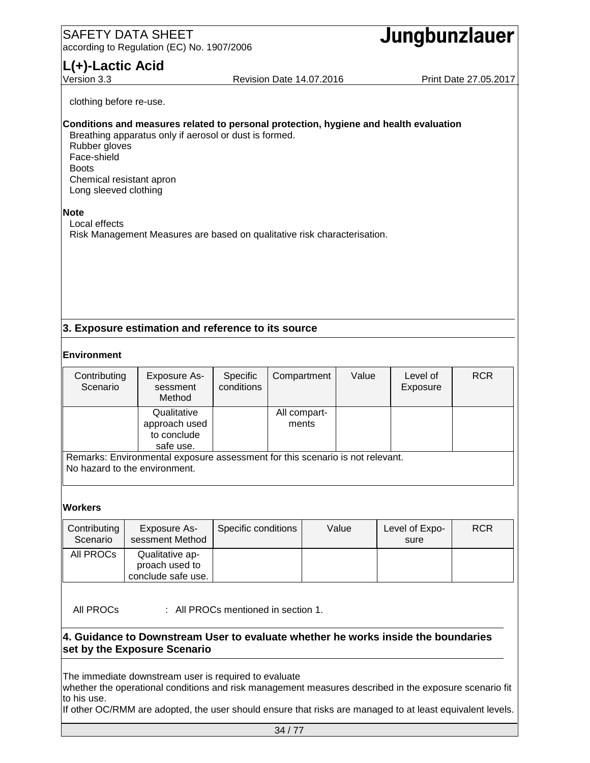clothing before re-use.

**Conditions and measures related to personal protection, hygiene and health evaluation**

Breathing apparatus only if aerosol or dust is formed.
Rubber gloves
Face-shield
Boots
Chemical resistant apron
Long sleeved clothing

**Note**

Local effects
Risk Management Measures are based on qualitative risk characterisation.

## 3. Exposure estimation and reference to its source

**Environment**

| Contributing Scenario | Exposure Assessment Method | Specific conditions | Compartment | Value | Level of Exposure | RCR |
|---|---|---|---|---|---|---|
| | Qualitative approach used to conclude safe use. | | All compartments | | | |
| Remarks: Environmental exposure assessment for this scenario is not relevant. No hazard to the environment. | | | | | | |

**Workers**

| Contributing Scenario | Exposure Assessment Method | Specific conditions | Value | Level of Exposure | RCR |
|---|---|---|---|---|---|
| All PROCs | Qualitative approach used to conclude safe use. | | | | |

All PROCs : All PROCs mentioned in section 1.

## 4. Guidance to Downstream User to evaluate whether he works inside the boundaries set by the Exposure Scenario

The immediate downstream user is required to evaluate
whether the operational conditions and risk management measures described in the exposure scenario fit to his use.
If other OC/RMM are adopted, the user should ensure that risks are managed to at least equivalent levels.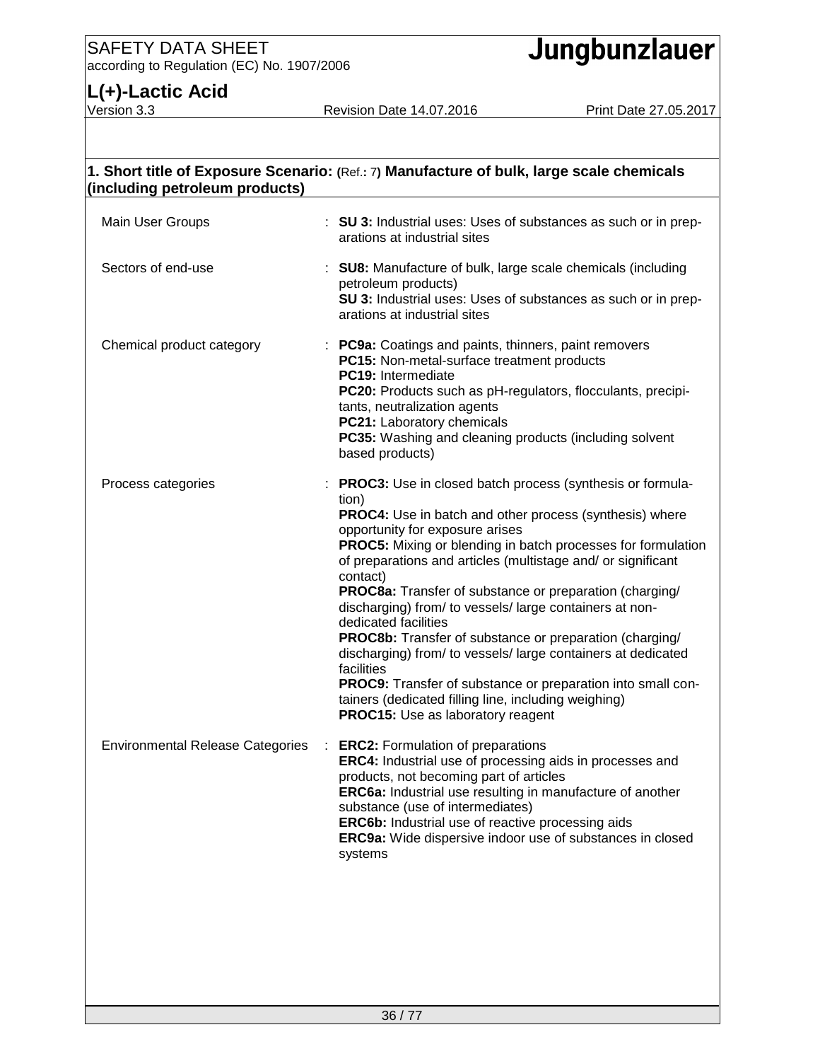## 1. Short title of Exposure Scenario: (Ref.: 7) Manufacture of bulk, large scale chemicals (including petroleum products)

| | |
|---|---|
| Main User Groups | : **SU 3:** Industrial uses: Uses of substances as such or in preparations at industrial sites |
| Sectors of end-use | : **SU8:** Manufacture of bulk, large scale chemicals (including petroleum products)<br>**SU 3:** Industrial uses: Uses of substances as such or in preparations at industrial sites |
| Chemical product category | : **PC9a:** Coatings and paints, thinners, paint removers<br>**PC15:** Non-metal-surface treatment products<br>**PC19:** Intermediate<br>**PC20:** Products such as pH-regulators, flocculants, precipitants, neutralization agents<br>**PC21:** Laboratory chemicals<br>**PC35:** Washing and cleaning products (including solvent based products) |
| Process categories | : **PROC3:** Use in closed batch process (synthesis or formulation)<br>**PROC4:** Use in batch and other process (synthesis) where opportunity for exposure arises<br>**PROC5:** Mixing or blending in batch processes for formulation of preparations and articles (multistage and/ or significant contact)<br>**PROC8a:** Transfer of substance or preparation (charging/ discharging) from/ to vessels/ large containers at non-dedicated facilities<br>**PROC8b:** Transfer of substance or preparation (charging/ discharging) from/ to vessels/ large containers at dedicated facilities<br>**PROC9:** Transfer of substance or preparation into small containers (dedicated filling line, including weighing)<br>**PROC15:** Use as laboratory reagent |
| Environmental Release Categories | : **ERC2:** Formulation of preparations<br>**ERC4:** Industrial use of processing aids in processes and products, not becoming part of articles<br>**ERC6a:** Industrial use resulting in manufacture of another substance (use of intermediates)<br>**ERC6b:** Industrial use of reactive processing aids<br>**ERC9a:** Wide dispersive indoor use of substances in closed systems |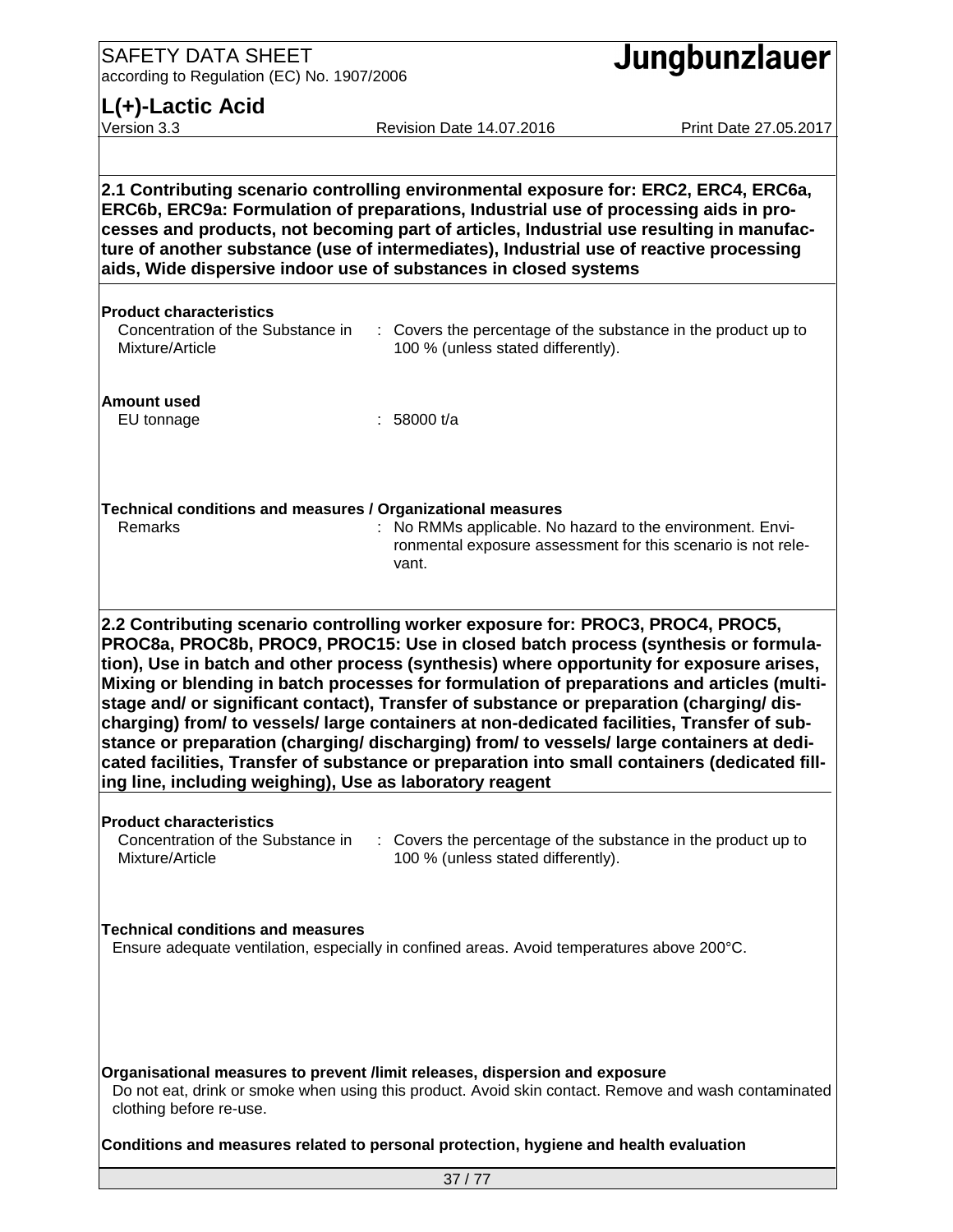**2.1 Contributing scenario controlling environmental exposure for: ERC2, ERC4, ERC6a, ERC6b, ERC9a: Formulation of preparations, Industrial use of processing aids in processes and products, not becoming part of articles, Industrial use resulting in manufacture of another substance (use of intermediates), Industrial use of reactive processing aids, Wide dispersive indoor use of substances in closed systems**

**Product characteristics**

Concentration of the Substance in Mixture/Article : Covers the percentage of the substance in the product up to 100 % (unless stated differently).

**Amount used**

EU tonnage : 58000 t/a

**Technical conditions and measures / Organizational measures**

Remarks : No RMMs applicable. No hazard to the environment. Environmental exposure assessment for this scenario is not relevant.

**2.2 Contributing scenario controlling worker exposure for: PROC3, PROC4, PROC5, PROC8a, PROC8b, PROC9, PROC15: Use in closed batch process (synthesis or formulation), Use in batch and other process (synthesis) where opportunity for exposure arises, Mixing or blending in batch processes for formulation of preparations and articles (multistage and/ or significant contact), Transfer of substance or preparation (charging/ discharging) from/ to vessels/ large containers at non-dedicated facilities, Transfer of substance or preparation (charging/ discharging) from/ to vessels/ large containers at dedicated facilities, Transfer of substance or preparation into small containers (dedicated filling line, including weighing), Use as laboratory reagent**

**Product characteristics**

Concentration of the Substance in Mixture/Article : Covers the percentage of the substance in the product up to 100 % (unless stated differently).

**Technical conditions and measures**

Ensure adequate ventilation, especially in confined areas. Avoid temperatures above 200°C.

**Organisational measures to prevent /limit releases, dispersion and exposure**

Do not eat, drink or smoke when using this product. Avoid skin contact. Remove and wash contaminated clothing before re-use.

**Conditions and measures related to personal protection, hygiene and health evaluation**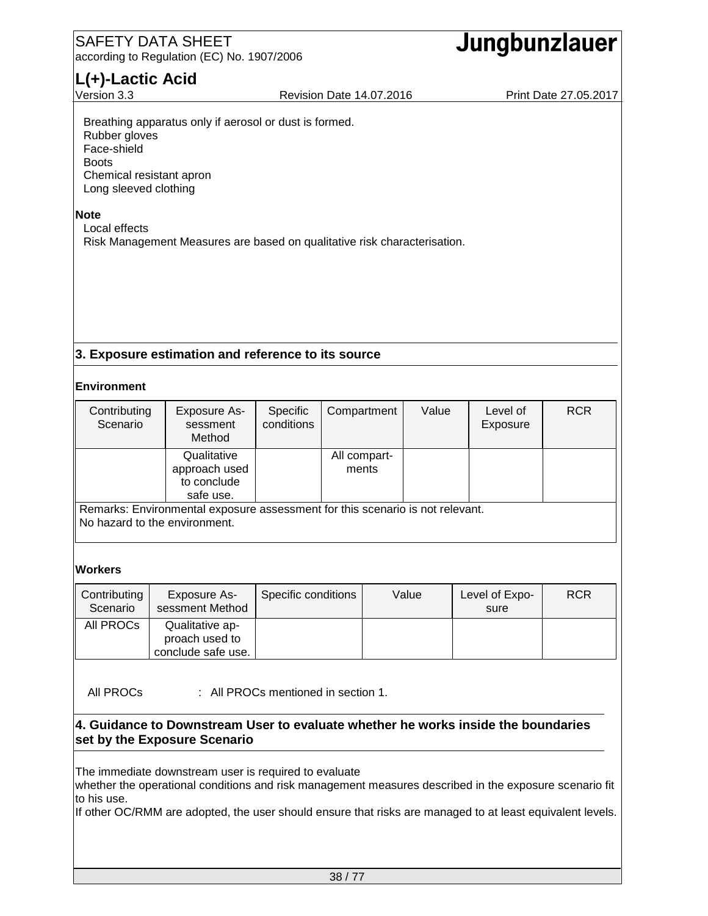Breathing apparatus only if aerosol or dust is formed.
Rubber gloves
Face-shield
Boots
Chemical resistant apron
Long sleeved clothing

**Note**

Local effects
Risk Management Measures are based on qualitative risk characterisation.

## 3. Exposure estimation and reference to its source

**Environment**

| Contributing Scenario | Exposure Assessment Method | Specific conditions | Compartment | Value | Level of Exposure | RCR |
|---|---|---|---|---|---|---|
| | Qualitative approach used to conclude safe use. | | All compartments | | | |
| Remarks: Environmental exposure assessment for this scenario is not relevant. No hazard to the environment. | | | | | | |

**Workers**

| Contributing Scenario | Exposure Assessment Method | Specific conditions | Value | Level of Exposure | RCR |
|---|---|---|---|---|---|
| All PROCs | Qualitative approach used to conclude safe use. | | | | |

All PROCs : All PROCs mentioned in section 1.

## 4. Guidance to Downstream User to evaluate whether he works inside the boundaries set by the Exposure Scenario

The immediate downstream user is required to evaluate
whether the operational conditions and risk management measures described in the exposure scenario fit to his use.
If other OC/RMM are adopted, the user should ensure that risks are managed to at least equivalent levels.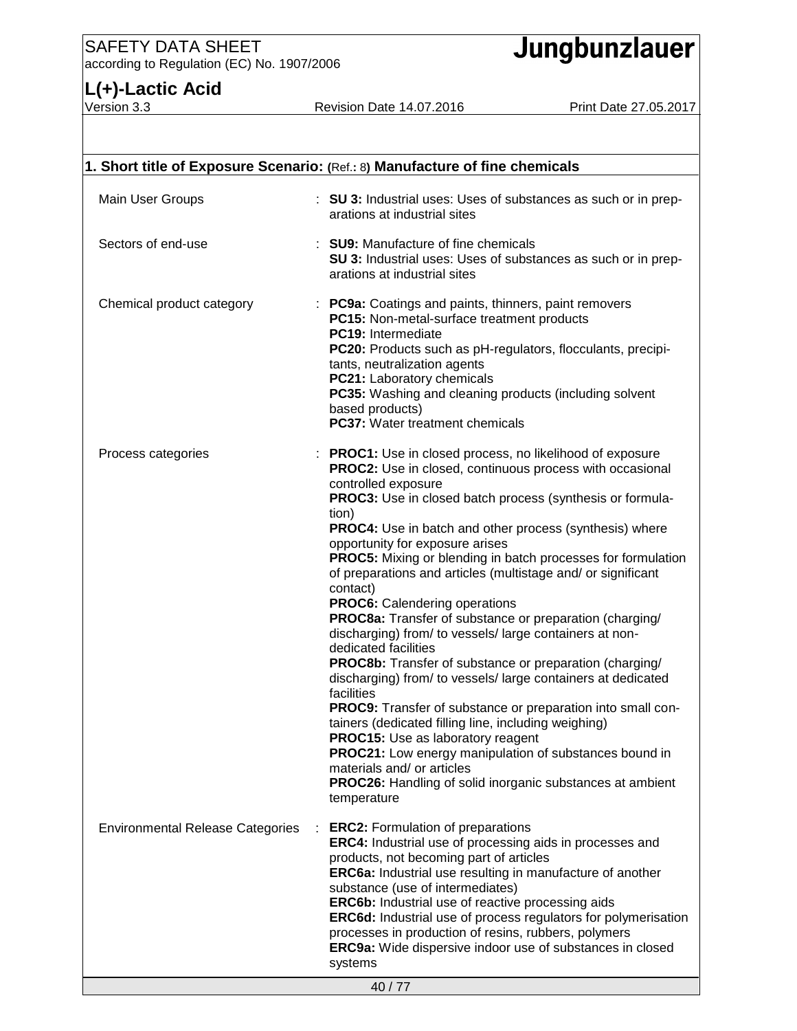## 1. Short title of Exposure Scenario: (Ref.: 8) Manufacture of fine chemicals

| | |
|---|---|
| Main User Groups | : **SU 3:** Industrial uses: Uses of substances as such or in preparations at industrial sites |
| Sectors of end-use | : **SU9:** Manufacture of fine chemicals<br>**SU 3:** Industrial uses: Uses of substances as such or in preparations at industrial sites |
| Chemical product category | : **PC9a:** Coatings and paints, thinners, paint removers<br>**PC15:** Non-metal-surface treatment products<br>**PC19:** Intermediate<br>**PC20:** Products such as pH-regulators, flocculants, precipitants, neutralization agents<br>**PC21:** Laboratory chemicals<br>**PC35:** Washing and cleaning products (including solvent based products)<br>**PC37:** Water treatment chemicals |
| Process categories | : **PROC1:** Use in closed process, no likelihood of exposure<br>**PROC2:** Use in closed, continuous process with occasional controlled exposure<br>**PROC3:** Use in closed batch process (synthesis or formulation)<br>**PROC4:** Use in batch and other process (synthesis) where opportunity for exposure arises<br>**PROC5:** Mixing or blending in batch processes for formulation of preparations and articles (multistage and/ or significant contact)<br>**PROC6:** Calendering operations<br>**PROC8a:** Transfer of substance or preparation (charging/ discharging) from/ to vessels/ large containers at non-dedicated facilities<br>**PROC8b:** Transfer of substance or preparation (charging/ discharging) from/ to vessels/ large containers at dedicated facilities<br>**PROC9:** Transfer of substance or preparation into small containers (dedicated filling line, including weighing)<br>**PROC15:** Use as laboratory reagent<br>**PROC21:** Low energy manipulation of substances bound in materials and/ or articles<br>**PROC26:** Handling of solid inorganic substances at ambient temperature |
| Environmental Release Categories | : **ERC2:** Formulation of preparations<br>**ERC4:** Industrial use of processing aids in processes and products, not becoming part of articles<br>**ERC6a:** Industrial use resulting in manufacture of another substance (use of intermediates)<br>**ERC6b:** Industrial use of reactive processing aids<br>**ERC6d:** Industrial use of process regulators for polymerisation processes in production of resins, rubbers, polymers<br>**ERC9a:** Wide dispersive indoor use of substances in closed systems |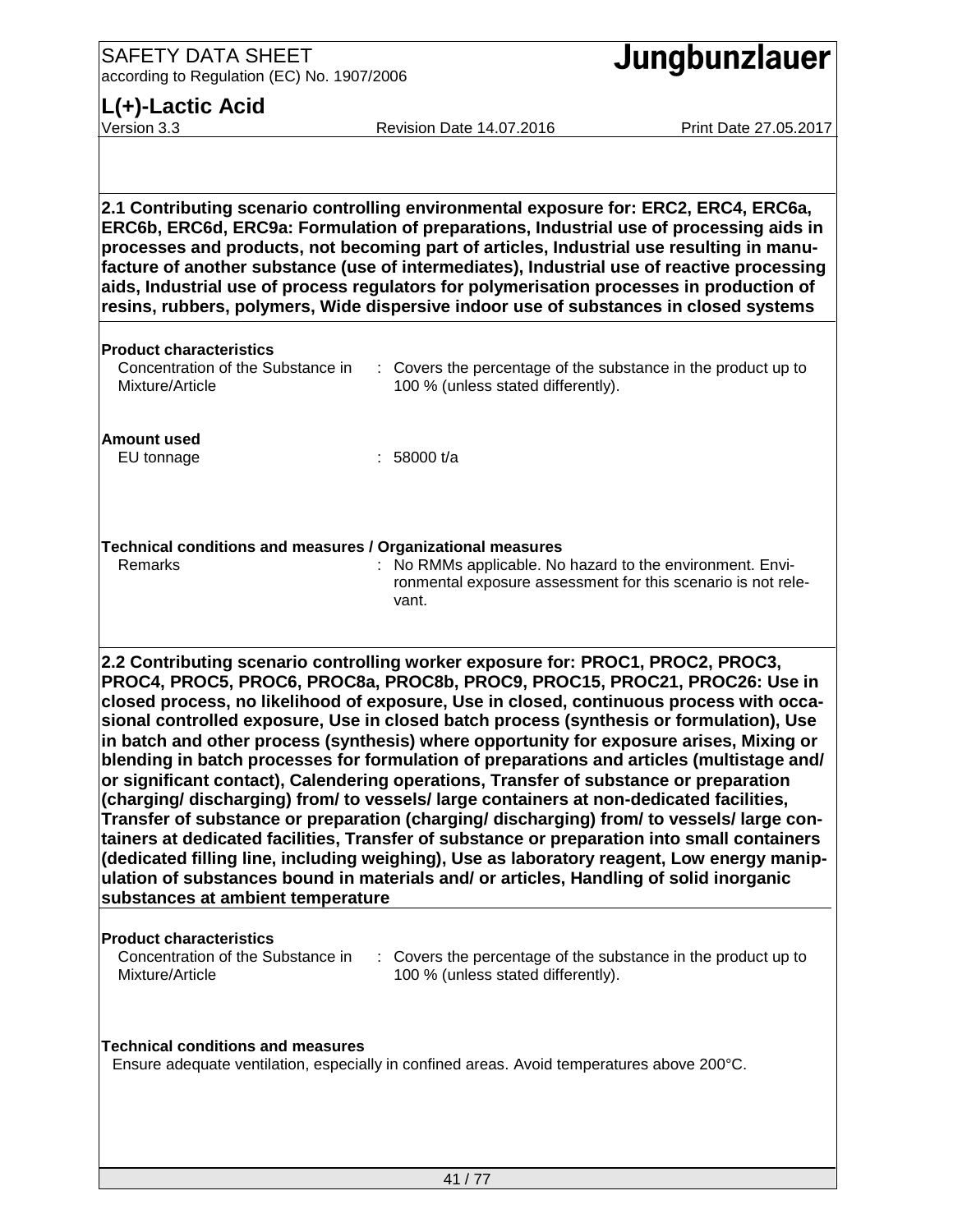**2.1 Contributing scenario controlling environmental exposure for: ERC2, ERC4, ERC6a, ERC6b, ERC6d, ERC9a: Formulation of preparations, Industrial use of processing aids in processes and products, not becoming part of articles, Industrial use resulting in manufacture of another substance (use of intermediates), Industrial use of reactive processing aids, Industrial use of process regulators for polymerisation processes in production of resins, rubbers, polymers, Wide dispersive indoor use of substances in closed systems**

**Product characteristics**

Concentration of the Substance in Mixture/Article : Covers the percentage of the substance in the product up to 100 % (unless stated differently).

**Amount used**

EU tonnage : 58000 t/a

**Technical conditions and measures / Organizational measures**

Remarks : No RMMs applicable. No hazard to the environment. Environmental exposure assessment for this scenario is not relevant.

**2.2 Contributing scenario controlling worker exposure for: PROC1, PROC2, PROC3, PROC4, PROC5, PROC6, PROC8a, PROC8b, PROC9, PROC15, PROC21, PROC26: Use in closed process, no likelihood of exposure, Use in closed, continuous process with occasional controlled exposure, Use in closed batch process (synthesis or formulation), Use in batch and other process (synthesis) where opportunity for exposure arises, Mixing or blending in batch processes for formulation of preparations and articles (multistage and/ or significant contact), Calendering operations, Transfer of substance or preparation (charging/ discharging) from/ to vessels/ large containers at non-dedicated facilities, Transfer of substance or preparation (charging/ discharging) from/ to vessels/ large containers at dedicated facilities, Transfer of substance or preparation into small containers (dedicated filling line, including weighing), Use as laboratory reagent, Low energy manipulation of substances bound in materials and/ or articles, Handling of solid inorganic substances at ambient temperature**

**Product characteristics**

Concentration of the Substance in Mixture/Article : Covers the percentage of the substance in the product up to 100 % (unless stated differently).

**Technical conditions and measures**

Ensure adequate ventilation, especially in confined areas. Avoid temperatures above 200°C.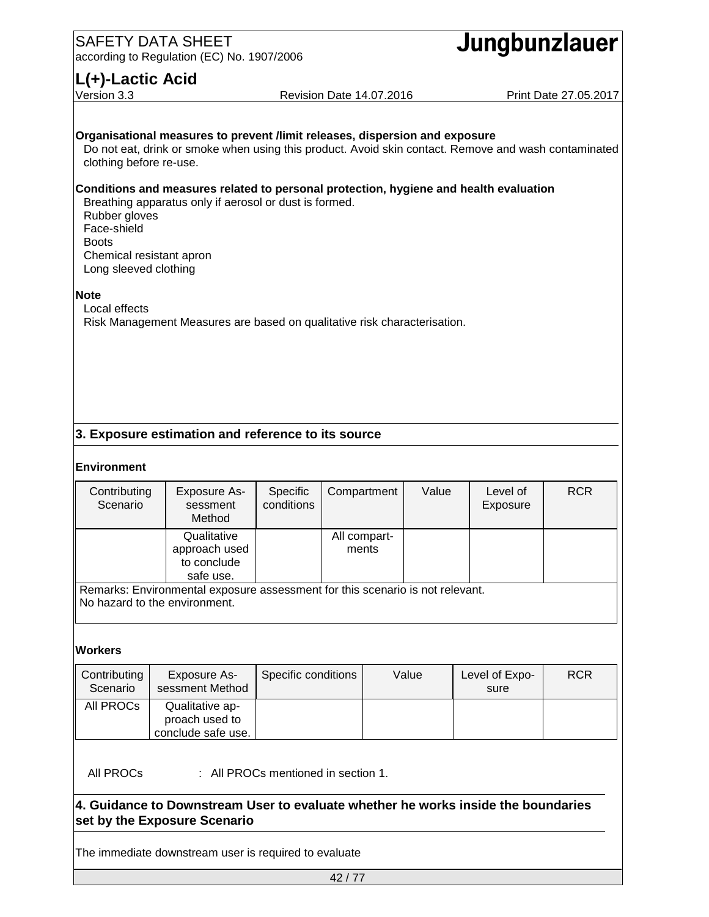**Organisational measures to prevent /limit releases, dispersion and exposure**

Do not eat, drink or smoke when using this product. Avoid skin contact. Remove and wash contaminated clothing before re-use.

**Conditions and measures related to personal protection, hygiene and health evaluation**

Breathing apparatus only if aerosol or dust is formed.
Rubber gloves
Face-shield
Boots
Chemical resistant apron
Long sleeved clothing

**Note**

Local effects
Risk Management Measures are based on qualitative risk characterisation.

## 3. Exposure estimation and reference to its source

**Environment**

| Contributing Scenario | Exposure Assessment Method | Specific conditions | Compartment | Value | Level of Exposure | RCR |
|---|---|---|---|---|---|---|
| | Qualitative approach used to conclude safe use. | | All compartments | | | |
| Remarks: Environmental exposure assessment for this scenario is not relevant. No hazard to the environment. | | | | | | |

**Workers**

| Contributing Scenario | Exposure Assessment Method | Specific conditions | Value | Level of Exposure | RCR |
|---|---|---|---|---|---|
| All PROCs | Qualitative approach used to conclude safe use. | | | | |

All PROCs : All PROCs mentioned in section 1.

## 4. Guidance to Downstream User to evaluate whether he works inside the boundaries set by the Exposure Scenario

The immediate downstream user is required to evaluate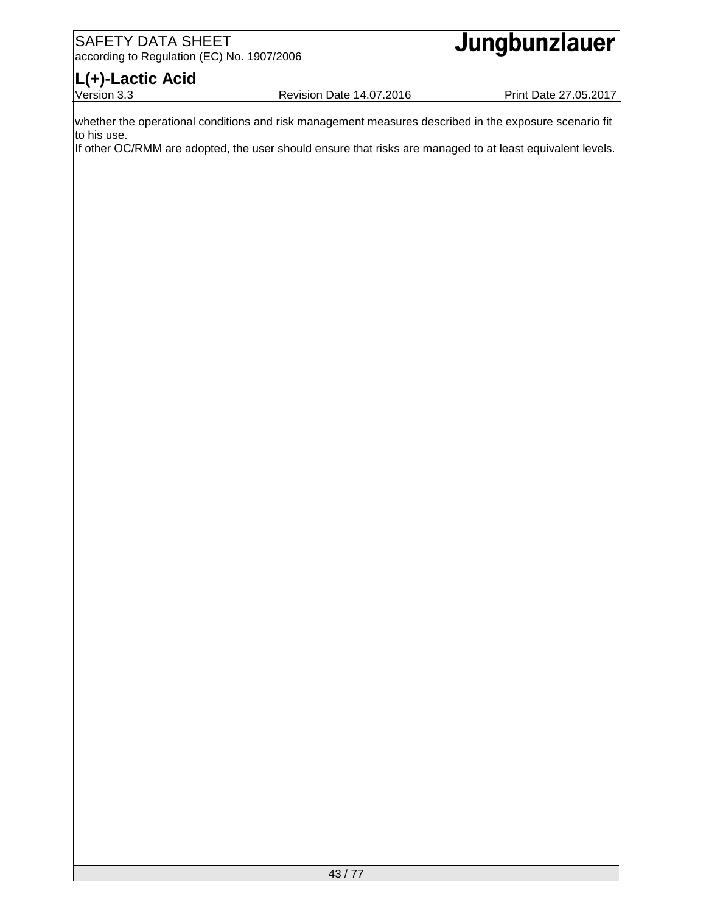whether the operational conditions and risk management measures described in the exposure scenario fit to his use.

If other OC/RMM are adopted, the user should ensure that risks are managed to at least equivalent levels.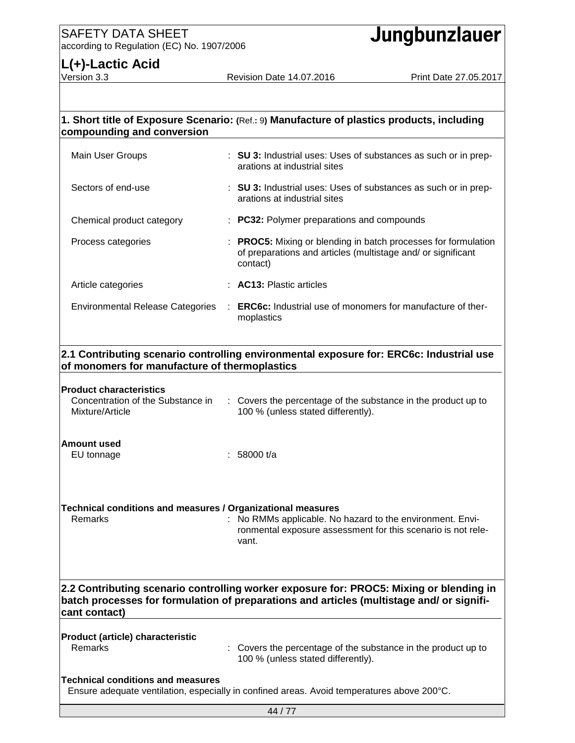## 1. Short title of Exposure Scenario: (Ref.: 9) Manufacture of plastics products, including compounding and conversion

| | |
|---|---|
| Main User Groups | : **SU 3:** Industrial uses: Uses of substances as such or in preparations at industrial sites |
| Sectors of end-use | : **SU 3:** Industrial uses: Uses of substances as such or in preparations at industrial sites |
| Chemical product category | : **PC32:** Polymer preparations and compounds |
| Process categories | : **PROC5:** Mixing or blending in batch processes for formulation of preparations and articles (multistage and/ or significant contact) |
| Article categories | : **AC13:** Plastic articles |
| Environmental Release Categories | : **ERC6c:** Industrial use of monomers for manufacture of thermoplastics |

## 2.1 Contributing scenario controlling environmental exposure for: ERC6c: Industrial use of monomers for manufacture of thermoplastics

**Product characteristics**

| | |
|---|---|
| Concentration of the Substance in Mixture/Article | : Covers the percentage of the substance in the product up to 100 % (unless stated differently). |

**Amount used**

| | |
|---|---|
| EU tonnage | : 58000 t/a |

**Technical conditions and measures / Organizational measures**

| | |
|---|---|
| Remarks | : No RMMs applicable. No hazard to the environment. Environmental exposure assessment for this scenario is not relevant. |

## 2.2 Contributing scenario controlling worker exposure for: PROC5: Mixing or blending in batch processes for formulation of preparations and articles (multistage and/ or significant contact)

**Product (article) characteristic**

| | |
|---|---|
| Remarks | : Covers the percentage of the substance in the product up to 100 % (unless stated differently). |

**Technical conditions and measures**

Ensure adequate ventilation, especially in confined areas. Avoid temperatures above 200°C.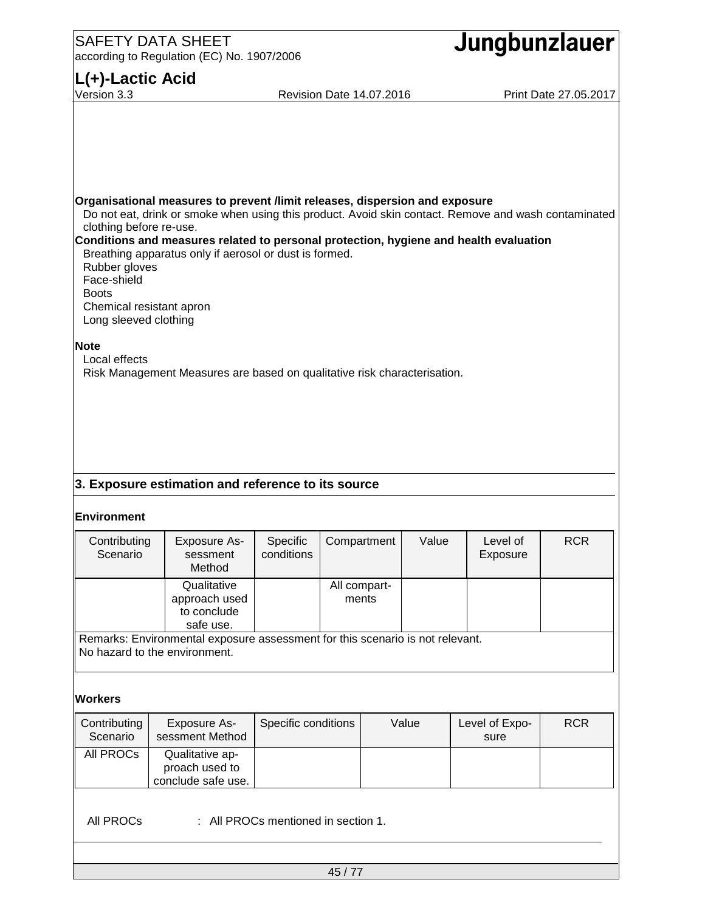**Organisational measures to prevent /limit releases, dispersion and exposure**

Do not eat, drink or smoke when using this product. Avoid skin contact. Remove and wash contaminated clothing before re-use.

**Conditions and measures related to personal protection, hygiene and health evaluation**

Breathing apparatus only if aerosol or dust is formed.
Rubber gloves
Face-shield
Boots
Chemical resistant apron
Long sleeved clothing

**Note**

Local effects
Risk Management Measures are based on qualitative risk characterisation.

## 3. Exposure estimation and reference to its source

**Environment**

| Contributing Scenario | Exposure Assessment Method | Specific conditions | Compartment | Value | Level of Exposure | RCR |
|---|---|---|---|---|---|---|
| | Qualitative approach used to conclude safe use. | | All compartments | | | |
| Remarks: Environmental exposure assessment for this scenario is not relevant. No hazard to the environment. | | | | | | |

**Workers**

| Contributing Scenario | Exposure Assessment Method | Specific conditions | Value | Level of Exposure | RCR |
|---|---|---|---|---|---|
| All PROCs | Qualitative approach used to conclude safe use. | | | | |

All PROCs : All PROCs mentioned in section 1.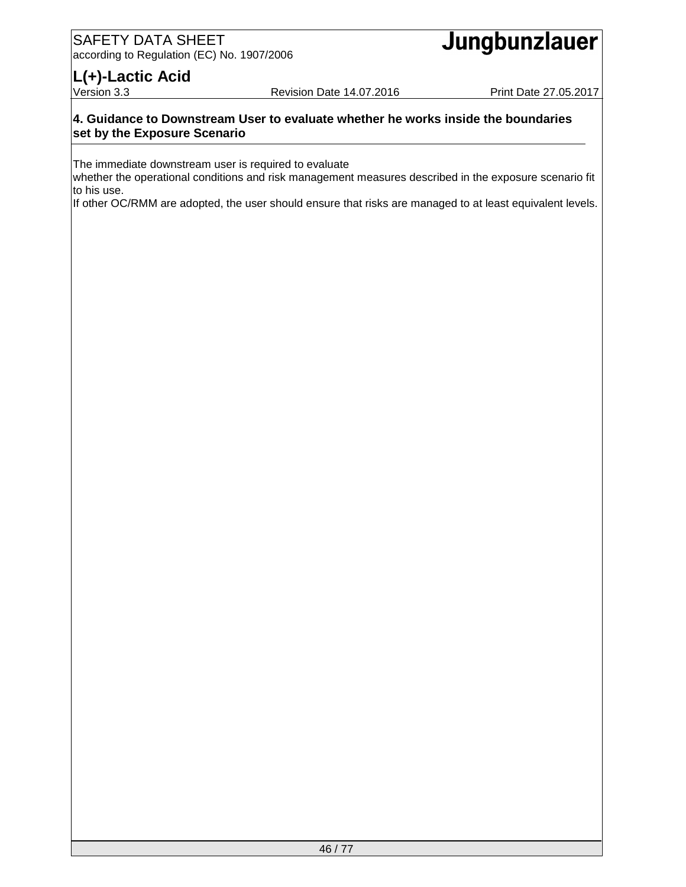## 4. Guidance to Downstream User to evaluate whether he works inside the boundaries set by the Exposure Scenario

The immediate downstream user is required to evaluate
whether the operational conditions and risk management measures described in the exposure scenario fit to his use.
If other OC/RMM are adopted, the user should ensure that risks are managed to at least equivalent levels.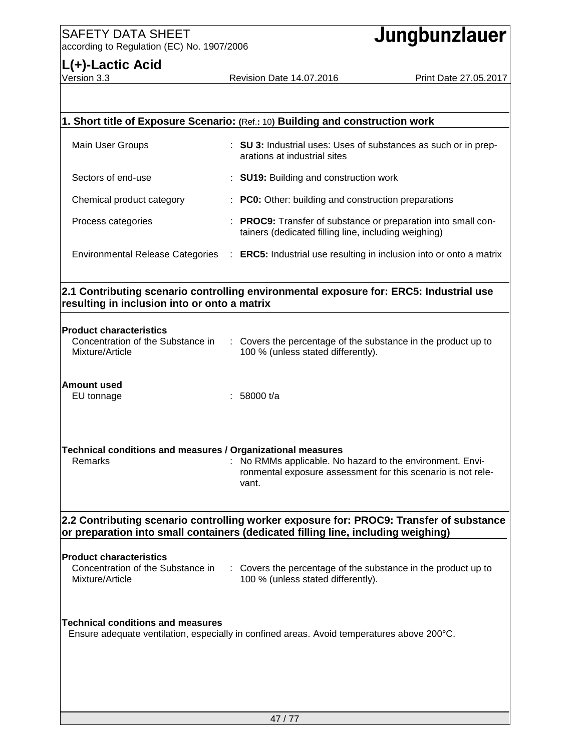## 1. Short title of Exposure Scenario: (Ref.: 10) Building and construction work

| | | |
|---|---|---|
| Main User Groups | : | **SU 3:** Industrial uses: Uses of substances as such or in preparations at industrial sites |
| Sectors of end-use | : | **SU19:** Building and construction work |
| Chemical product category | : | **PC0:** Other: building and construction preparations |
| Process categories | : | **PROC9:** Transfer of substance or preparation into small containers (dedicated filling line, including weighing) |
| Environmental Release Categories | : | **ERC5:** Industrial use resulting in inclusion into or onto a matrix |

## 2.1 Contributing scenario controlling environmental exposure for: ERC5: Industrial use resulting in inclusion into or onto a matrix

**Product characteristics**

| | | |
|---|---|---|
| Concentration of the Substance in Mixture/Article | : | Covers the percentage of the substance in the product up to 100 % (unless stated differently). |

**Amount used**

| | | |
|---|---|---|
| EU tonnage | : | 58000 t/a |

**Technical conditions and measures / Organizational measures**

| | | |
|---|---|---|
| Remarks | : | No RMMs applicable. No hazard to the environment. Environmental exposure assessment for this scenario is not relevant. |

## 2.2 Contributing scenario controlling worker exposure for: PROC9: Transfer of substance or preparation into small containers (dedicated filling line, including weighing)

**Product characteristics**

| | | |
|---|---|---|
| Concentration of the Substance in Mixture/Article | : | Covers the percentage of the substance in the product up to 100 % (unless stated differently). |

**Technical conditions and measures**

Ensure adequate ventilation, especially in confined areas. Avoid temperatures above 200°C.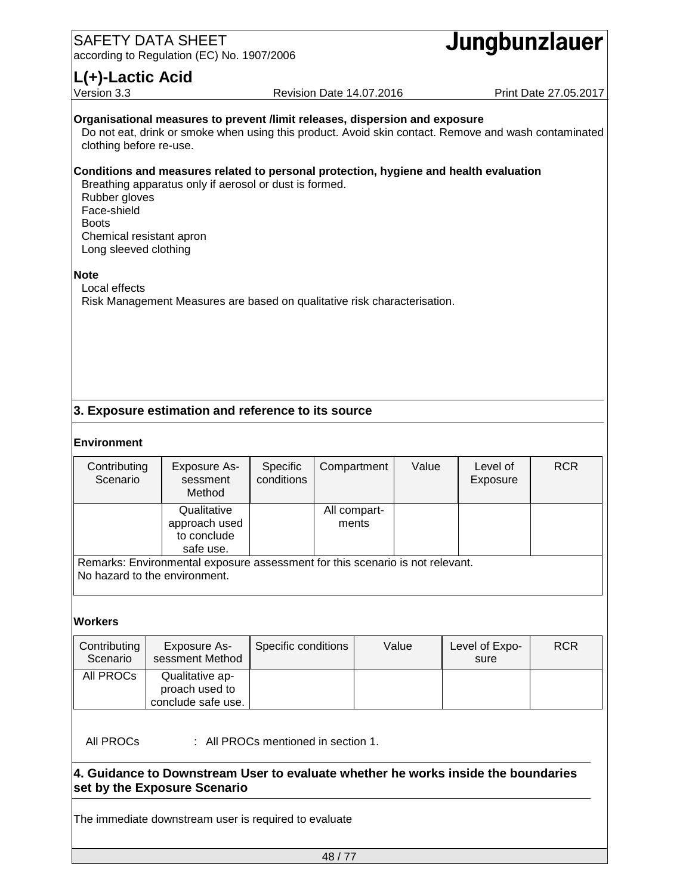**Organisational measures to prevent /limit releases, dispersion and exposure**

Do not eat, drink or smoke when using this product. Avoid skin contact. Remove and wash contaminated clothing before re-use.

**Conditions and measures related to personal protection, hygiene and health evaluation**

Breathing apparatus only if aerosol or dust is formed.
Rubber gloves
Face-shield
Boots
Chemical resistant apron
Long sleeved clothing

**Note**

Local effects
Risk Management Measures are based on qualitative risk characterisation.

## 3. Exposure estimation and reference to its source

**Environment**

| Contributing Scenario | Exposure Assessment Method | Specific conditions | Compartment | Value | Level of Exposure | RCR |
|---|---|---|---|---|---|---|
| | Qualitative approach used to conclude safe use. | | All compartments | | | |
| Remarks: Environmental exposure assessment for this scenario is not relevant. No hazard to the environment. | | | | | | |

**Workers**

| Contributing Scenario | Exposure Assessment Method | Specific conditions | Value | Level of Exposure | RCR |
|---|---|---|---|---|---|
| All PROCs | Qualitative approach used to conclude safe use. | | | | |

All PROCs : All PROCs mentioned in section 1.

## 4. Guidance to Downstream User to evaluate whether he works inside the boundaries set by the Exposure Scenario

The immediate downstream user is required to evaluate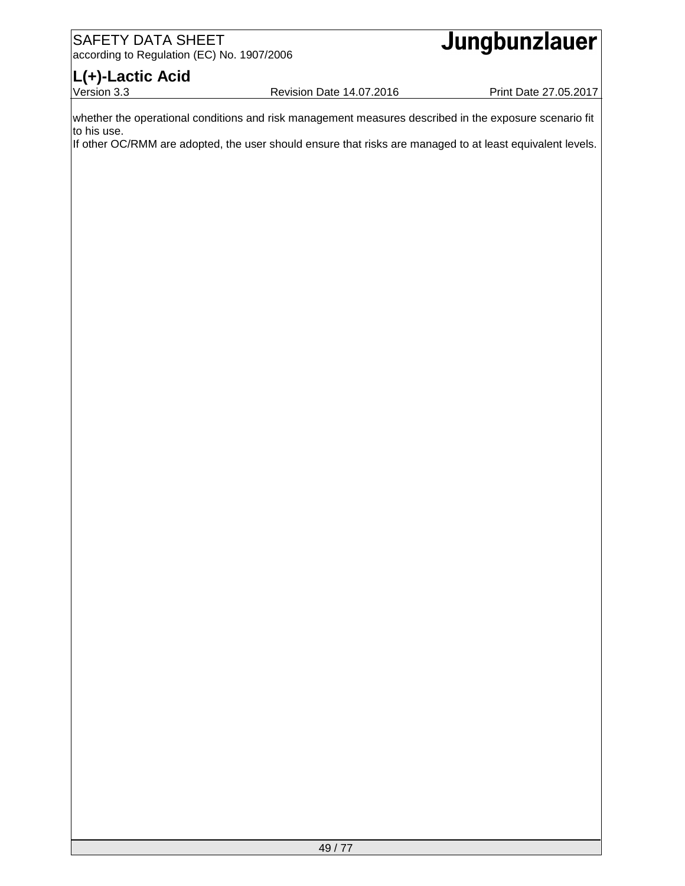whether the operational conditions and risk management measures described in the exposure scenario fit to his use.

If other OC/RMM are adopted, the user should ensure that risks are managed to at least equivalent levels.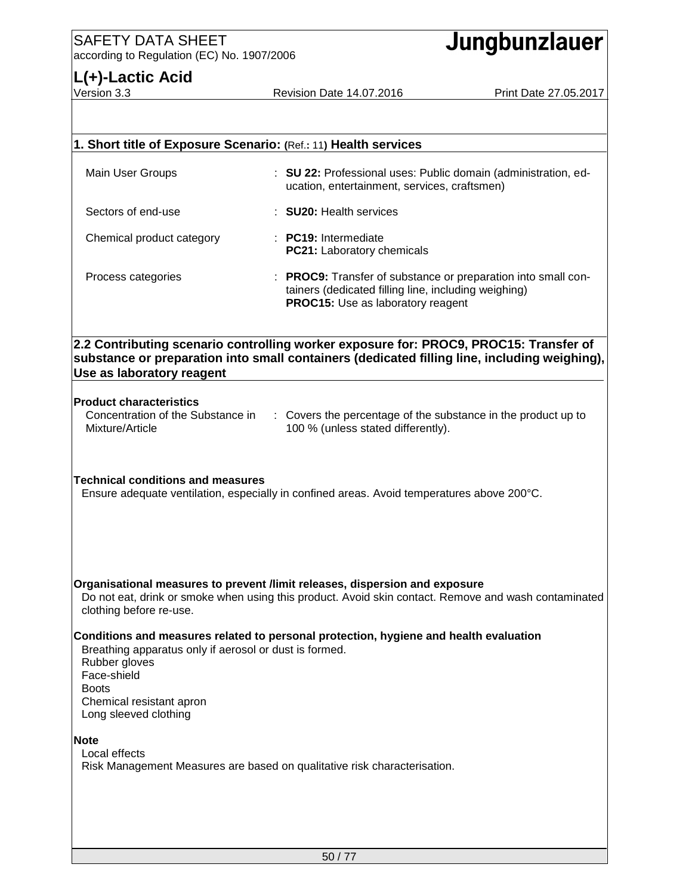## 1. Short title of Exposure Scenario: (Ref.: 11) Health services

| | |
|---|---|
| Main User Groups | : **SU 22:** Professional uses: Public domain (administration, education, entertainment, services, craftsmen) |
| Sectors of end-use | : **SU20:** Health services |
| Chemical product category | : **PC19:** Intermediate<br>**PC21:** Laboratory chemicals |
| Process categories | : **PROC9:** Transfer of substance or preparation into small containers (dedicated filling line, including weighing)<br>**PROC15:** Use as laboratory reagent |

## 2.2 Contributing scenario controlling worker exposure for: PROC9, PROC15: Transfer of substance or preparation into small containers (dedicated filling line, including weighing), Use as laboratory reagent

**Product characteristics**

| | |
|---|---|
| Concentration of the Substance in Mixture/Article | : Covers the percentage of the substance in the product up to 100 % (unless stated differently). |

**Technical conditions and measures**

Ensure adequate ventilation, especially in confined areas. Avoid temperatures above 200°C.

**Organisational measures to prevent /limit releases, dispersion and exposure**

Do not eat, drink or smoke when using this product. Avoid skin contact. Remove and wash contaminated clothing before re-use.

**Conditions and measures related to personal protection, hygiene and health evaluation**

Breathing apparatus only if aerosol or dust is formed.
Rubber gloves
Face-shield
Boots
Chemical resistant apron
Long sleeved clothing

**Note**

Local effects
Risk Management Measures are based on qualitative risk characterisation.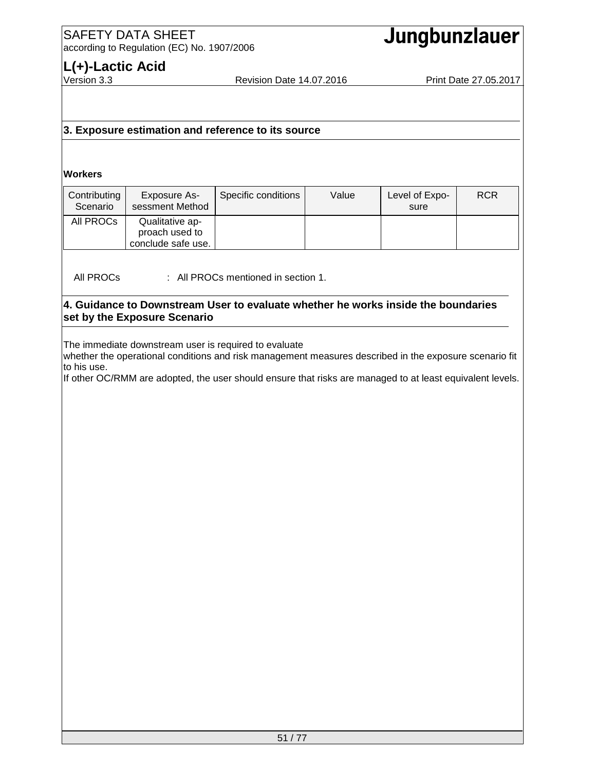## 3. Exposure estimation and reference to its source

**Workers**

| Contributing Scenario | Exposure Assessment Method | Specific conditions | Value | Level of Exposure | RCR |
|---|---|---|---|---|---|
| All PROCs | Qualitative approach used to conclude safe use. | | | | |

All PROCs : All PROCs mentioned in section 1.

## 4. Guidance to Downstream User to evaluate whether he works inside the boundaries set by the Exposure Scenario

The immediate downstream user is required to evaluate
whether the operational conditions and risk management measures described in the exposure scenario fit to his use.
If other OC/RMM are adopted, the user should ensure that risks are managed to at least equivalent levels.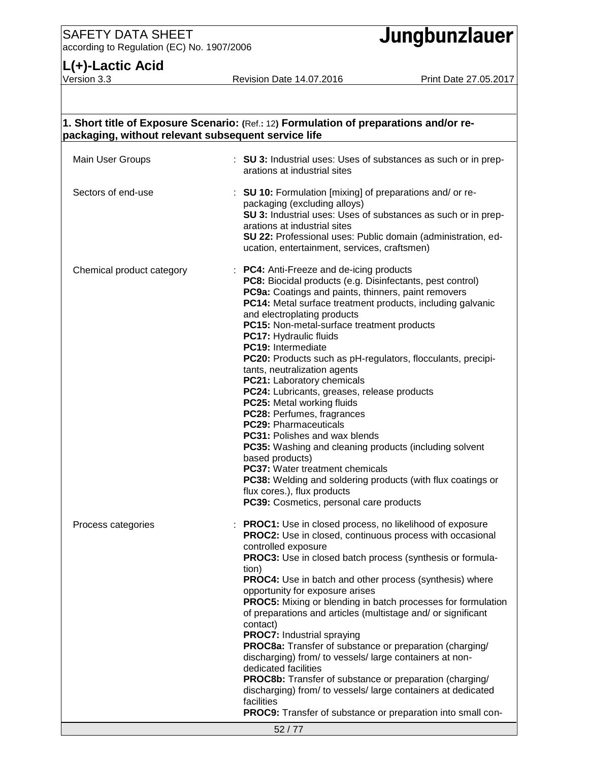## 1. Short title of Exposure Scenario: (Ref.: 12) Formulation of preparations and/or re-packaging, without relevant subsequent service life

| | |
|---|---|
| Main User Groups | : **SU 3:** Industrial uses: Uses of substances as such or in preparations at industrial sites |
| Sectors of end-use | : **SU 10:** Formulation [mixing] of preparations and/ or re-packaging (excluding alloys)<br>**SU 3:** Industrial uses: Uses of substances as such or in preparations at industrial sites<br>**SU 22:** Professional uses: Public domain (administration, education, entertainment, services, craftsmen) |
| Chemical product category | : **PC4:** Anti-Freeze and de-icing products<br>**PC8:** Biocidal products (e.g. Disinfectants, pest control)<br>**PC9a:** Coatings and paints, thinners, paint removers<br>**PC14:** Metal surface treatment products, including galvanic and electroplating products<br>**PC15:** Non-metal-surface treatment products<br>**PC17:** Hydraulic fluids<br>**PC19:** Intermediate<br>**PC20:** Products such as pH-regulators, flocculants, precipitants, neutralization agents<br>**PC21:** Laboratory chemicals<br>**PC24:** Lubricants, greases, release products<br>**PC25:** Metal working fluids<br>**PC28:** Perfumes, fragrances<br>**PC29:** Pharmaceuticals<br>**PC31:** Polishes and wax blends<br>**PC35:** Washing and cleaning products (including solvent based products)<br>**PC37:** Water treatment chemicals<br>**PC38:** Welding and soldering products (with flux coatings or flux cores.), flux products<br>**PC39:** Cosmetics, personal care products |
| Process categories | : **PROC1:** Use in closed process, no likelihood of exposure<br>**PROC2:** Use in closed, continuous process with occasional controlled exposure<br>**PROC3:** Use in closed batch process (synthesis or formulation)<br>**PROC4:** Use in batch and other process (synthesis) where opportunity for exposure arises<br>**PROC5:** Mixing or blending in batch processes for formulation of preparations and articles (multistage and/ or significant contact)<br>**PROC7:** Industrial spraying<br>**PROC8a:** Transfer of substance or preparation (charging/ discharging) from/ to vessels/ large containers at non-dedicated facilities<br>**PROC8b:** Transfer of substance or preparation (charging/ discharging) from/ to vessels/ large containers at dedicated facilities<br>**PROC9:** Transfer of substance or preparation into small con- |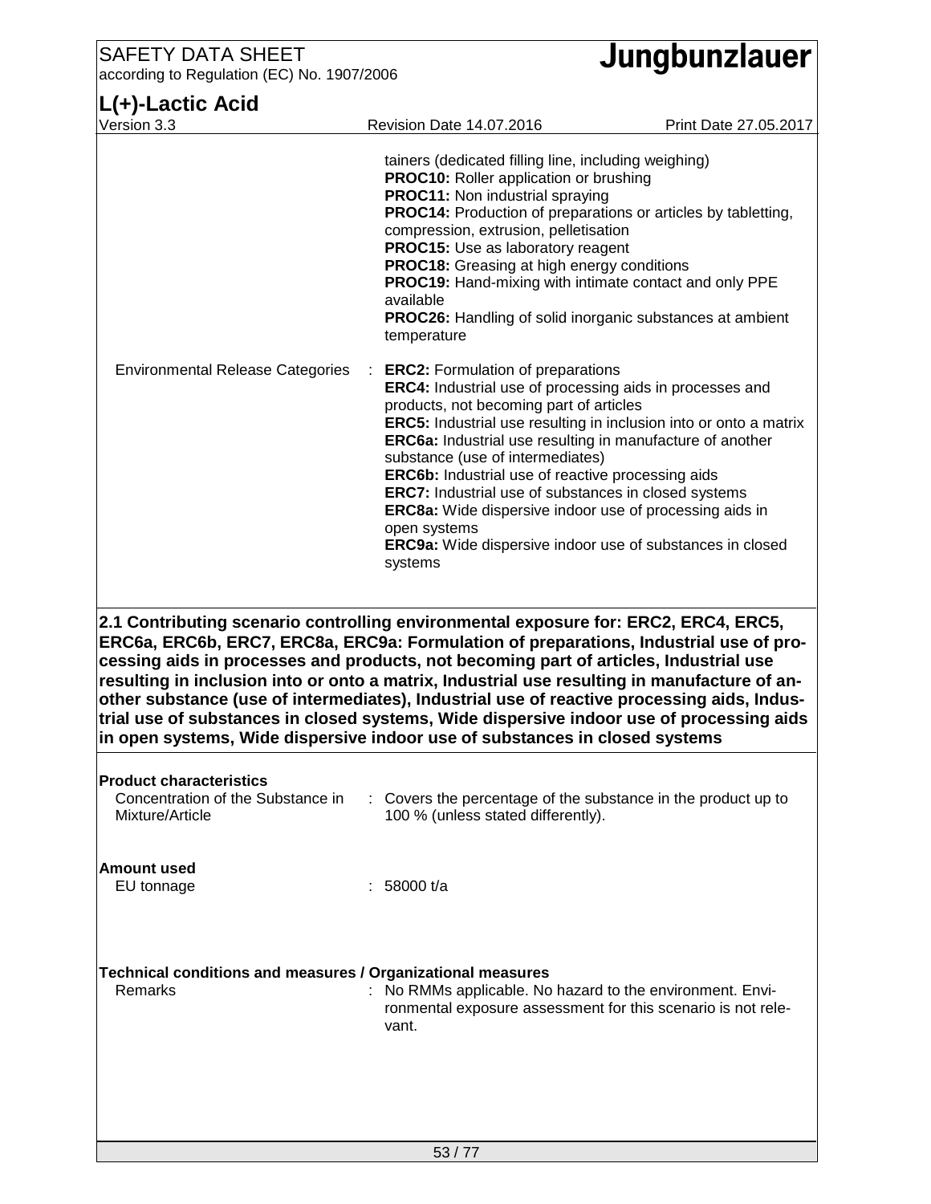tainers (dedicated filling line, including weighing)
**PROC10:** Roller application or brushing
**PROC11:** Non industrial spraying
**PROC14:** Production of preparations or articles by tabletting, compression, extrusion, pelletisation
**PROC15:** Use as laboratory reagent
**PROC18:** Greasing at high energy conditions
**PROC19:** Hand-mixing with intimate contact and only PPE available
**PROC26:** Handling of solid inorganic substances at ambient temperature

Environmental Release Categories : **ERC2:** Formulation of preparations
**ERC4:** Industrial use of processing aids in processes and products, not becoming part of articles
**ERC5:** Industrial use resulting in inclusion into or onto a matrix
**ERC6a:** Industrial use resulting in manufacture of another substance (use of intermediates)
**ERC6b:** Industrial use of reactive processing aids
**ERC7:** Industrial use of substances in closed systems
**ERC8a:** Wide dispersive indoor use of processing aids in open systems
**ERC9a:** Wide dispersive indoor use of substances in closed systems

## 2.1 Contributing scenario controlling environmental exposure for: ERC2, ERC4, ERC5, ERC6a, ERC6b, ERC7, ERC8a, ERC9a: Formulation of preparations, Industrial use of processing aids in processes and products, not becoming part of articles, Industrial use resulting in inclusion into or onto a matrix, Industrial use resulting in manufacture of another substance (use of intermediates), Industrial use of reactive processing aids, Industrial use of substances in closed systems, Wide dispersive indoor use of processing aids in open systems, Wide dispersive indoor use of substances in closed systems

**Product characteristics**

Concentration of the Substance in Mixture/Article : Covers the percentage of the substance in the product up to 100 % (unless stated differently).

**Amount used**

EU tonnage : 58000 t/a

**Technical conditions and measures / Organizational measures**

Remarks : No RMMs applicable. No hazard to the environment. Environmental exposure assessment for this scenario is not relevant.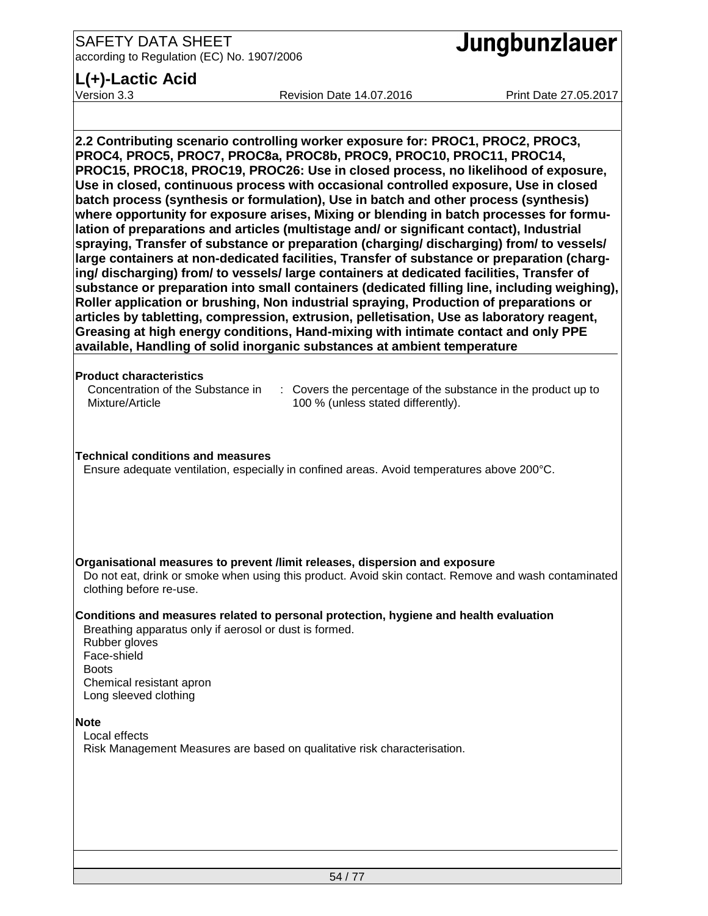## 2.2 Contributing scenario controlling worker exposure for: PROC1, PROC2, PROC3, PROC4, PROC5, PROC7, PROC8a, PROC8b, PROC9, PROC10, PROC11, PROC14, PROC15, PROC18, PROC19, PROC26: Use in closed process, no likelihood of exposure, Use in closed, continuous process with occasional controlled exposure, Use in closed batch process (synthesis or formulation), Use in batch and other process (synthesis) where opportunity for exposure arises, Mixing or blending in batch processes for formulation of preparations and articles (multistage and/ or significant contact), Industrial spraying, Transfer of substance or preparation (charging/ discharging) from/ to vessels/ large containers at non-dedicated facilities, Transfer of substance or preparation (charging/ discharging) from/ to vessels/ large containers at dedicated facilities, Transfer of substance or preparation into small containers (dedicated filling line, including weighing), Roller application or brushing, Non industrial spraying, Production of preparations or articles by tabletting, compression, extrusion, pelletisation, Use as laboratory reagent, Greasing at high energy conditions, Hand-mixing with intimate contact and only PPE available, Handling of solid inorganic substances at ambient temperature

**Product characteristics**

Concentration of the Substance in Mixture/Article : Covers the percentage of the substance in the product up to 100 % (unless stated differently).

**Technical conditions and measures**

Ensure adequate ventilation, especially in confined areas. Avoid temperatures above 200°C.

**Organisational measures to prevent /limit releases, dispersion and exposure**

Do not eat, drink or smoke when using this product. Avoid skin contact. Remove and wash contaminated clothing before re-use.

**Conditions and measures related to personal protection, hygiene and health evaluation**

Breathing apparatus only if aerosol or dust is formed.
Rubber gloves
Face-shield
Boots
Chemical resistant apron
Long sleeved clothing

**Note**

Local effects
Risk Management Measures are based on qualitative risk characterisation.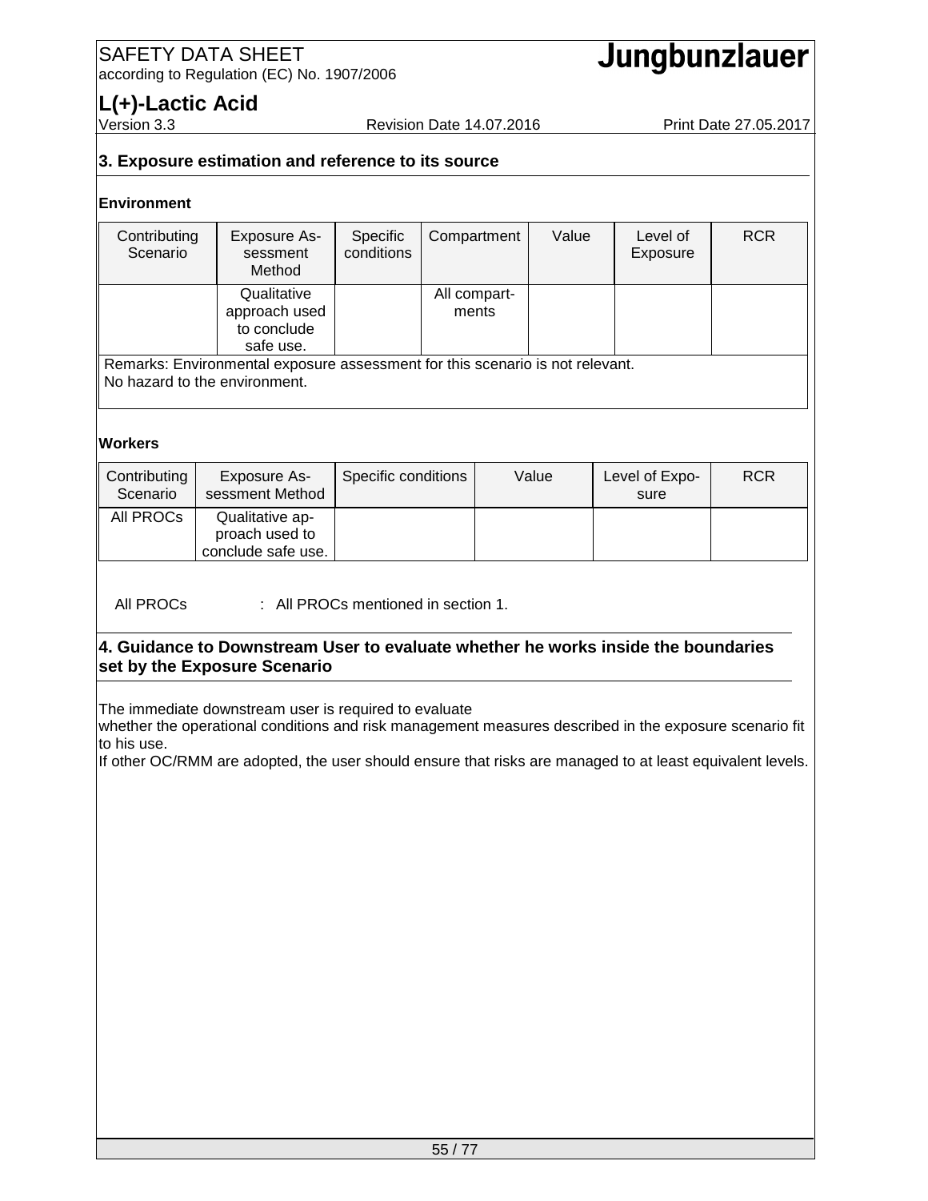## 3. Exposure estimation and reference to its source

**Environment**

| Contributing Scenario | Exposure Assessment Method | Specific conditions | Compartment | Value | Level of Exposure | RCR |
|---|---|---|---|---|---|---|
| | Qualitative approach used to conclude safe use. | | All compartments | | | |

Remarks: Environmental exposure assessment for this scenario is not relevant.
No hazard to the environment.

**Workers**

| Contributing Scenario | Exposure Assessment Method | Specific conditions | Value | Level of Exposure | RCR |
|---|---|---|---|---|---|
| All PROCs | Qualitative approach used to conclude safe use. | | | | |

All PROCs : All PROCs mentioned in section 1.

## 4. Guidance to Downstream User to evaluate whether he works inside the boundaries set by the Exposure Scenario

The immediate downstream user is required to evaluate
whether the operational conditions and risk management measures described in the exposure scenario fit to his use.
If other OC/RMM are adopted, the user should ensure that risks are managed to at least equivalent levels.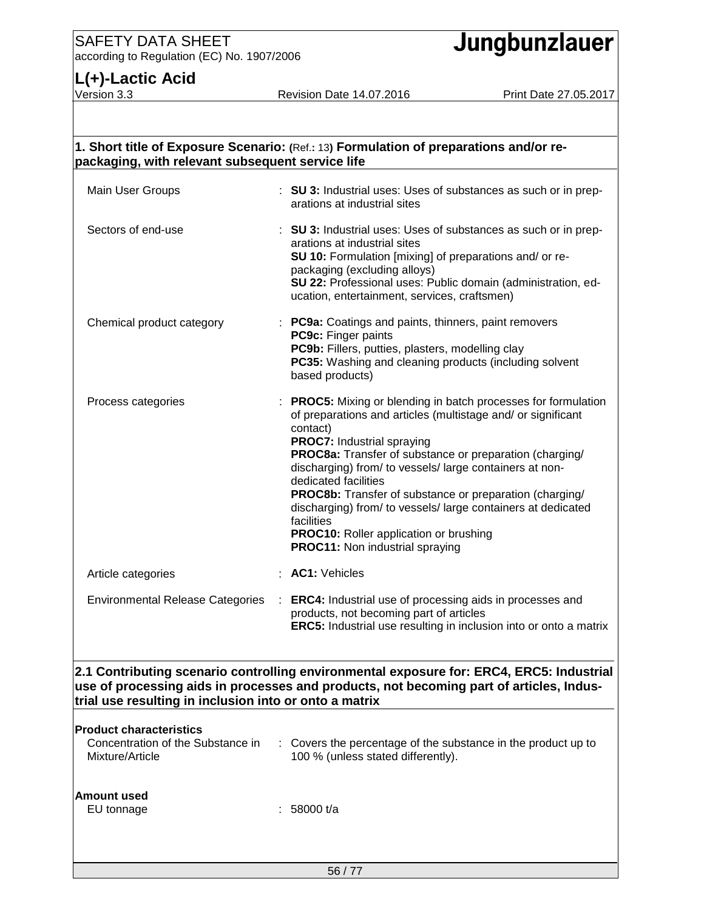## 1. Short title of Exposure Scenario: (Ref.: 13) Formulation of preparations and/or re-packaging, with relevant subsequent service life

| | | |
|---|---|---|
| Main User Groups | : | **SU 3:** Industrial uses: Uses of substances as such or in preparations at industrial sites |
| Sectors of end-use | : | **SU 3:** Industrial uses: Uses of substances as such or in preparations at industrial sites<br>**SU 10:** Formulation [mixing] of preparations and/ or re-packaging (excluding alloys)<br>**SU 22:** Professional uses: Public domain (administration, education, entertainment, services, craftsmen) |
| Chemical product category | : | **PC9a:** Coatings and paints, thinners, paint removers<br>**PC9c:** Finger paints<br>**PC9b:** Fillers, putties, plasters, modelling clay<br>**PC35:** Washing and cleaning products (including solvent based products) |
| Process categories | : | **PROC5:** Mixing or blending in batch processes for formulation of preparations and articles (multistage and/ or significant contact)<br>**PROC7:** Industrial spraying<br>**PROC8a:** Transfer of substance or preparation (charging/ discharging) from/ to vessels/ large containers at non-dedicated facilities<br>**PROC8b:** Transfer of substance or preparation (charging/ discharging) from/ to vessels/ large containers at dedicated facilities<br>**PROC10:** Roller application or brushing<br>**PROC11:** Non industrial spraying |
| Article categories | : | **AC1:** Vehicles |
| Environmental Release Categories | : | **ERC4:** Industrial use of processing aids in processes and products, not becoming part of articles<br>**ERC5:** Industrial use resulting in inclusion into or onto a matrix |

## 2.1 Contributing scenario controlling environmental exposure for: ERC4, ERC5: Industrial use of processing aids in processes and products, not becoming part of articles, Industrial use resulting in inclusion into or onto a matrix

**Product characteristics**

| | | |
|---|---|---|
| Concentration of the Substance in Mixture/Article | : | Covers the percentage of the substance in the product up to 100 % (unless stated differently). |

**Amount used**

| | | |
|---|---|---|
| EU tonnage | : | 58000 t/a |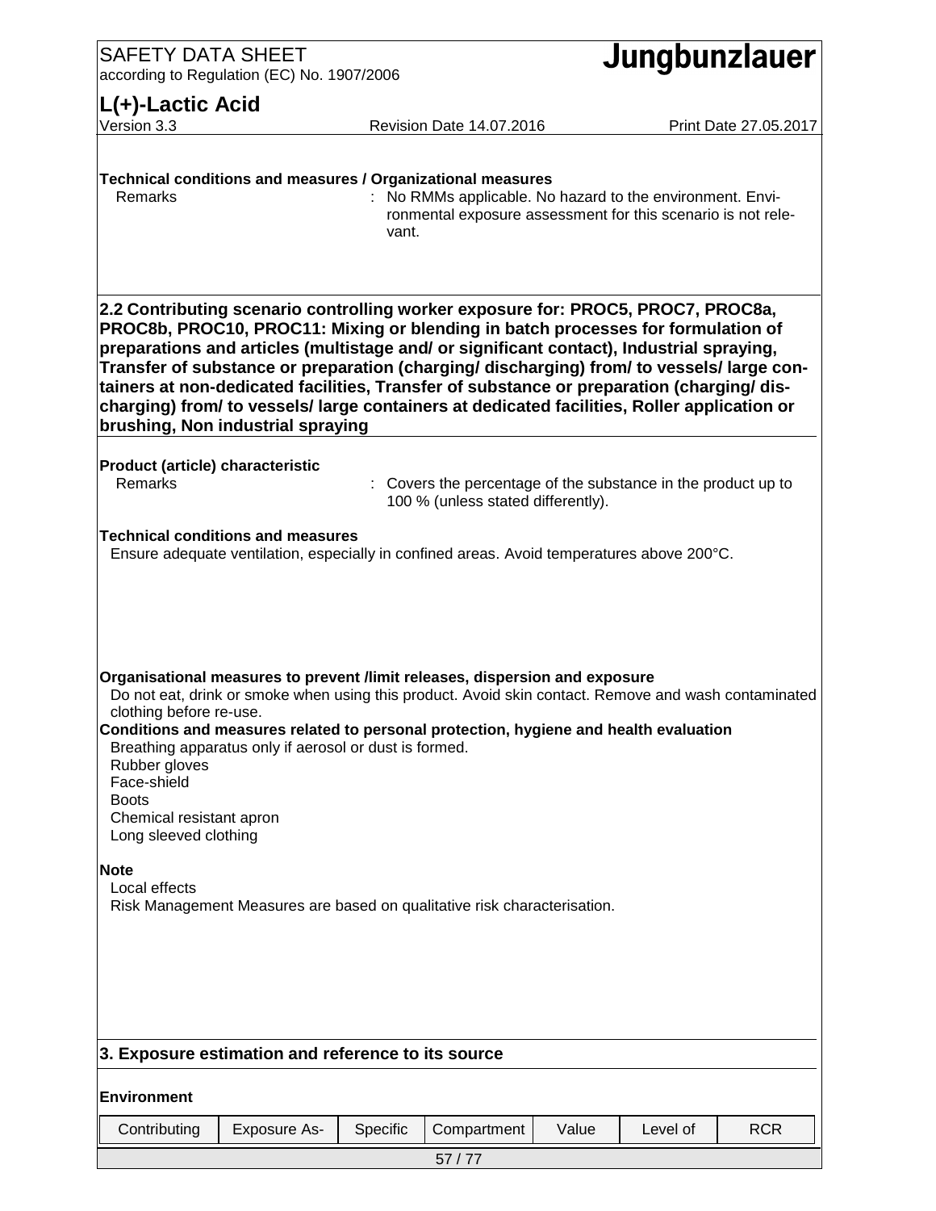**Technical conditions and measures / Organizational measures**

Remarks : No RMMs applicable. No hazard to the environment. Environmental exposure assessment for this scenario is not relevant.

## 2.2 Contributing scenario controlling worker exposure for: PROC5, PROC7, PROC8a, PROC8b, PROC10, PROC11: Mixing or blending in batch processes for formulation of preparations and articles (multistage and/ or significant contact), Industrial spraying, Transfer of substance or preparation (charging/ discharging) from/ to vessels/ large containers at non-dedicated facilities, Transfer of substance or preparation (charging/ discharging) from/ to vessels/ large containers at dedicated facilities, Roller application or brushing, Non industrial spraying

**Product (article) characteristic**

Remarks : Covers the percentage of the substance in the product up to 100 % (unless stated differently).

**Technical conditions and measures**

Ensure adequate ventilation, especially in confined areas. Avoid temperatures above 200°C.

**Organisational measures to prevent /limit releases, dispersion and exposure**

Do not eat, drink or smoke when using this product. Avoid skin contact. Remove and wash contaminated clothing before re-use.

**Conditions and measures related to personal protection, hygiene and health evaluation**

Breathing apparatus only if aerosol or dust is formed.
Rubber gloves
Face-shield
Boots
Chemical resistant apron
Long sleeved clothing

**Note**

Local effects
Risk Management Measures are based on qualitative risk characterisation.

## 3. Exposure estimation and reference to its source

**Environment**

| Contributing | Exposure As- | Specific | Compartment | Value | Level of | RCR |
|---|---|---|---|---|---|---|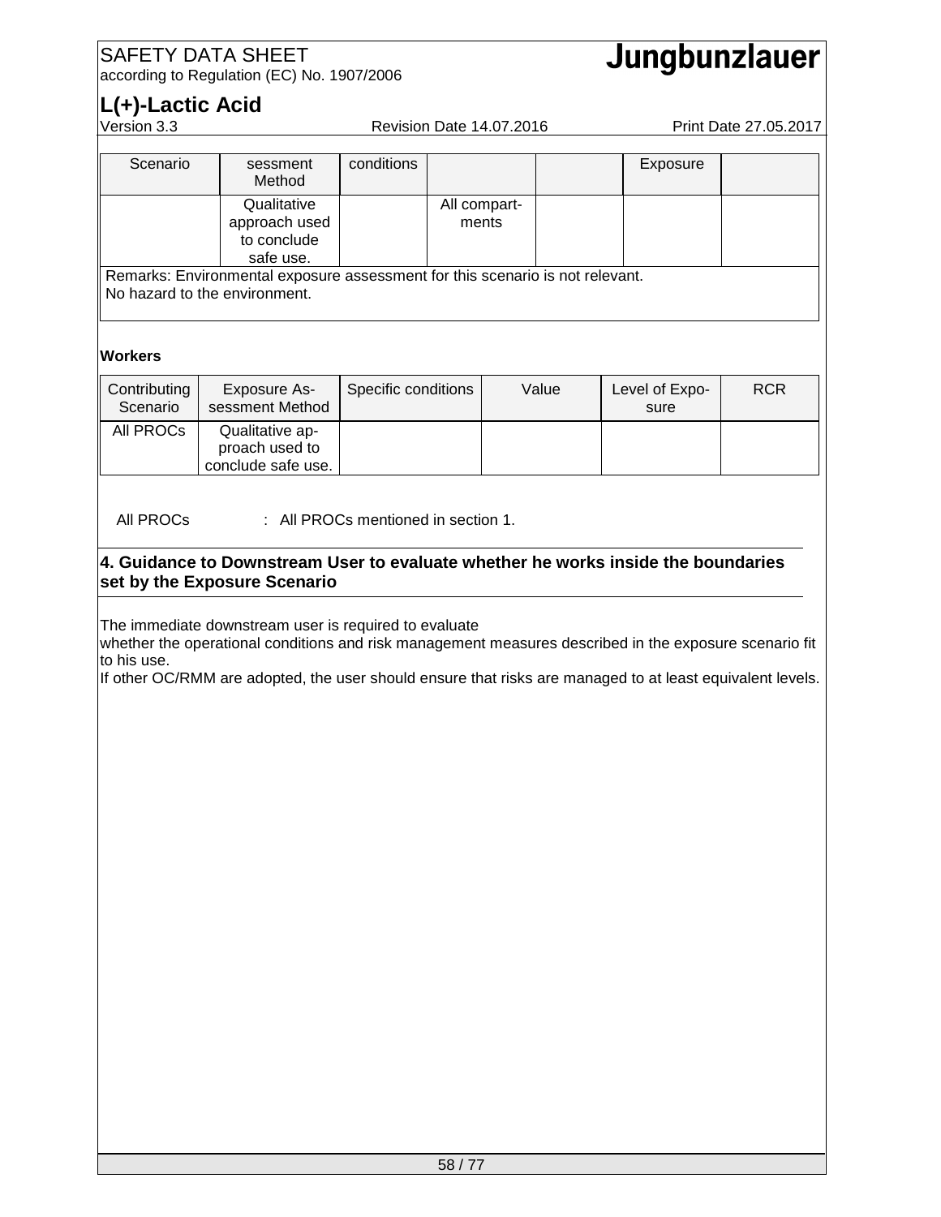| Scenario | sessment Method | conditions | | | Exposure | |
|---|---|---|---|---|---|---|
| | Qualitative approach used to conclude safe use. | | All compartments | | | |
| Remarks: Environmental exposure assessment for this scenario is not relevant. No hazard to the environment. | | | | | | |

**Workers**

| Contributing Scenario | Exposure Assessment Method | Specific conditions | Value | Level of Exposure | RCR |
|---|---|---|---|---|---|
| All PROCs | Qualitative approach used to conclude safe use. | | | | |

All PROCs : All PROCs mentioned in section 1.

## 4. Guidance to Downstream User to evaluate whether he works inside the boundaries set by the Exposure Scenario

The immediate downstream user is required to evaluate
whether the operational conditions and risk management measures described in the exposure scenario fit to his use.
If other OC/RMM are adopted, the user should ensure that risks are managed to at least equivalent levels.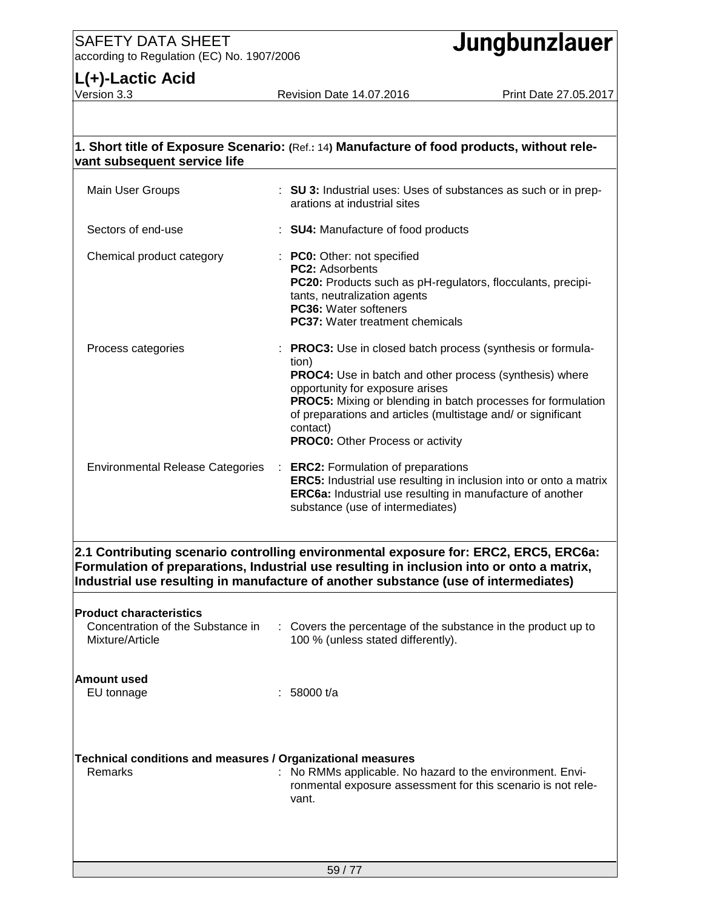## 1. Short title of Exposure Scenario: (Ref.: 14) Manufacture of food products, without relevant subsequent service life

| | |
|---|---|
| Main User Groups | : **SU 3:** Industrial uses: Uses of substances as such or in preparations at industrial sites |
| Sectors of end-use | : **SU4:** Manufacture of food products |
| Chemical product category | : **PC0:** Other: not specified<br>**PC2:** Adsorbents<br>**PC20:** Products such as pH-regulators, flocculants, precipitants, neutralization agents<br>**PC36:** Water softeners<br>**PC37:** Water treatment chemicals |
| Process categories | : **PROC3:** Use in closed batch process (synthesis or formulation)<br>**PROC4:** Use in batch and other process (synthesis) where opportunity for exposure arises<br>**PROC5:** Mixing or blending in batch processes for formulation of preparations and articles (multistage and/ or significant contact)<br>**PROC0:** Other Process or activity |
| Environmental Release Categories | : **ERC2:** Formulation of preparations<br>**ERC5:** Industrial use resulting in inclusion into or onto a matrix<br>**ERC6a:** Industrial use resulting in manufacture of another substance (use of intermediates) |

## 2.1 Contributing scenario controlling environmental exposure for: ERC2, ERC5, ERC6a: Formulation of preparations, Industrial use resulting in inclusion into or onto a matrix, Industrial use resulting in manufacture of another substance (use of intermediates)

**Product characteristics**

| | |
|---|---|
| Concentration of the Substance in Mixture/Article | : Covers the percentage of the substance in the product up to 100 % (unless stated differently). |

**Amount used**

| | |
|---|---|
| EU tonnage | : 58000 t/a |

**Technical conditions and measures / Organizational measures**

| | |
|---|---|
| Remarks | : No RMMs applicable. No hazard to the environment. Environmental exposure assessment for this scenario is not relevant. |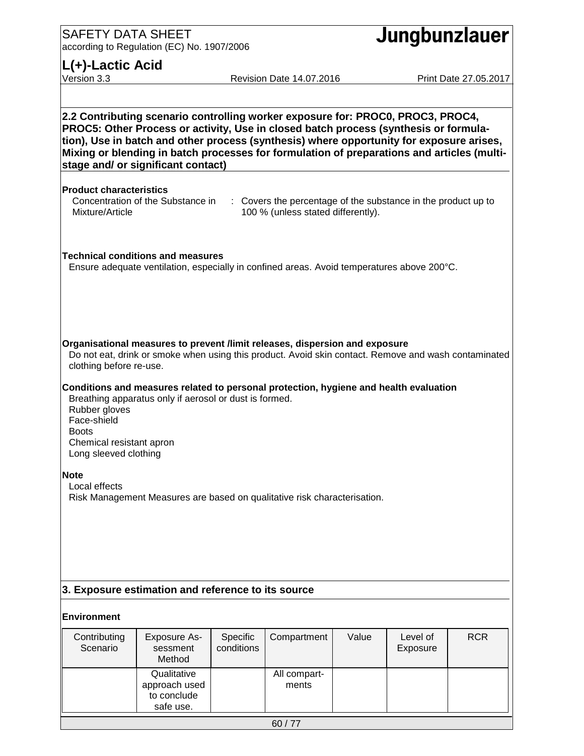## 2.2 Contributing scenario controlling worker exposure for: PROC0, PROC3, PROC4, PROC5: Other Process or activity, Use in closed batch process (synthesis or formulation), Use in batch and other process (synthesis) where opportunity for exposure arises, Mixing or blending in batch processes for formulation of preparations and articles (multistage and/ or significant contact)

**Product characteristics**

Concentration of the Substance in Mixture/Article : Covers the percentage of the substance in the product up to 100 % (unless stated differently).

**Technical conditions and measures**

Ensure adequate ventilation, especially in confined areas. Avoid temperatures above 200°C.

**Organisational measures to prevent /limit releases, dispersion and exposure**

Do not eat, drink or smoke when using this product. Avoid skin contact. Remove and wash contaminated clothing before re-use.

**Conditions and measures related to personal protection, hygiene and health evaluation**

Breathing apparatus only if aerosol or dust is formed.
Rubber gloves
Face-shield
Boots
Chemical resistant apron
Long sleeved clothing

**Note**

Local effects
Risk Management Measures are based on qualitative risk characterisation.

## 3. Exposure estimation and reference to its source

**Environment**

| Contributing Scenario | Exposure Assessment Method | Specific conditions | Compartment | Value | Level of Exposure | RCR |
|---|---|---|---|---|---|---|
| | Qualitative approach used to conclude safe use. | | All compartments | | | |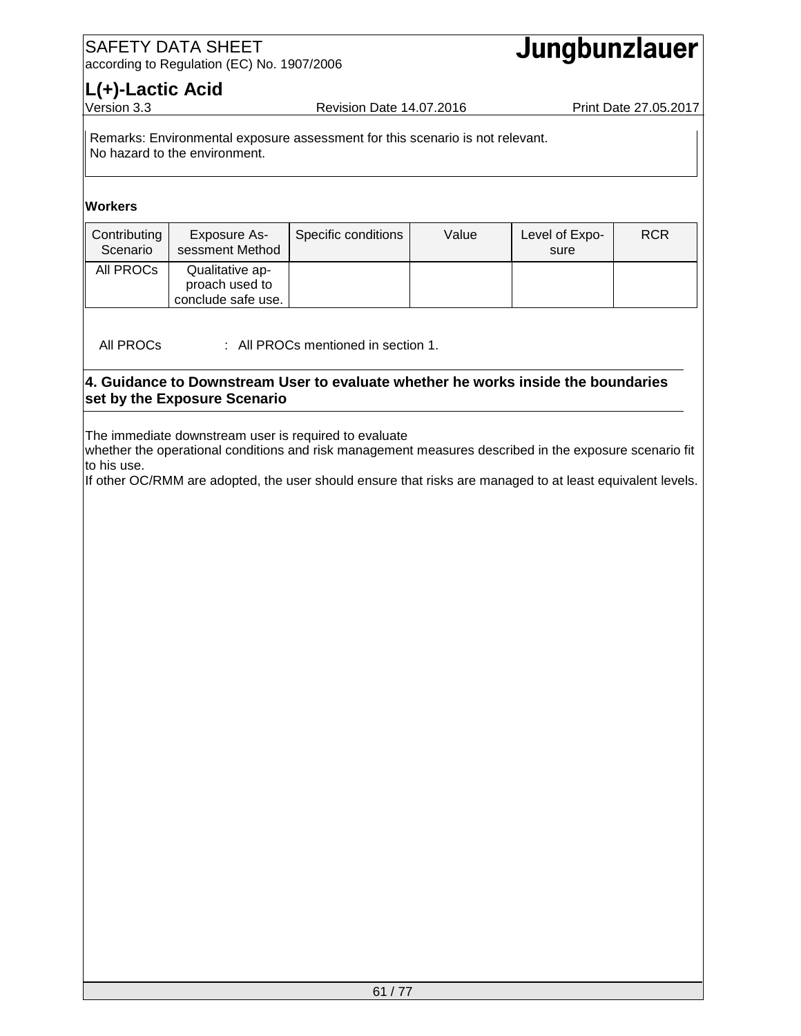Remarks: Environmental exposure assessment for this scenario is not relevant.
No hazard to the environment.

**Workers**

| Contributing Scenario | Exposure Assessment Method | Specific conditions | Value | Level of Exposure | RCR |
|---|---|---|---|---|---|
| All PROCs | Qualitative approach used to conclude safe use. | | | | |

All PROCs : All PROCs mentioned in section 1.

### 4. Guidance to Downstream User to evaluate whether he works inside the boundaries set by the Exposure Scenario

The immediate downstream user is required to evaluate
whether the operational conditions and risk management measures described in the exposure scenario fit to his use.
If other OC/RMM are adopted, the user should ensure that risks are managed to at least equivalent levels.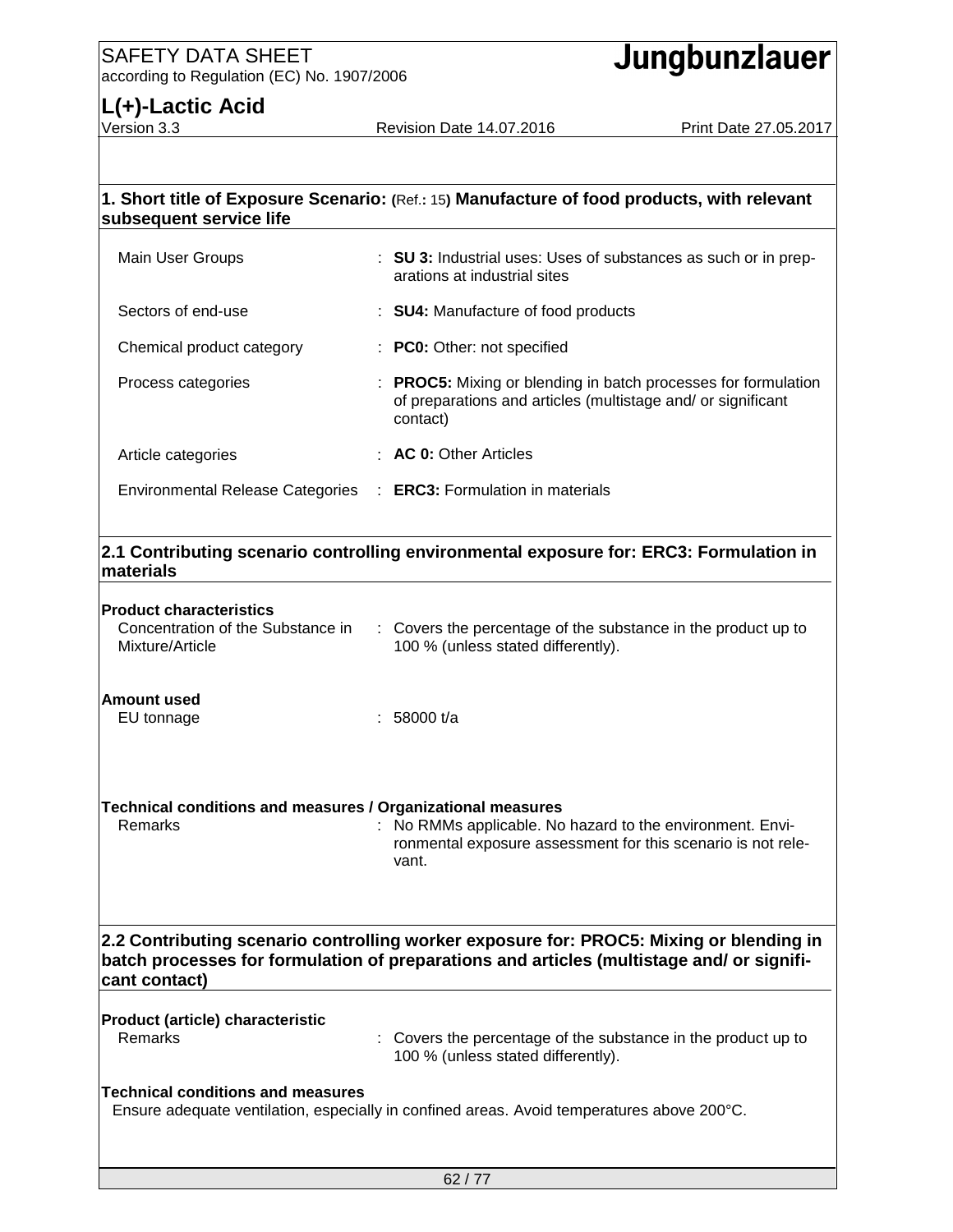## 1. Short title of Exposure Scenario: (Ref.: 15) Manufacture of food products, with relevant subsequent service life

| | | |
|---|---|---|
| Main User Groups | : | **SU 3:** Industrial uses: Uses of substances as such or in preparations at industrial sites |
| Sectors of end-use | : | **SU4:** Manufacture of food products |
| Chemical product category | : | **PC0:** Other: not specified |
| Process categories | : | **PROC5:** Mixing or blending in batch processes for formulation of preparations and articles (multistage and/ or significant contact) |
| Article categories | : | **AC 0:** Other Articles |
| Environmental Release Categories | : | **ERC3:** Formulation in materials |

## 2.1 Contributing scenario controlling environmental exposure for: ERC3: Formulation in materials

**Product characteristics**

Concentration of the Substance in Mixture/Article : Covers the percentage of the substance in the product up to 100 % (unless stated differently).

**Amount used**

EU tonnage : 58000 t/a

**Technical conditions and measures / Organizational measures**

Remarks : No RMMs applicable. No hazard to the environment. Environmental exposure assessment for this scenario is not relevant.

## 2.2 Contributing scenario controlling worker exposure for: PROC5: Mixing or blending in batch processes for formulation of preparations and articles (multistage and/ or significant contact)

**Product (article) characteristic**

Remarks : Covers the percentage of the substance in the product up to 100 % (unless stated differently).

**Technical conditions and measures**

Ensure adequate ventilation, especially in confined areas. Avoid temperatures above 200°C.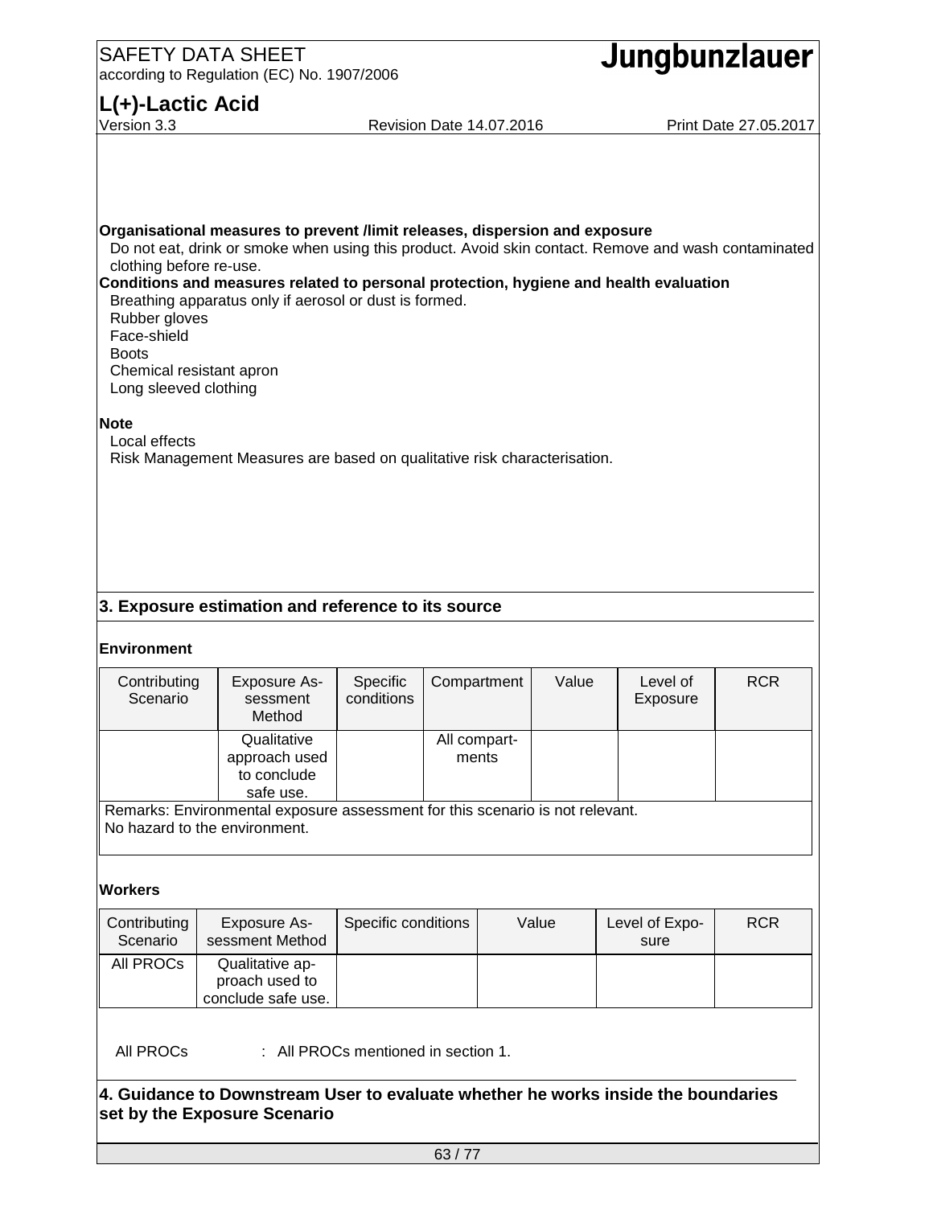**Organisational measures to prevent /limit releases, dispersion and exposure**

Do not eat, drink or smoke when using this product. Avoid skin contact. Remove and wash contaminated clothing before re-use.

**Conditions and measures related to personal protection, hygiene and health evaluation**

Breathing apparatus only if aerosol or dust is formed.
Rubber gloves
Face-shield
Boots
Chemical resistant apron
Long sleeved clothing

**Note**

Local effects
Risk Management Measures are based on qualitative risk characterisation.

## 3. Exposure estimation and reference to its source

**Environment**

| Contributing Scenario | Exposure Assessment Method | Specific conditions | Compartment | Value | Level of Exposure | RCR |
|---|---|---|---|---|---|---|
| | Qualitative approach used to conclude safe use. | | All compartments | | | |
| Remarks: Environmental exposure assessment for this scenario is not relevant. No hazard to the environment. | | | | | | |

**Workers**

| Contributing Scenario | Exposure Assessment Method | Specific conditions | Value | Level of Exposure | RCR |
|---|---|---|---|---|---|
| All PROCs | Qualitative approach used to conclude safe use. | | | | |

All PROCs : All PROCs mentioned in section 1.

## 4. Guidance to Downstream User to evaluate whether he works inside the boundaries set by the Exposure Scenario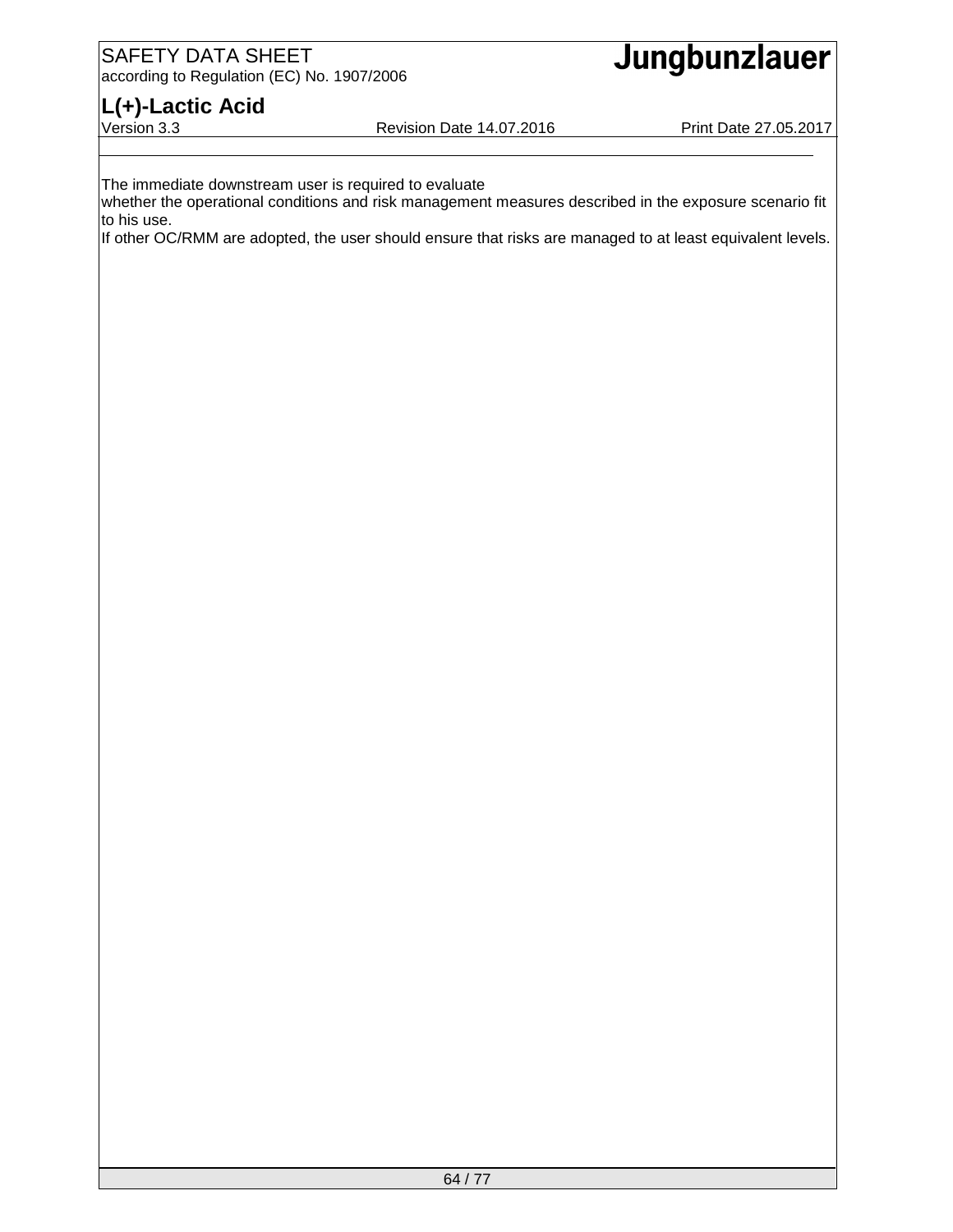The immediate downstream user is required to evaluate
whether the operational conditions and risk management measures described in the exposure scenario fit to his use.
If other OC/RMM are adopted, the user should ensure that risks are managed to at least equivalent levels.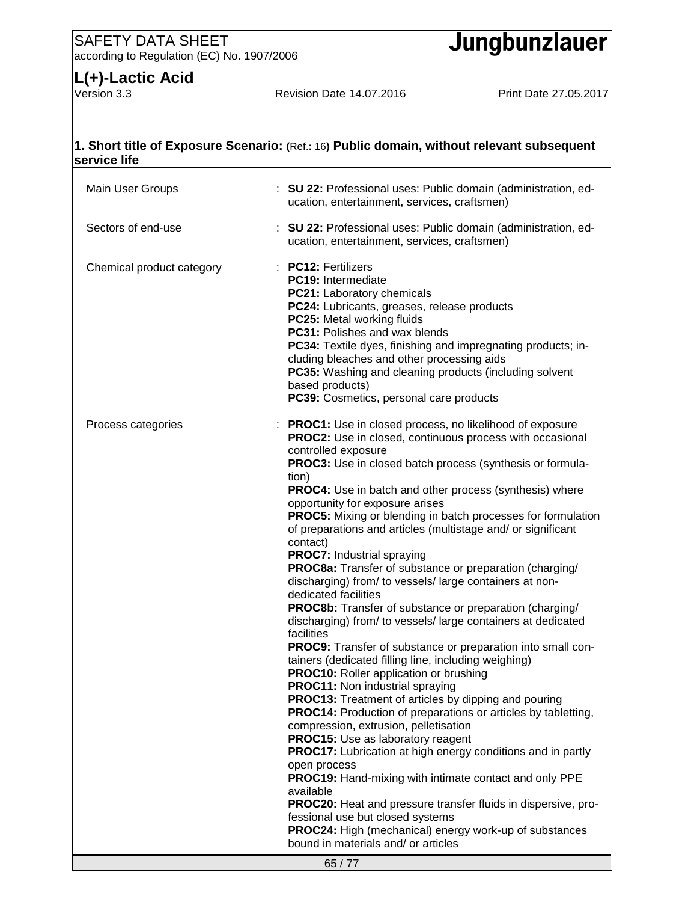## 1. Short title of Exposure Scenario: (Ref.: 16) Public domain, without relevant subsequent service life

| | |
|---|---|
| Main User Groups | : **SU 22:** Professional uses: Public domain (administration, education, entertainment, services, craftsmen) |
| Sectors of end-use | : **SU 22:** Professional uses: Public domain (administration, education, entertainment, services, craftsmen) |
| Chemical product category | : **PC12:** Fertilizers<br>**PC19:** Intermediate<br>**PC21:** Laboratory chemicals<br>**PC24:** Lubricants, greases, release products<br>**PC25:** Metal working fluids<br>**PC31:** Polishes and wax blends<br>**PC34:** Textile dyes, finishing and impregnating products; including bleaches and other processing aids<br>**PC35:** Washing and cleaning products (including solvent based products)<br>**PC39:** Cosmetics, personal care products |
| Process categories | : **PROC1:** Use in closed process, no likelihood of exposure<br>**PROC2:** Use in closed, continuous process with occasional controlled exposure<br>**PROC3:** Use in closed batch process (synthesis or formulation)<br>**PROC4:** Use in batch and other process (synthesis) where opportunity for exposure arises<br>**PROC5:** Mixing or blending in batch processes for formulation of preparations and articles (multistage and/ or significant contact)<br>**PROC7:** Industrial spraying<br>**PROC8a:** Transfer of substance or preparation (charging/ discharging) from/ to vessels/ large containers at non-dedicated facilities<br>**PROC8b:** Transfer of substance or preparation (charging/ discharging) from/ to vessels/ large containers at dedicated facilities<br>**PROC9:** Transfer of substance or preparation into small containers (dedicated filling line, including weighing)<br>**PROC10:** Roller application or brushing<br>**PROC11:** Non industrial spraying<br>**PROC13:** Treatment of articles by dipping and pouring<br>**PROC14:** Production of preparations or articles by tabletting, compression, extrusion, pelletisation<br>**PROC15:** Use as laboratory reagent<br>**PROC17:** Lubrication at high energy conditions and in partly open process<br>**PROC19:** Hand-mixing with intimate contact and only PPE available<br>**PROC20:** Heat and pressure transfer fluids in dispersive, professional use but closed systems<br>**PROC24:** High (mechanical) energy work-up of substances bound in materials and/ or articles |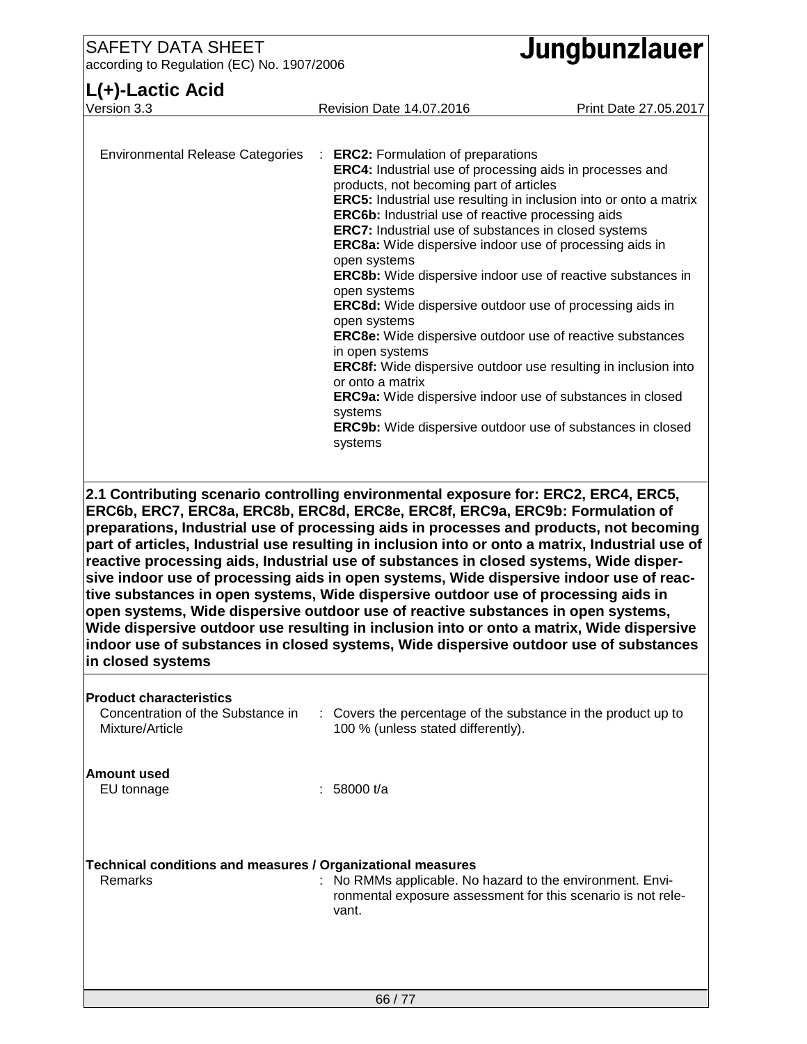| | | |
|---|---|---|
| Environmental Release Categories | : | **ERC2:** Formulation of preparations<br>**ERC4:** Industrial use of processing aids in processes and products, not becoming part of articles<br>**ERC5:** Industrial use resulting in inclusion into or onto a matrix<br>**ERC6b:** Industrial use of reactive processing aids<br>**ERC7:** Industrial use of substances in closed systems<br>**ERC8a:** Wide dispersive indoor use of processing aids in open systems<br>**ERC8b:** Wide dispersive indoor use of reactive substances in open systems<br>**ERC8d:** Wide dispersive outdoor use of processing aids in open systems<br>**ERC8e:** Wide dispersive outdoor use of reactive substances in open systems<br>**ERC8f:** Wide dispersive outdoor use resulting in inclusion into or onto a matrix<br>**ERC9a:** Wide dispersive indoor use of substances in closed systems<br>**ERC9b:** Wide dispersive outdoor use of substances in closed systems |

**2.1 Contributing scenario controlling environmental exposure for: ERC2, ERC4, ERC5, ERC6b, ERC7, ERC8a, ERC8b, ERC8d, ERC8e, ERC8f, ERC9a, ERC9b: Formulation of preparations, Industrial use of processing aids in processes and products, not becoming part of articles, Industrial use resulting in inclusion into or onto a matrix, Industrial use of reactive processing aids, Industrial use of substances in closed systems, Wide dispersive indoor use of processing aids in open systems, Wide dispersive indoor use of reactive substances in open systems, Wide dispersive outdoor use of processing aids in open systems, Wide dispersive outdoor use of reactive substances in open systems, Wide dispersive outdoor use resulting in inclusion into or onto a matrix, Wide dispersive indoor use of substances in closed systems, Wide dispersive outdoor use of substances in closed systems**

**Product characteristics**

| | | |
|---|---|---|
| Concentration of the Substance in Mixture/Article | : | Covers the percentage of the substance in the product up to 100 % (unless stated differently). |

**Amount used**

| | | |
|---|---|---|
| EU tonnage | : | 58000 t/a |

**Technical conditions and measures / Organizational measures**

| | | |
|---|---|---|
| Remarks | : | No RMMs applicable. No hazard to the environment. Environmental exposure assessment for this scenario is not relevant. |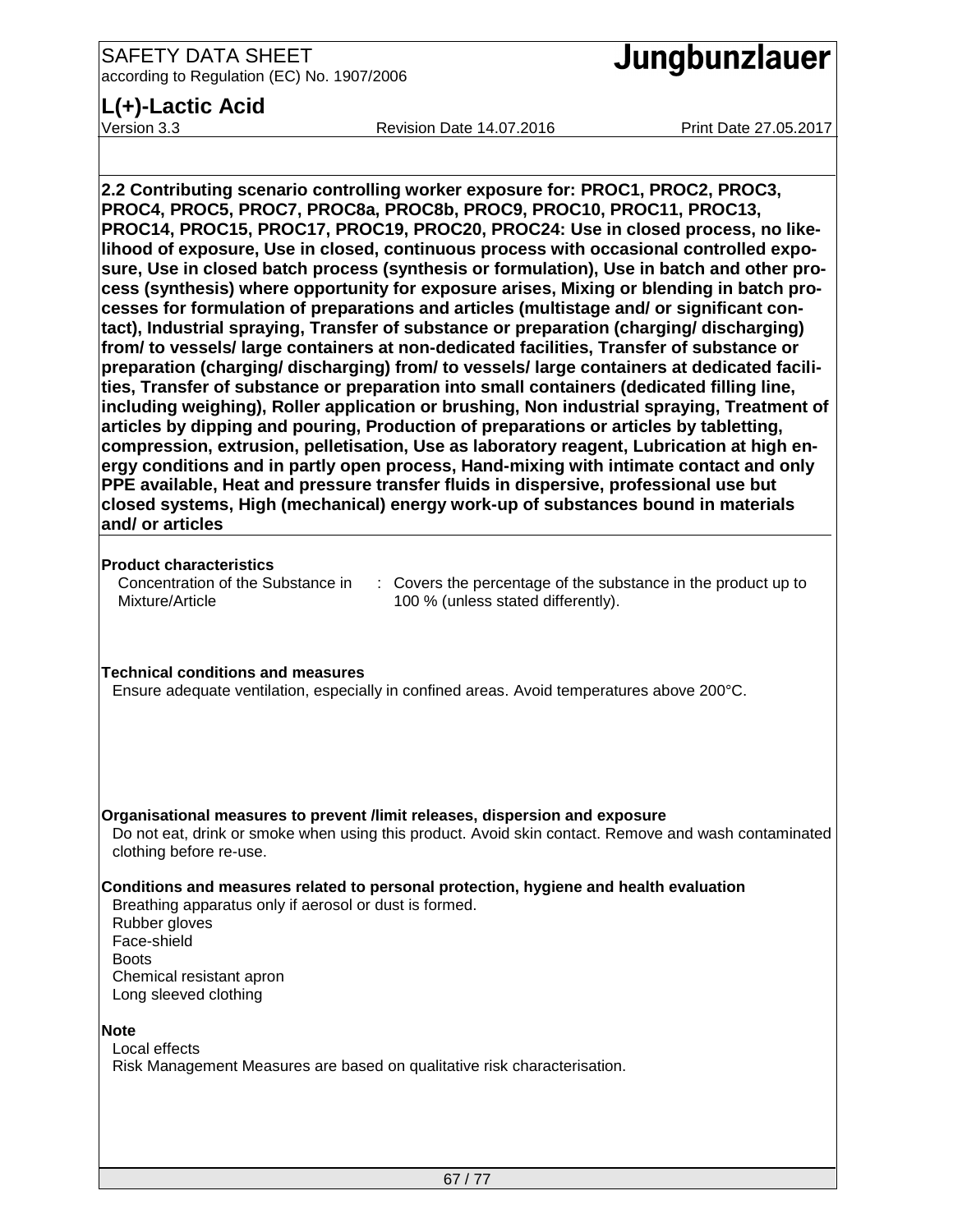## 2.2 Contributing scenario controlling worker exposure for: PROC1, PROC2, PROC3, PROC4, PROC5, PROC7, PROC8a, PROC8b, PROC9, PROC10, PROC11, PROC13, PROC14, PROC15, PROC17, PROC19, PROC20, PROC24: Use in closed process, no likelihood of exposure, Use in closed, continuous process with occasional controlled exposure, Use in closed batch process (synthesis or formulation), Use in batch and other process (synthesis) where opportunity for exposure arises, Mixing or blending in batch processes for formulation of preparations and articles (multistage and/ or significant contact), Industrial spraying, Transfer of substance or preparation (charging/ discharging) from/ to vessels/ large containers at non-dedicated facilities, Transfer of substance or preparation (charging/ discharging) from/ to vessels/ large containers at dedicated facilities, Transfer of substance or preparation into small containers (dedicated filling line, including weighing), Roller application or brushing, Non industrial spraying, Treatment of articles by dipping and pouring, Production of preparations or articles by tabletting, compression, extrusion, pelletisation, Use as laboratory reagent, Lubrication at high energy conditions and in partly open process, Hand-mixing with intimate contact and only PPE available, Heat and pressure transfer fluids in dispersive, professional use but closed systems, High (mechanical) energy work-up of substances bound in materials and/ or articles

**Product characteristics**

Concentration of the Substance in Mixture/Article : Covers the percentage of the substance in the product up to 100 % (unless stated differently).

**Technical conditions and measures**

Ensure adequate ventilation, especially in confined areas. Avoid temperatures above 200°C.

**Organisational measures to prevent /limit releases, dispersion and exposure**

Do not eat, drink or smoke when using this product. Avoid skin contact. Remove and wash contaminated clothing before re-use.

**Conditions and measures related to personal protection, hygiene and health evaluation**

Breathing apparatus only if aerosol or dust is formed.
Rubber gloves
Face-shield
Boots
Chemical resistant apron
Long sleeved clothing

**Note**

Local effects
Risk Management Measures are based on qualitative risk characterisation.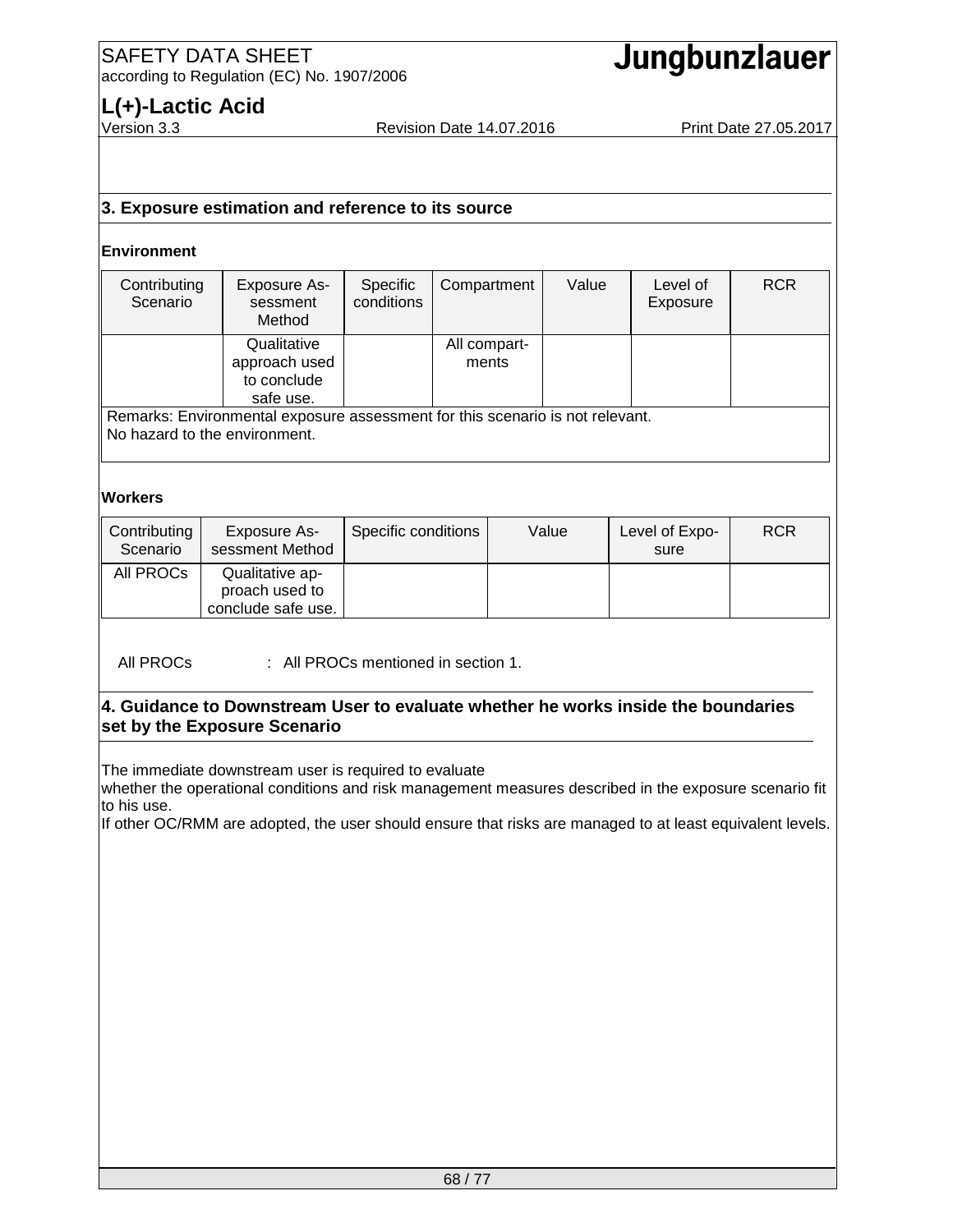## 3. Exposure estimation and reference to its source

**Environment**

| Contributing Scenario | Exposure Assessment Method | Specific conditions | Compartment | Value | Level of Exposure | RCR |
|---|---|---|---|---|---|---|
| | Qualitative approach used to conclude safe use. | | All compartments | | | |

Remarks: Environmental exposure assessment for this scenario is not relevant.
No hazard to the environment.

**Workers**

| Contributing Scenario | Exposure Assessment Method | Specific conditions | Value | Level of Exposure | RCR |
|---|---|---|---|---|---|
| All PROCs | Qualitative approach used to conclude safe use. | | | | |

All PROCs : All PROCs mentioned in section 1.

## 4. Guidance to Downstream User to evaluate whether he works inside the boundaries set by the Exposure Scenario

The immediate downstream user is required to evaluate
whether the operational conditions and risk management measures described in the exposure scenario fit to his use.
If other OC/RMM are adopted, the user should ensure that risks are managed to at least equivalent levels.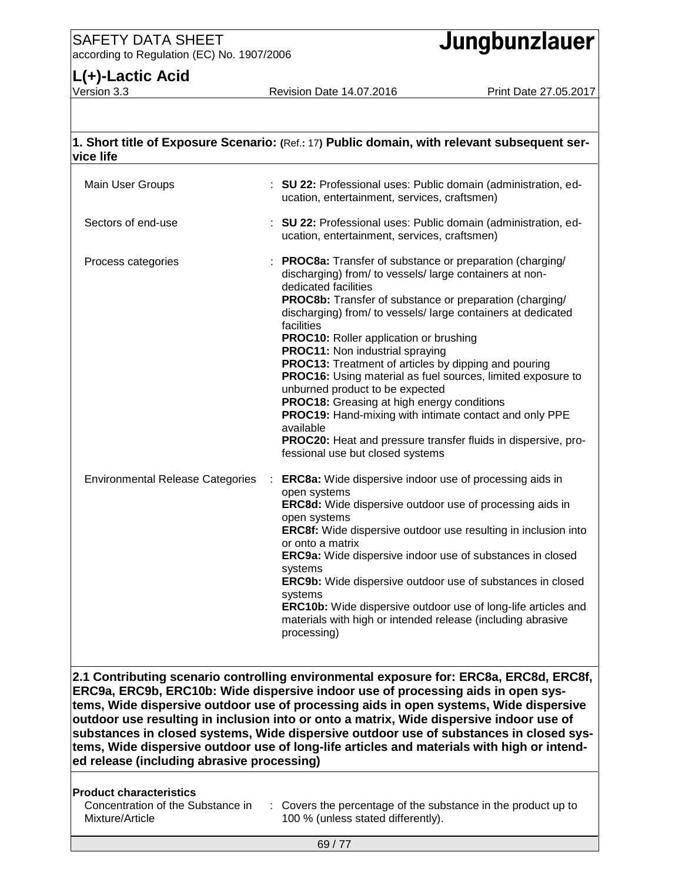## 1. Short title of Exposure Scenario: (Ref.: 17) Public domain, with relevant subsequent service life

| | | |
|---|---|---|
| Main User Groups | : | **SU 22:** Professional uses: Public domain (administration, education, entertainment, services, craftsmen) |
| Sectors of end-use | : | **SU 22:** Professional uses: Public domain (administration, education, entertainment, services, craftsmen) |
| Process categories | : | **PROC8a:** Transfer of substance or preparation (charging/ discharging) from/ to vessels/ large containers at non-dedicated facilities<br>**PROC8b:** Transfer of substance or preparation (charging/ discharging) from/ to vessels/ large containers at dedicated facilities<br>**PROC10:** Roller application or brushing<br>**PROC11:** Non industrial spraying<br>**PROC13:** Treatment of articles by dipping and pouring<br>**PROC16:** Using material as fuel sources, limited exposure to unburned product to be expected<br>**PROC18:** Greasing at high energy conditions<br>**PROC19:** Hand-mixing with intimate contact and only PPE available<br>**PROC20:** Heat and pressure transfer fluids in dispersive, professional use but closed systems |
| Environmental Release Categories | : | **ERC8a:** Wide dispersive indoor use of processing aids in open systems<br>**ERC8d:** Wide dispersive outdoor use of processing aids in open systems<br>**ERC8f:** Wide dispersive outdoor use resulting in inclusion into or onto a matrix<br>**ERC9a:** Wide dispersive indoor use of substances in closed systems<br>**ERC9b:** Wide dispersive outdoor use of substances in closed systems<br>**ERC10b:** Wide dispersive outdoor use of long-life articles and materials with high or intended release (including abrasive processing) |

## 2.1 Contributing scenario controlling environmental exposure for: ERC8a, ERC8d, ERC8f, ERC9a, ERC9b, ERC10b: Wide dispersive indoor use of processing aids in open systems, Wide dispersive outdoor use of processing aids in open systems, Wide dispersive outdoor use resulting in inclusion into or onto a matrix, Wide dispersive indoor use of substances in closed systems, Wide dispersive outdoor use of substances in closed systems, Wide dispersive outdoor use of long-life articles and materials with high or intended release (including abrasive processing)

**Product characteristics**

| | | |
|---|---|---|
| Concentration of the Substance in Mixture/Article | : | Covers the percentage of the substance in the product up to 100 % (unless stated differently). |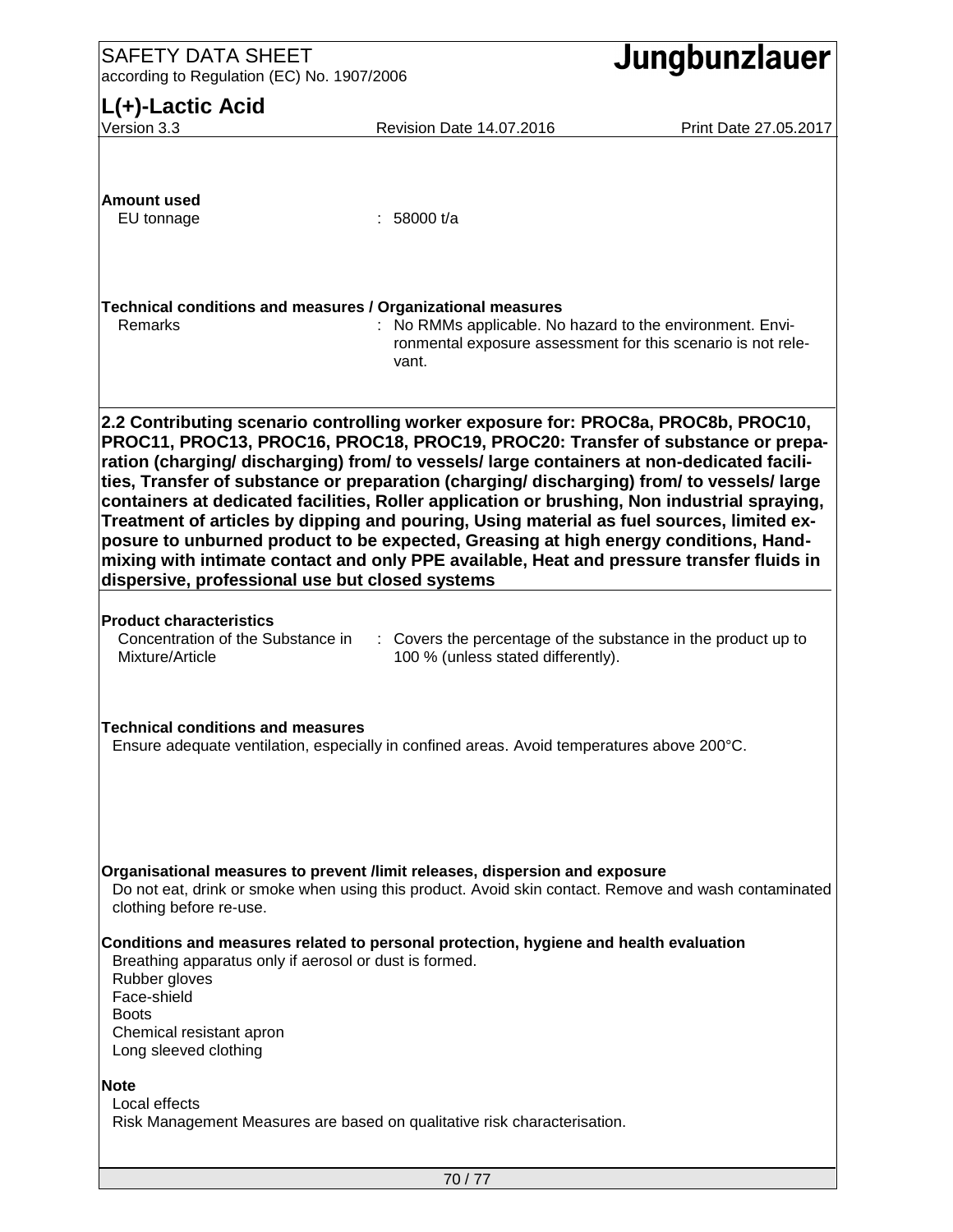**Amount used**

EU tonnage : 58000 t/a

**Technical conditions and measures / Organizational measures**

Remarks : No RMMs applicable. No hazard to the environment. Environmental exposure assessment for this scenario is not relevant.

## 2.2 Contributing scenario controlling worker exposure for: PROC8a, PROC8b, PROC10, PROC11, PROC13, PROC16, PROC18, PROC19, PROC20: Transfer of substance or preparation (charging/ discharging) from/ to vessels/ large containers at non-dedicated facilities, Transfer of substance or preparation (charging/ discharging) from/ to vessels/ large containers at dedicated facilities, Roller application or brushing, Non industrial spraying, Treatment of articles by dipping and pouring, Using material as fuel sources, limited exposure to unburned product to be expected, Greasing at high energy conditions, Hand-mixing with intimate contact and only PPE available, Heat and pressure transfer fluids in dispersive, professional use but closed systems

**Product characteristics**

Concentration of the Substance in Mixture/Article : Covers the percentage of the substance in the product up to 100 % (unless stated differently).

**Technical conditions and measures**

Ensure adequate ventilation, especially in confined areas. Avoid temperatures above 200°C.

**Organisational measures to prevent /limit releases, dispersion and exposure**

Do not eat, drink or smoke when using this product. Avoid skin contact. Remove and wash contaminated clothing before re-use.

**Conditions and measures related to personal protection, hygiene and health evaluation**

Breathing apparatus only if aerosol or dust is formed.
Rubber gloves
Face-shield
Boots
Chemical resistant apron
Long sleeved clothing

**Note**

Local effects
Risk Management Measures are based on qualitative risk characterisation.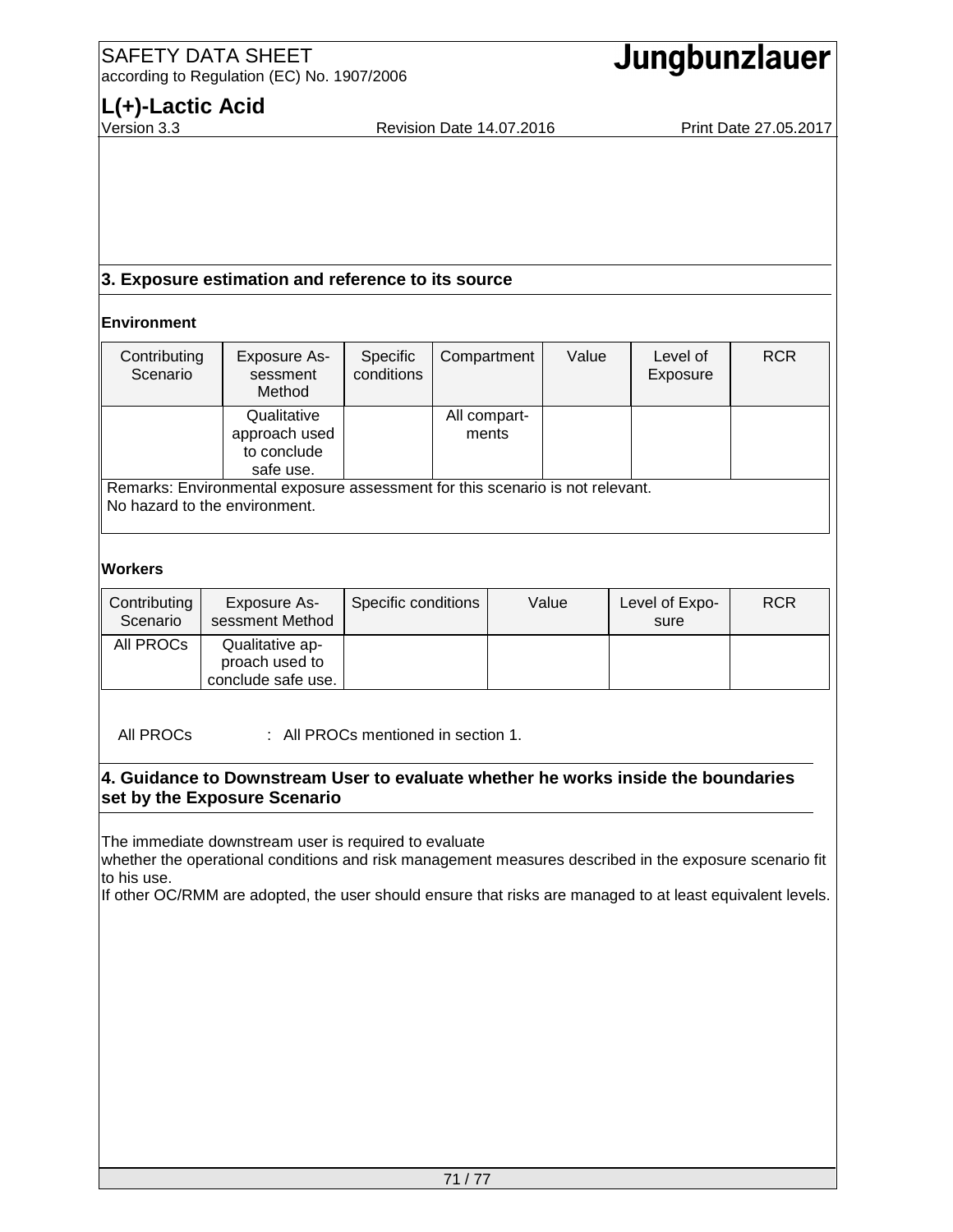## 3. Exposure estimation and reference to its source

**Environment**

| Contributing Scenario | Exposure Assessment Method | Specific conditions | Compartment | Value | Level of Exposure | RCR |
|---|---|---|---|---|---|---|
| | Qualitative approach used to conclude safe use. | | All compartments | | | |
| Remarks: Environmental exposure assessment for this scenario is not relevant. No hazard to the environment. | | | | | | |

**Workers**

| Contributing Scenario | Exposure Assessment Method | Specific conditions | Value | Level of Exposure | RCR |
|---|---|---|---|---|---|
| All PROCs | Qualitative approach used to conclude safe use. | | | | |

All PROCs : All PROCs mentioned in section 1.

## 4. Guidance to Downstream User to evaluate whether he works inside the boundaries set by the Exposure Scenario

The immediate downstream user is required to evaluate whether the operational conditions and risk management measures described in the exposure scenario fit to his use.
If other OC/RMM are adopted, the user should ensure that risks are managed to at least equivalent levels.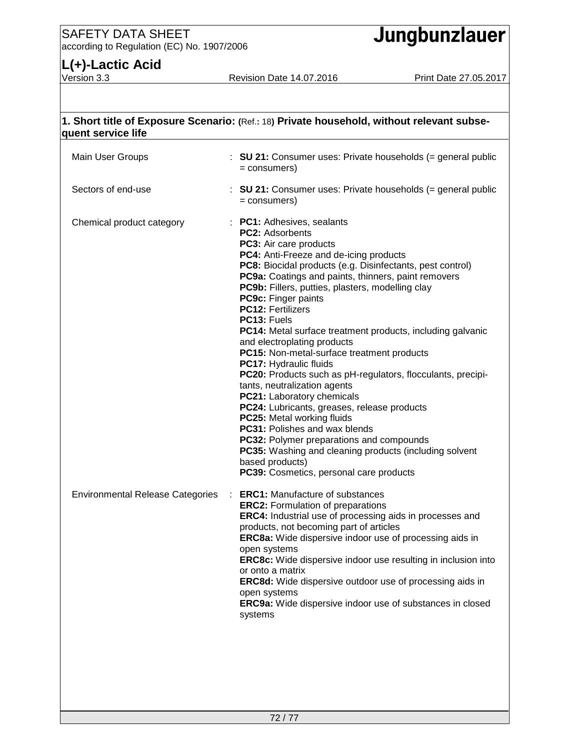## 1. Short title of Exposure Scenario: (Ref.: 18) Private household, without relevant subsequent service life

| | |
|---|---|
| Main User Groups | : **SU 21:** Consumer uses: Private households (= general public = consumers) |
| Sectors of end-use | : **SU 21:** Consumer uses: Private households (= general public = consumers) |
| Chemical product category | : **PC1:** Adhesives, sealants<br>**PC2:** Adsorbents<br>**PC3:** Air care products<br>**PC4:** Anti-Freeze and de-icing products<br>**PC8:** Biocidal products (e.g. Disinfectants, pest control)<br>**PC9a:** Coatings and paints, thinners, paint removers<br>**PC9b:** Fillers, putties, plasters, modelling clay<br>**PC9c:** Finger paints<br>**PC12:** Fertilizers<br>**PC13:** Fuels<br>**PC14:** Metal surface treatment products, including galvanic and electroplating products<br>**PC15:** Non-metal-surface treatment products<br>**PC17:** Hydraulic fluids<br>**PC20:** Products such as pH-regulators, flocculants, precipitants, neutralization agents<br>**PC21:** Laboratory chemicals<br>**PC24:** Lubricants, greases, release products<br>**PC25:** Metal working fluids<br>**PC31:** Polishes and wax blends<br>**PC32:** Polymer preparations and compounds<br>**PC35:** Washing and cleaning products (including solvent based products)<br>**PC39:** Cosmetics, personal care products |
| Environmental Release Categories | : **ERC1:** Manufacture of substances<br>**ERC2:** Formulation of preparations<br>**ERC4:** Industrial use of processing aids in processes and products, not becoming part of articles<br>**ERC8a:** Wide dispersive indoor use of processing aids in open systems<br>**ERC8c:** Wide dispersive indoor use resulting in inclusion into or onto a matrix<br>**ERC8d:** Wide dispersive outdoor use of processing aids in open systems<br>**ERC9a:** Wide dispersive indoor use of substances in closed systems |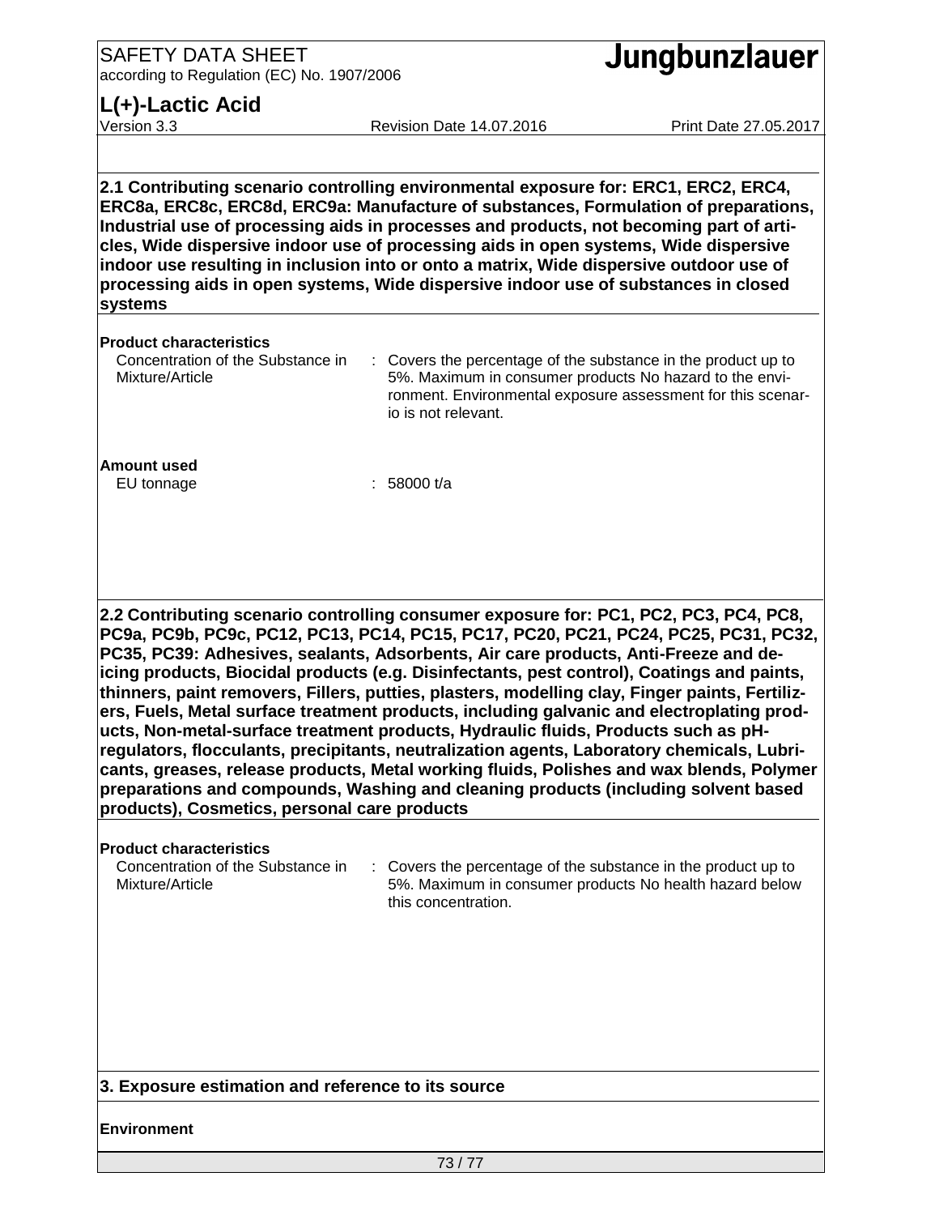**2.1 Contributing scenario controlling environmental exposure for: ERC1, ERC2, ERC4, ERC8a, ERC8c, ERC8d, ERC9a: Manufacture of substances, Formulation of preparations, Industrial use of processing aids in processes and products, not becoming part of articles, Wide dispersive indoor use of processing aids in open systems, Wide dispersive indoor use resulting in inclusion into or onto a matrix, Wide dispersive outdoor use of processing aids in open systems, Wide dispersive indoor use of substances in closed systems**

**Product characteristics**

| | | |
|---|---|---|
| Concentration of the Substance in Mixture/Article | : | Covers the percentage of the substance in the product up to 5%. Maximum in consumer products No hazard to the environment. Environmental exposure assessment for this scenario is not relevant. |

**Amount used**

| | | |
|---|---|---|
| EU tonnage | : | 58000 t/a |

**2.2 Contributing scenario controlling consumer exposure for: PC1, PC2, PC3, PC4, PC8, PC9a, PC9b, PC9c, PC12, PC13, PC14, PC15, PC17, PC20, PC21, PC24, PC25, PC31, PC32, PC35, PC39: Adhesives, sealants, Adsorbents, Air care products, Anti-Freeze and de-icing products, Biocidal products (e.g. Disinfectants, pest control), Coatings and paints, thinners, paint removers, Fillers, putties, plasters, modelling clay, Finger paints, Fertilizers, Fuels, Metal surface treatment products, including galvanic and electroplating products, Non-metal-surface treatment products, Hydraulic fluids, Products such as pH-regulators, flocculants, precipitants, neutralization agents, Laboratory chemicals, Lubricants, greases, release products, Metal working fluids, Polishes and wax blends, Polymer preparations and compounds, Washing and cleaning products (including solvent based products), Cosmetics, personal care products**

**Product characteristics**

| | | |
|---|---|---|
| Concentration of the Substance in Mixture/Article | : | Covers the percentage of the substance in the product up to 5%. Maximum in consumer products No health hazard below this concentration. |

**3. Exposure estimation and reference to its source**

**Environment**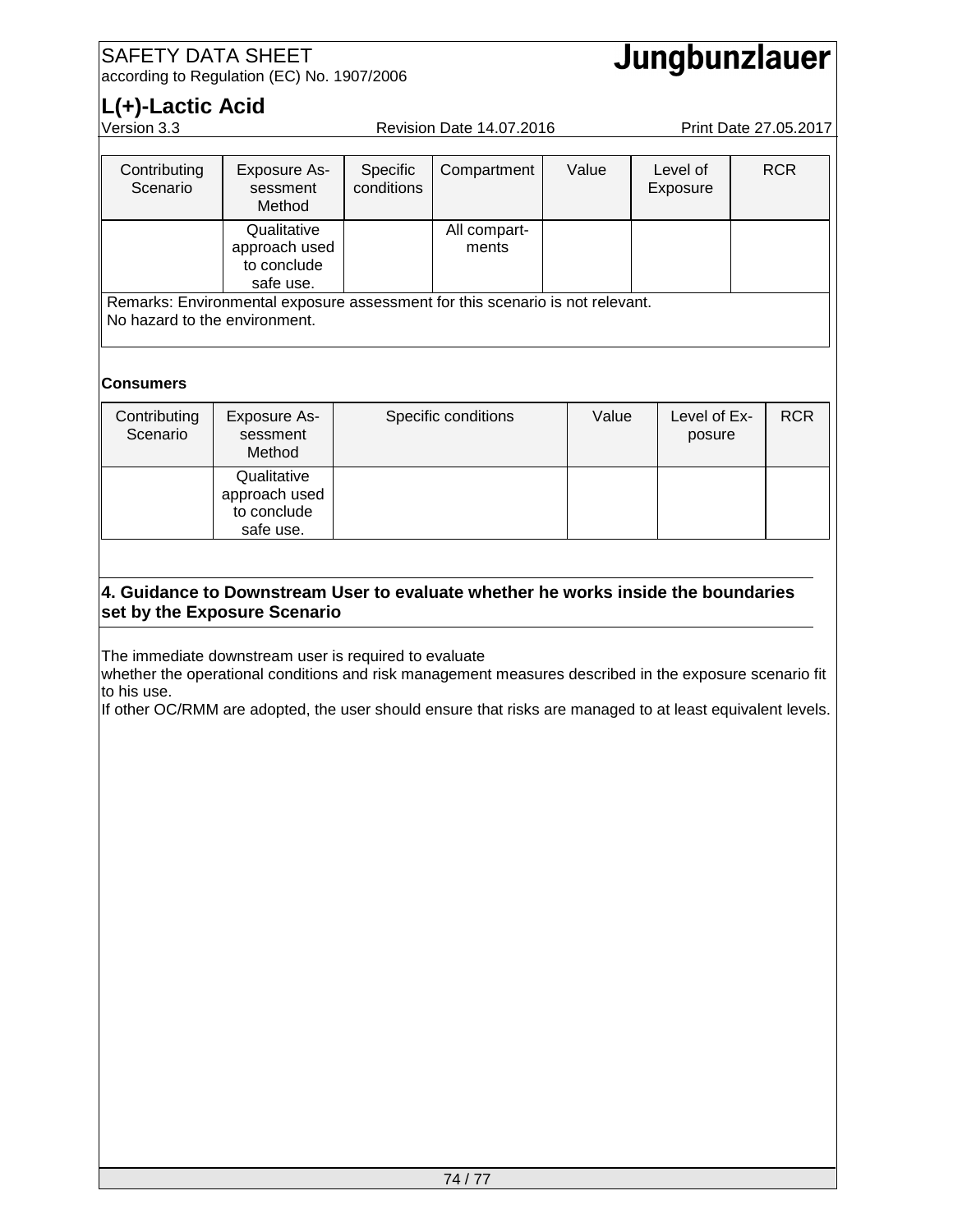| Contributing Scenario | Exposure Assessment Method | Specific conditions | Compartment | Value | Level of Exposure | RCR |
|---|---|---|---|---|---|---|
| | Qualitative approach used to conclude safe use. | | All compartments | | | |
| Remarks: Environmental exposure assessment for this scenario is not relevant. No hazard to the environment. | | | | | | |

**Consumers**

| Contributing Scenario | Exposure Assessment Method | Specific conditions | Value | Level of Exposure | RCR |
|---|---|---|---|---|---|
| | Qualitative approach used to conclude safe use. | | | | |

**4. Guidance to Downstream User to evaluate whether he works inside the boundaries set by the Exposure Scenario**

The immediate downstream user is required to evaluate
whether the operational conditions and risk management measures described in the exposure scenario fit to his use.
If other OC/RMM are adopted, the user should ensure that risks are managed to at least equivalent levels.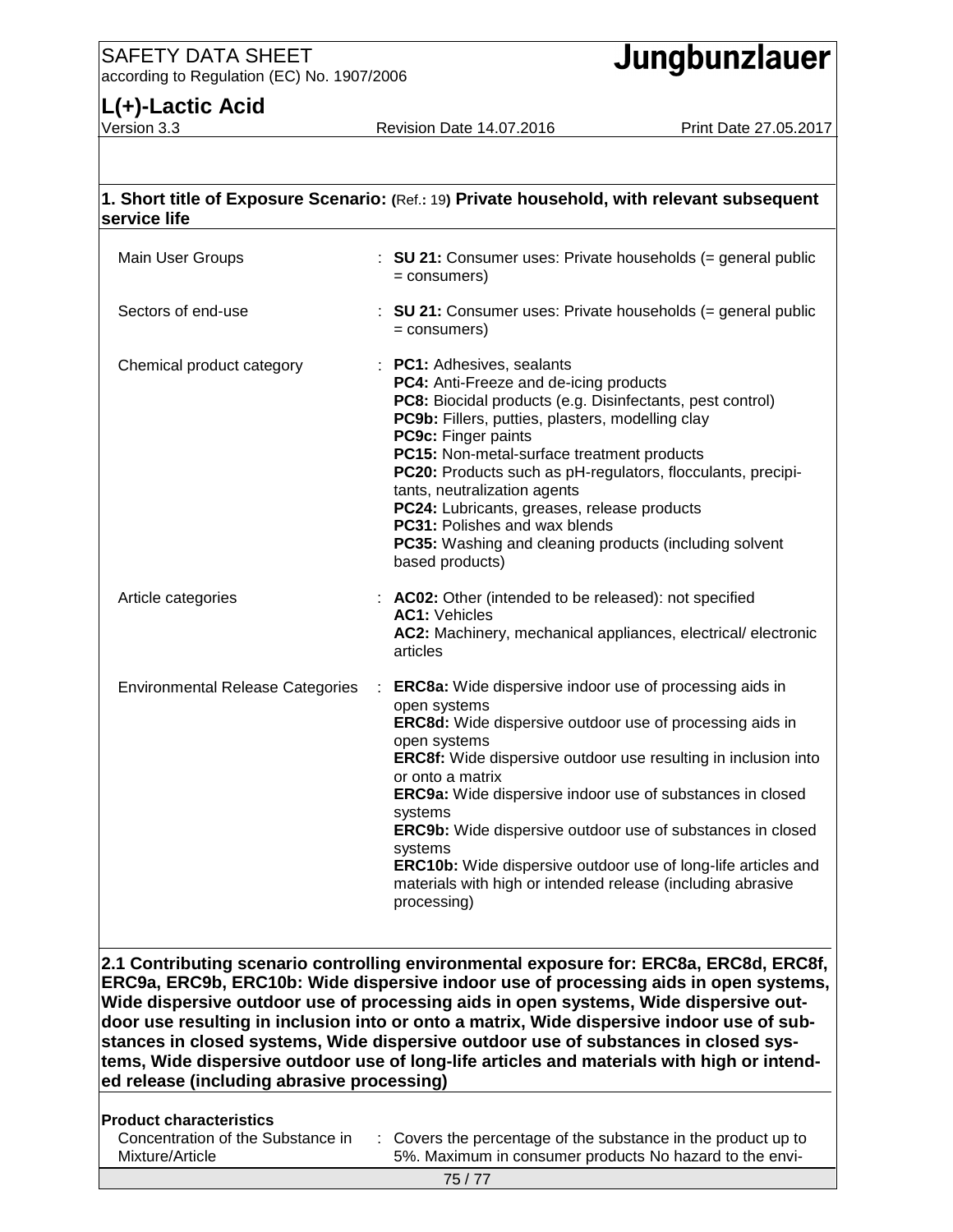## 1. Short title of Exposure Scenario: (Ref.: 19) Private household, with relevant subsequent service life

| | | |
|---|---|---|
| Main User Groups | : | **SU 21:** Consumer uses: Private households (= general public = consumers) |
| Sectors of end-use | : | **SU 21:** Consumer uses: Private households (= general public = consumers) |
| Chemical product category | : | **PC1:** Adhesives, sealants<br>**PC4:** Anti-Freeze and de-icing products<br>**PC8:** Biocidal products (e.g. Disinfectants, pest control)<br>**PC9b:** Fillers, putties, plasters, modelling clay<br>**PC9c:** Finger paints<br>**PC15:** Non-metal-surface treatment products<br>**PC20:** Products such as pH-regulators, flocculants, precipitants, neutralization agents<br>**PC24:** Lubricants, greases, release products<br>**PC31:** Polishes and wax blends<br>**PC35:** Washing and cleaning products (including solvent based products) |
| Article categories | : | **AC02:** Other (intended to be released): not specified<br>**AC1:** Vehicles<br>**AC2:** Machinery, mechanical appliances, electrical/ electronic articles |
| Environmental Release Categories | : | **ERC8a:** Wide dispersive indoor use of processing aids in open systems<br>**ERC8d:** Wide dispersive outdoor use of processing aids in open systems<br>**ERC8f:** Wide dispersive outdoor use resulting in inclusion into or onto a matrix<br>**ERC9a:** Wide dispersive indoor use of substances in closed systems<br>**ERC9b:** Wide dispersive outdoor use of substances in closed systems<br>**ERC10b:** Wide dispersive outdoor use of long-life articles and materials with high or intended release (including abrasive processing) |

## 2.1 Contributing scenario controlling environmental exposure for: ERC8a, ERC8d, ERC8f, ERC9a, ERC9b, ERC10b: Wide dispersive indoor use of processing aids in open systems, Wide dispersive outdoor use of processing aids in open systems, Wide dispersive outdoor use resulting in inclusion into or onto a matrix, Wide dispersive indoor use of substances in closed systems, Wide dispersive outdoor use of substances in closed systems, Wide dispersive outdoor use of long-life articles and materials with high or intended release (including abrasive processing)

**Product characteristics**

| | | |
|---|---|---|
| Concentration of the Substance in Mixture/Article | : | Covers the percentage of the substance in the product up to 5%. Maximum in consumer products No hazard to the envi- |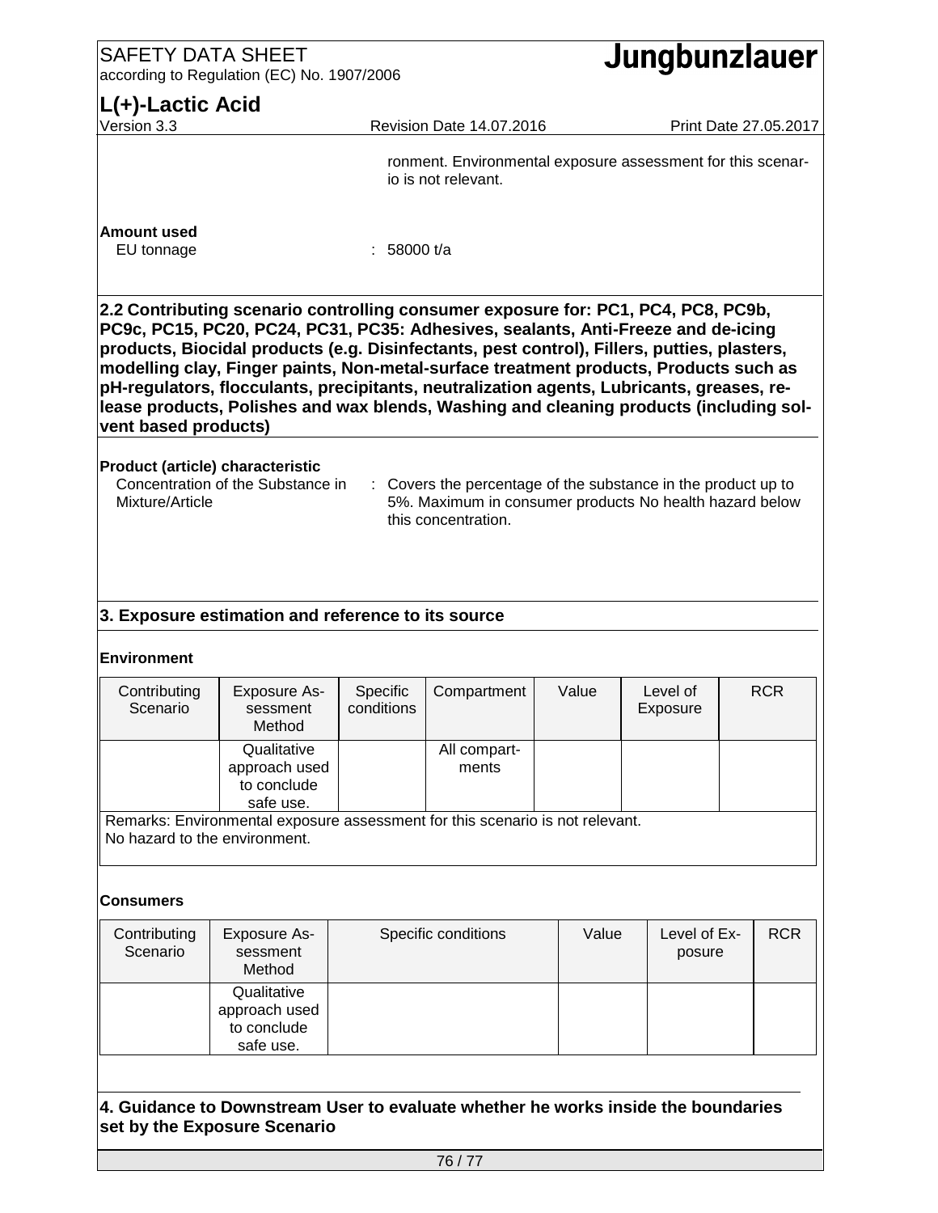ronment. Environmental exposure assessment for this scenario is not relevant.

**Amount used**

EU tonnage : 58000 t/a

**2.2 Contributing scenario controlling consumer exposure for: PC1, PC4, PC8, PC9b, PC9c, PC15, PC20, PC24, PC31, PC35: Adhesives, sealants, Anti-Freeze and de-icing products, Biocidal products (e.g. Disinfectants, pest control), Fillers, putties, plasters, modelling clay, Finger paints, Non-metal-surface treatment products, Products such as pH-regulators, flocculants, precipitants, neutralization agents, Lubricants, greases, release products, Polishes and wax blends, Washing and cleaning products (including solvent based products)**

**Product (article) characteristic**

Concentration of the Substance in Mixture/Article : Covers the percentage of the substance in the product up to 5%. Maximum in consumer products No health hazard below this concentration.

## 3. Exposure estimation and reference to its source

**Environment**

| Contributing Scenario | Exposure Assessment Method | Specific conditions | Compartment | Value | Level of Exposure | RCR |
|---|---|---|---|---|---|---|
| | Qualitative approach used to conclude safe use. | | All compartments | | | |

Remarks: Environmental exposure assessment for this scenario is not relevant. No hazard to the environment.

**Consumers**

| Contributing Scenario | Exposure Assessment Method | Specific conditions | Value | Level of Exposure | RCR |
|---|---|---|---|---|---|
| | Qualitative approach used to conclude safe use. | | | | |

## 4. Guidance to Downstream User to evaluate whether he works inside the boundaries set by the Exposure Scenario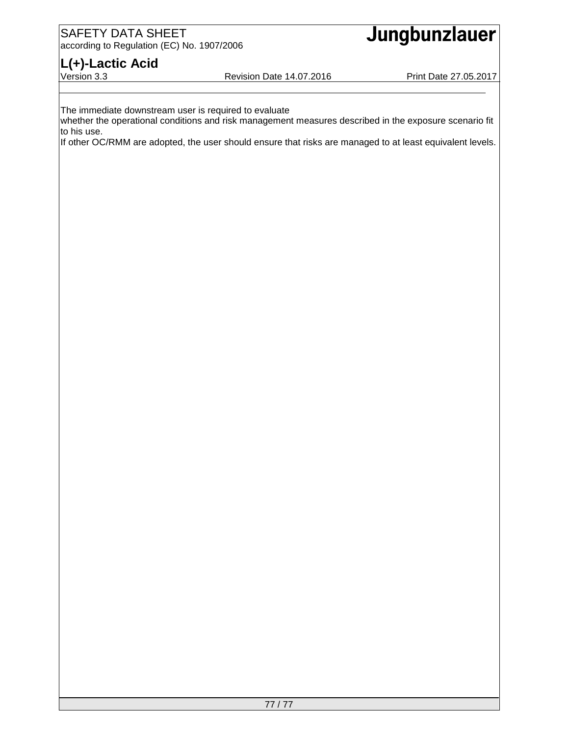The immediate downstream user is required to evaluate
whether the operational conditions and risk management measures described in the exposure scenario fit to his use.
If other OC/RMM are adopted, the user should ensure that risks are managed to at least equivalent levels.